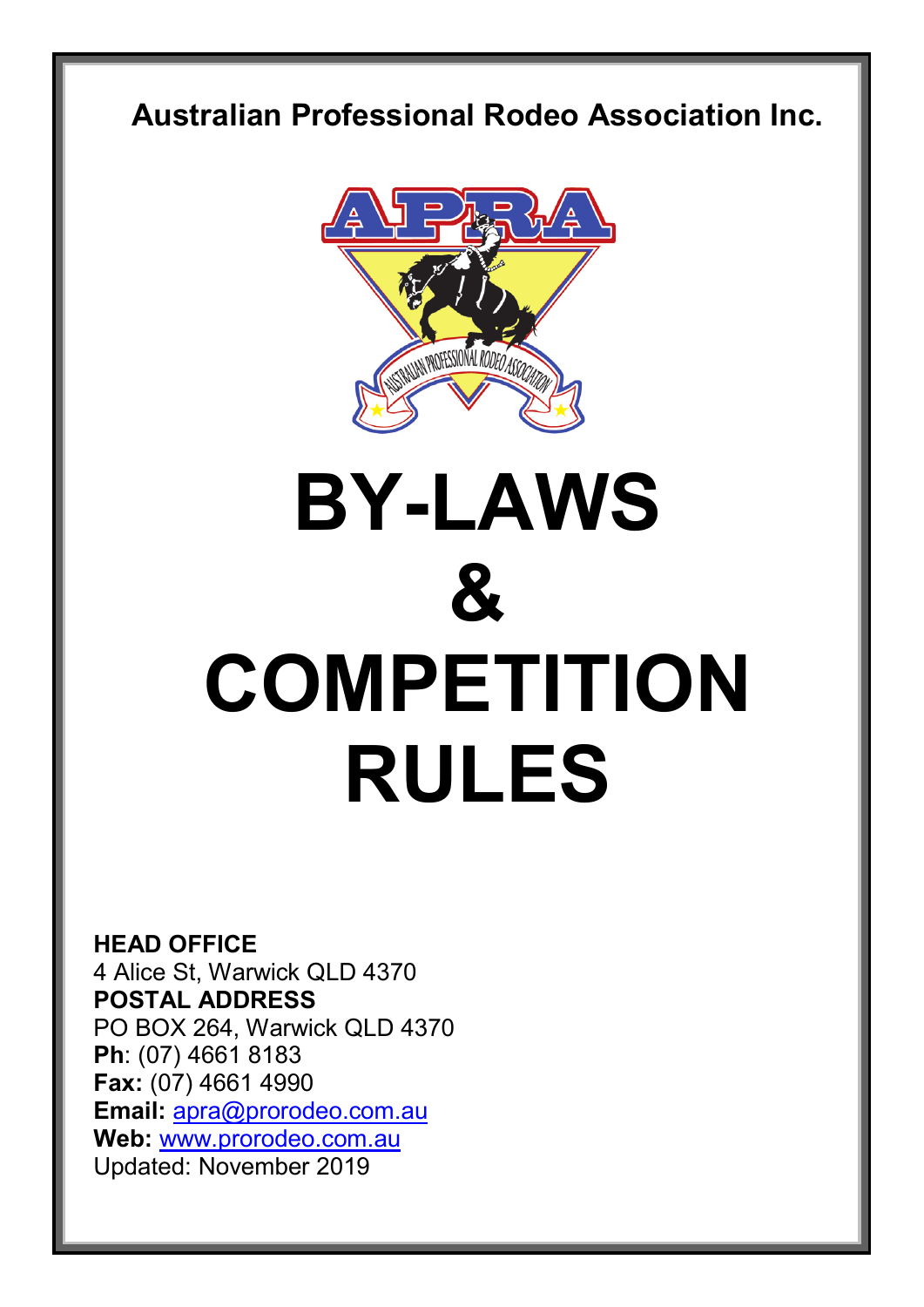**Australian Professional Rodeo Association Inc.**

# BY-LAWS & COMPETITION RULES

**HEAD OFFICE**
4 Alice St, Warwick QLD 4370
**POSTAL ADDRESS**
PO BOX 264, Warwick QLD 4370
**Ph**: (07) 4661 8183
**Fax:** (07) 4661 4990
**Email:** apra@prorodeo.com.au
**Web:** www.prorodeo.com.au
Updated: November 2019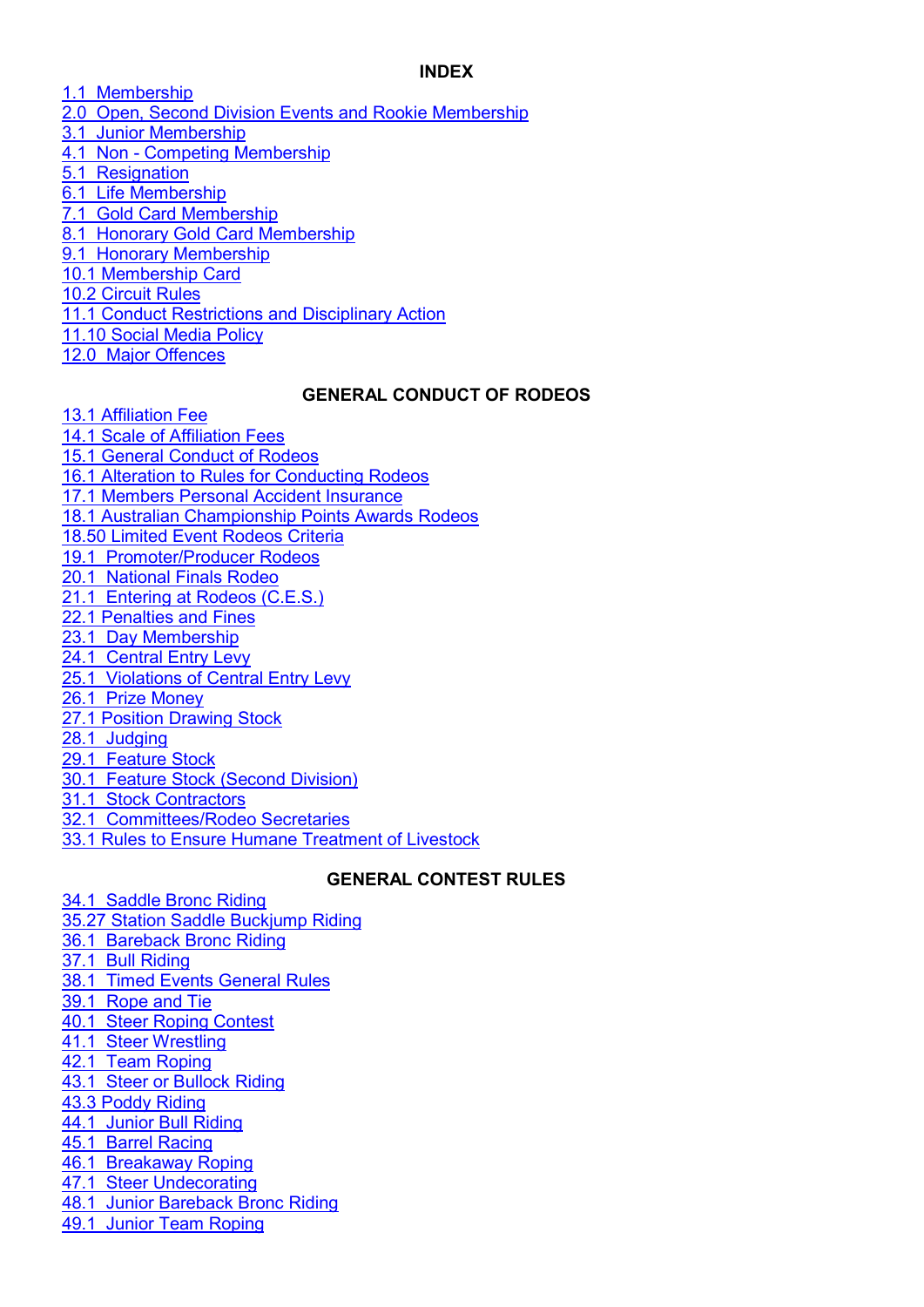## INDEX

1.1 Membership
2.0 Open, Second Division Events and Rookie Membership
3.1 Junior Membership
4.1 Non - Competing Membership
5.1 Resignation
6.1 Life Membership
7.1 Gold Card Membership
8.1 Honorary Gold Card Membership
9.1 Honorary Membership
10.1 Membership Card
10.2 Circuit Rules
11.1 Conduct Restrictions and Disciplinary Action
11.10 Social Media Policy
12.0 Major Offences

## GENERAL CONDUCT OF RODEOS

13.1 Affiliation Fee
14.1 Scale of Affiliation Fees
15.1 General Conduct of Rodeos
16.1 Alteration to Rules for Conducting Rodeos
17.1 Members Personal Accident Insurance
18.1 Australian Championship Points Awards Rodeos
18.50 Limited Event Rodeos Criteria
19.1 Promoter/Producer Rodeos
20.1 National Finals Rodeo
21.1 Entering at Rodeos (C.E.S.)
22.1 Penalties and Fines
23.1 Day Membership
24.1 Central Entry Levy
25.1 Violations of Central Entry Levy
26.1 Prize Money
27.1 Position Drawing Stock
28.1 Judging
29.1 Feature Stock
30.1 Feature Stock (Second Division)
31.1 Stock Contractors
32.1 Committees/Rodeo Secretaries
33.1 Rules to Ensure Humane Treatment of Livestock

## GENERAL CONTEST RULES

34.1 Saddle Bronc Riding
35.27 Station Saddle Buckjump Riding
36.1 Bareback Bronc Riding
37.1 Bull Riding
38.1 Timed Events General Rules
39.1 Rope and Tie
40.1 Steer Roping Contest
41.1 Steer Wrestling
42.1 Team Roping
43.1 Steer or Bullock Riding
43.3 Poddy Riding
44.1 Junior Bull Riding
45.1 Barrel Racing
46.1 Breakaway Roping
47.1 Steer Undecorating
48.1 Junior Bareback Bronc Riding
49.1 Junior Team Roping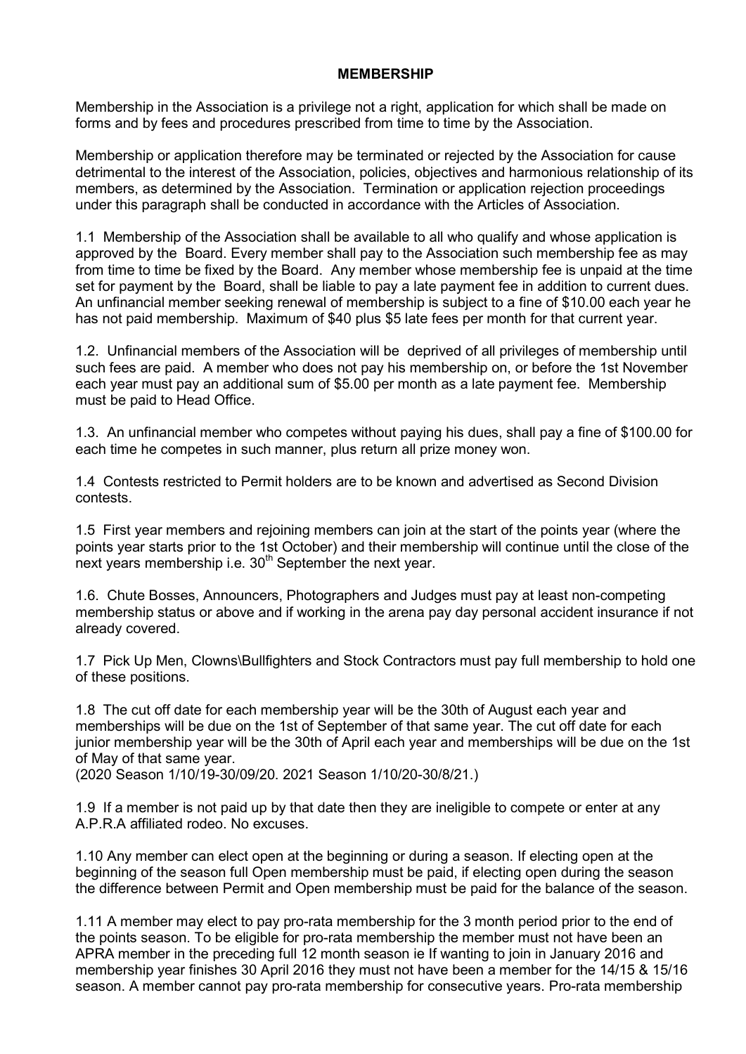## MEMBERSHIP

Membership in the Association is a privilege not a right, application for which shall be made on forms and by fees and procedures prescribed from time to time by the Association.

Membership or application therefore may be terminated or rejected by the Association for cause detrimental to the interest of the Association, policies, objectives and harmonious relationship of its members, as determined by the Association. Termination or application rejection proceedings under this paragraph shall be conducted in accordance with the Articles of Association.

1.1 Membership of the Association shall be available to all who qualify and whose application is approved by the Board. Every member shall pay to the Association such membership fee as may from time to time be fixed by the Board. Any member whose membership fee is unpaid at the time set for payment by the Board, shall be liable to pay a late payment fee in addition to current dues. An unfinancial member seeking renewal of membership is subject to a fine of $10.00 each year he has not paid membership. Maximum of $40 plus $5 late fees per month for that current year.

1.2. Unfinancial members of the Association will be deprived of all privileges of membership until such fees are paid. A member who does not pay his membership on, or before the 1st November each year must pay an additional sum of $5.00 per month as a late payment fee. Membership must be paid to Head Office.

1.3. An unfinancial member who competes without paying his dues, shall pay a fine of $100.00 for each time he competes in such manner, plus return all prize money won.

1.4 Contests restricted to Permit holders are to be known and advertised as Second Division contests.

1.5 First year members and rejoining members can join at the start of the points year (where the points year starts prior to the 1st October) and their membership will continue until the close of the next years membership i.e. 30th September the next year.

1.6. Chute Bosses, Announcers, Photographers and Judges must pay at least non-competing membership status or above and if working in the arena pay day personal accident insurance if not already covered.

1.7 Pick Up Men, Clowns\Bullfighters and Stock Contractors must pay full membership to hold one of these positions.

1.8 The cut off date for each membership year will be the 30th of August each year and memberships will be due on the 1st of September of that same year. The cut off date for each junior membership year will be the 30th of April each year and memberships will be due on the 1st of May of that same year.
(2020 Season 1/10/19-30/09/20. 2021 Season 1/10/20-30/8/21.)

1.9 If a member is not paid up by that date then they are ineligible to compete or enter at any A.P.R.A affiliated rodeo. No excuses.

1.10 Any member can elect open at the beginning or during a season. If electing open at the beginning of the season full Open membership must be paid, if electing open during the season the difference between Permit and Open membership must be paid for the balance of the season.

1.11 A member may elect to pay pro-rata membership for the 3 month period prior to the end of the points season. To be eligible for pro-rata membership the member must not have been an APRA member in the preceding full 12 month season ie If wanting to join in January 2016 and membership year finishes 30 April 2016 they must not have been a member for the 14/15 & 15/16 season. A member cannot pay pro-rata membership for consecutive years. Pro-rata membership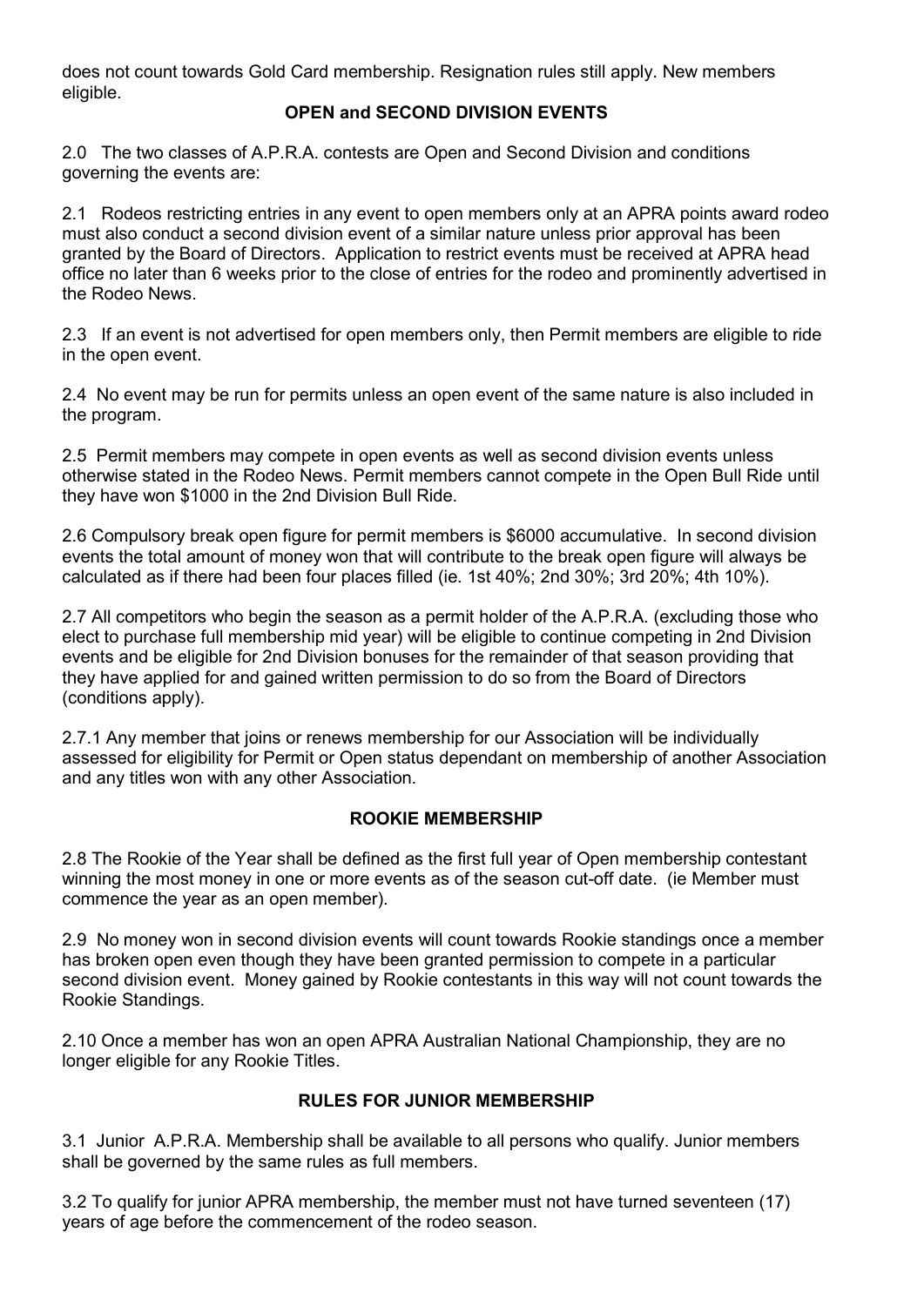does not count towards Gold Card membership. Resignation rules still apply. New members eligible.

## OPEN and SECOND DIVISION EVENTS

2.0 The two classes of A.P.R.A. contests are Open and Second Division and conditions governing the events are:

2.1 Rodeos restricting entries in any event to open members only at an APRA points award rodeo must also conduct a second division event of a similar nature unless prior approval has been granted by the Board of Directors. Application to restrict events must be received at APRA head office no later than 6 weeks prior to the close of entries for the rodeo and prominently advertised in the Rodeo News.

2.3 If an event is not advertised for open members only, then Permit members are eligible to ride in the open event.

2.4 No event may be run for permits unless an open event of the same nature is also included in the program.

2.5 Permit members may compete in open events as well as second division events unless otherwise stated in the Rodeo News. Permit members cannot compete in the Open Bull Ride until they have won $1000 in the 2nd Division Bull Ride.

2.6 Compulsory break open figure for permit members is $6000 accumulative. In second division events the total amount of money won that will contribute to the break open figure will always be calculated as if there had been four places filled (ie. 1st 40%; 2nd 30%; 3rd 20%; 4th 10%).

2.7 All competitors who begin the season as a permit holder of the A.P.R.A. (excluding those who elect to purchase full membership mid year) will be eligible to continue competing in 2nd Division events and be eligible for 2nd Division bonuses for the remainder of that season providing that they have applied for and gained written permission to do so from the Board of Directors (conditions apply).

2.7.1 Any member that joins or renews membership for our Association will be individually assessed for eligibility for Permit or Open status dependant on membership of another Association and any titles won with any other Association.

## ROOKIE MEMBERSHIP

2.8 The Rookie of the Year shall be defined as the first full year of Open membership contestant winning the most money in one or more events as of the season cut-off date. (ie Member must commence the year as an open member).

2.9 No money won in second division events will count towards Rookie standings once a member has broken open even though they have been granted permission to compete in a particular second division event. Money gained by Rookie contestants in this way will not count towards the Rookie Standings.

2.10 Once a member has won an open APRA Australian National Championship, they are no longer eligible for any Rookie Titles.

## RULES FOR JUNIOR MEMBERSHIP

3.1 Junior A.P.R.A. Membership shall be available to all persons who qualify. Junior members shall be governed by the same rules as full members.

3.2 To qualify for junior APRA membership, the member must not have turned seventeen (17) years of age before the commencement of the rodeo season.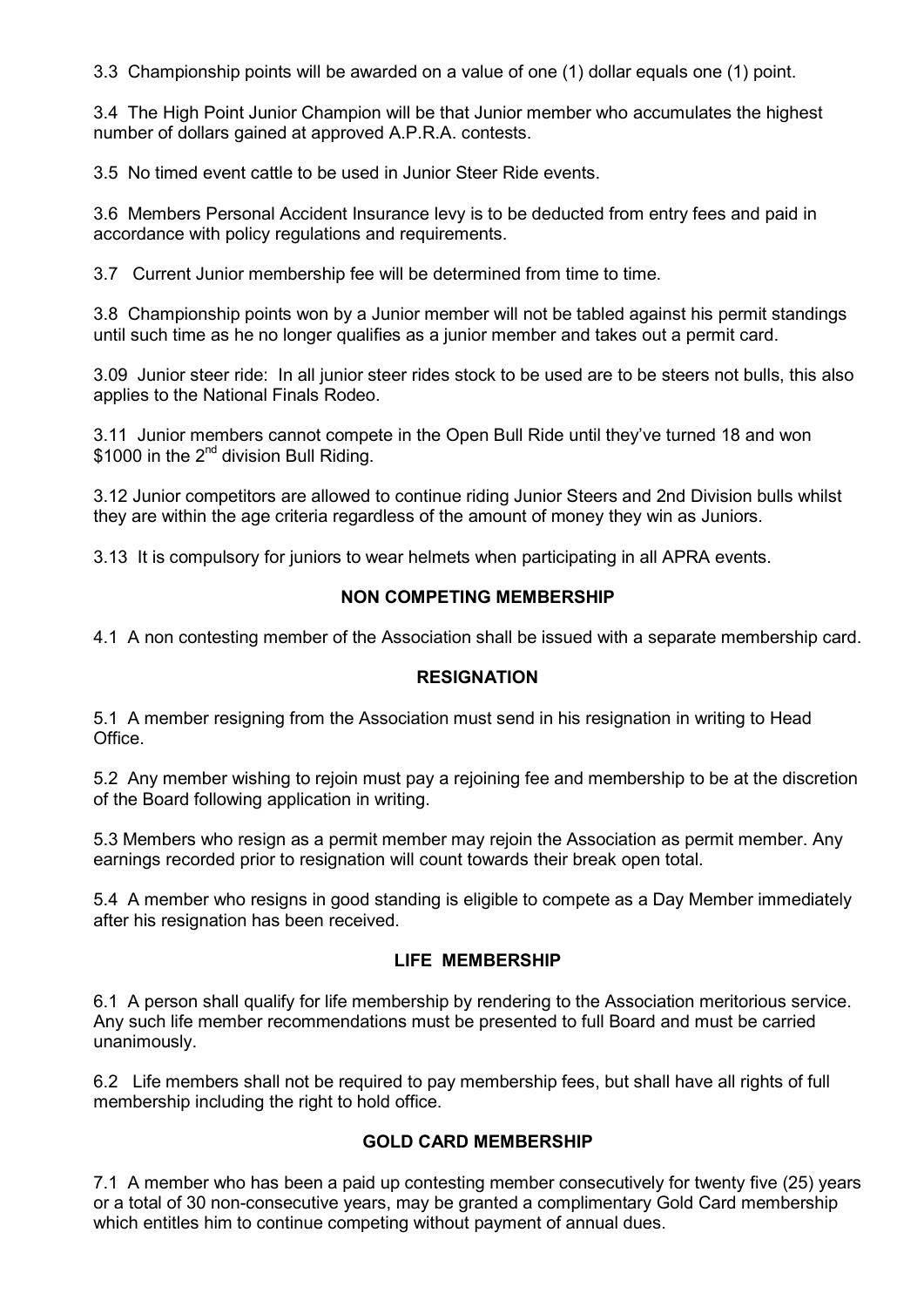3.3 Championship points will be awarded on a value of one (1) dollar equals one (1) point.

3.4 The High Point Junior Champion will be that Junior member who accumulates the highest number of dollars gained at approved A.P.R.A. contests.

3.5 No timed event cattle to be used in Junior Steer Ride events.

3.6 Members Personal Accident Insurance levy is to be deducted from entry fees and paid in accordance with policy regulations and requirements.

3.7 Current Junior membership fee will be determined from time to time.

3.8 Championship points won by a Junior member will not be tabled against his permit standings until such time as he no longer qualifies as a junior member and takes out a permit card.

3.09 Junior steer ride: In all junior steer rides stock to be used are to be steers not bulls, this also applies to the National Finals Rodeo.

3.11 Junior members cannot compete in the Open Bull Ride until they've turned 18 and won $1000 in the 2nd division Bull Riding.

3.12 Junior competitors are allowed to continue riding Junior Steers and 2nd Division bulls whilst they are within the age criteria regardless of the amount of money they win as Juniors.

3.13 It is compulsory for juniors to wear helmets when participating in all APRA events.

## NON COMPETING MEMBERSHIP

4.1 A non contesting member of the Association shall be issued with a separate membership card.

## RESIGNATION

5.1 A member resigning from the Association must send in his resignation in writing to Head Office.

5.2 Any member wishing to rejoin must pay a rejoining fee and membership to be at the discretion of the Board following application in writing.

5.3 Members who resign as a permit member may rejoin the Association as permit member. Any earnings recorded prior to resignation will count towards their break open total.

5.4 A member who resigns in good standing is eligible to compete as a Day Member immediately after his resignation has been received.

## LIFE MEMBERSHIP

6.1 A person shall qualify for life membership by rendering to the Association meritorious service. Any such life member recommendations must be presented to full Board and must be carried unanimously.

6.2 Life members shall not be required to pay membership fees, but shall have all rights of full membership including the right to hold office.

## GOLD CARD MEMBERSHIP

7.1 A member who has been a paid up contesting member consecutively for twenty five (25) years or a total of 30 non-consecutive years, may be granted a complimentary Gold Card membership which entitles him to continue competing without payment of annual dues.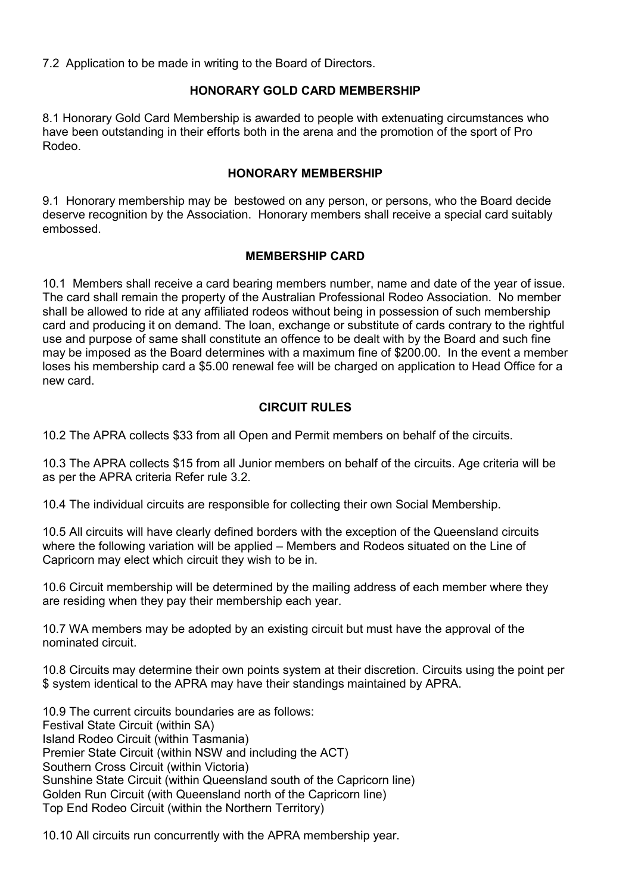7.2 Application to be made in writing to the Board of Directors.

## HONORARY GOLD CARD MEMBERSHIP

8.1 Honorary Gold Card Membership is awarded to people with extenuating circumstances who have been outstanding in their efforts both in the arena and the promotion of the sport of Pro Rodeo.

## HONORARY MEMBERSHIP

9.1 Honorary membership may be bestowed on any person, or persons, who the Board decide deserve recognition by the Association. Honorary members shall receive a special card suitably embossed.

## MEMBERSHIP CARD

10.1 Members shall receive a card bearing members number, name and date of the year of issue. The card shall remain the property of the Australian Professional Rodeo Association. No member shall be allowed to ride at any affiliated rodeos without being in possession of such membership card and producing it on demand. The loan, exchange or substitute of cards contrary to the rightful use and purpose of same shall constitute an offence to be dealt with by the Board and such fine may be imposed as the Board determines with a maximum fine of $200.00. In the event a member loses his membership card a $5.00 renewal fee will be charged on application to Head Office for a new card.

## CIRCUIT RULES

10.2 The APRA collects $33 from all Open and Permit members on behalf of the circuits.

10.3 The APRA collects $15 from all Junior members on behalf of the circuits. Age criteria will be as per the APRA criteria Refer rule 3.2.

10.4 The individual circuits are responsible for collecting their own Social Membership.

10.5 All circuits will have clearly defined borders with the exception of the Queensland circuits where the following variation will be applied – Members and Rodeos situated on the Line of Capricorn may elect which circuit they wish to be in.

10.6 Circuit membership will be determined by the mailing address of each member where they are residing when they pay their membership each year.

10.7 WA members may be adopted by an existing circuit but must have the approval of the nominated circuit.

10.8 Circuits may determine their own points system at their discretion. Circuits using the point per $ system identical to the APRA may have their standings maintained by APRA.

10.9 The current circuits boundaries are as follows:
Festival State Circuit (within SA)
Island Rodeo Circuit (within Tasmania)
Premier State Circuit (within NSW and including the ACT)
Southern Cross Circuit (within Victoria)
Sunshine State Circuit (within Queensland south of the Capricorn line)
Golden Run Circuit (with Queensland north of the Capricorn line)
Top End Rodeo Circuit (within the Northern Territory)

10.10 All circuits run concurrently with the APRA membership year.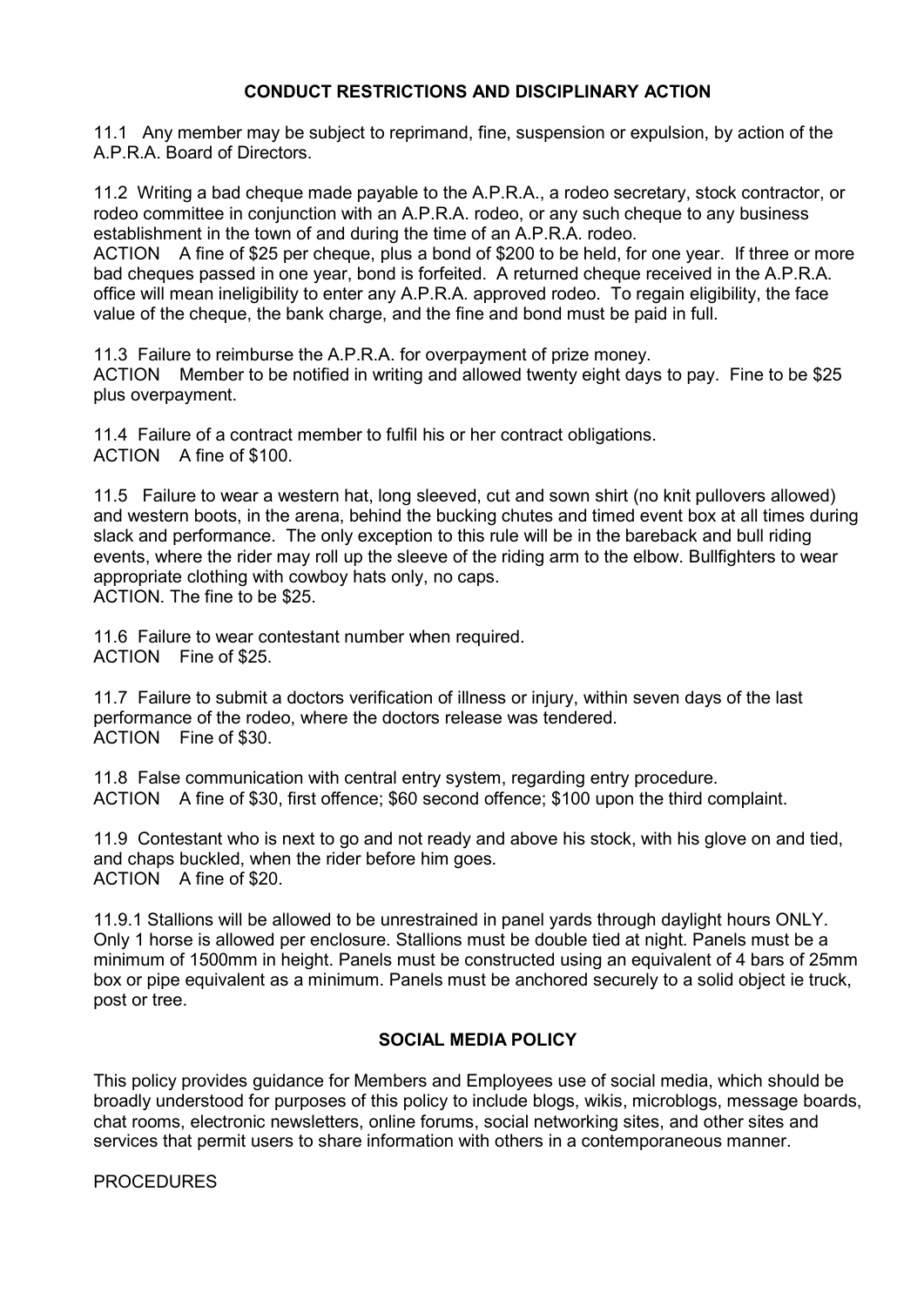## CONDUCT RESTRICTIONS AND DISCIPLINARY ACTION

11.1 Any member may be subject to reprimand, fine, suspension or expulsion, by action of the A.P.R.A. Board of Directors.

11.2 Writing a bad cheque made payable to the A.P.R.A., a rodeo secretary, stock contractor, or rodeo committee in conjunction with an A.P.R.A. rodeo, or any such cheque to any business establishment in the town of and during the time of an A.P.R.A. rodeo.
ACTION A fine of $25 per cheque, plus a bond of $200 to be held, for one year. If three or more bad cheques passed in one year, bond is forfeited. A returned cheque received in the A.P.R.A. office will mean ineligibility to enter any A.P.R.A. approved rodeo. To regain eligibility, the face value of the cheque, the bank charge, and the fine and bond must be paid in full.

11.3 Failure to reimburse the A.P.R.A. for overpayment of prize money.
ACTION Member to be notified in writing and allowed twenty eight days to pay. Fine to be $25 plus overpayment.

11.4 Failure of a contract member to fulfil his or her contract obligations.
ACTION A fine of $100.

11.5 Failure to wear a western hat, long sleeved, cut and sown shirt (no knit pullovers allowed) and western boots, in the arena, behind the bucking chutes and timed event box at all times during slack and performance. The only exception to this rule will be in the bareback and bull riding events, where the rider may roll up the sleeve of the riding arm to the elbow. Bullfighters to wear appropriate clothing with cowboy hats only, no caps.
ACTION. The fine to be $25.

11.6 Failure to wear contestant number when required.
ACTION Fine of $25.

11.7 Failure to submit a doctors verification of illness or injury, within seven days of the last performance of the rodeo, where the doctors release was tendered.
ACTION Fine of $30.

11.8 False communication with central entry system, regarding entry procedure.
ACTION A fine of $30, first offence; $60 second offence; $100 upon the third complaint.

11.9 Contestant who is next to go and not ready and above his stock, with his glove on and tied, and chaps buckled, when the rider before him goes.
ACTION A fine of $20.

11.9.1 Stallions will be allowed to be unrestrained in panel yards through daylight hours ONLY. Only 1 horse is allowed per enclosure. Stallions must be double tied at night. Panels must be a minimum of 1500mm in height. Panels must be constructed using an equivalent of 4 bars of 25mm box or pipe equivalent as a minimum. Panels must be anchored securely to a solid object ie truck, post or tree.

## SOCIAL MEDIA POLICY

This policy provides guidance for Members and Employees use of social media, which should be broadly understood for purposes of this policy to include blogs, wikis, microblogs, message boards, chat rooms, electronic newsletters, online forums, social networking sites, and other sites and services that permit users to share information with others in a contemporaneous manner.

PROCEDURES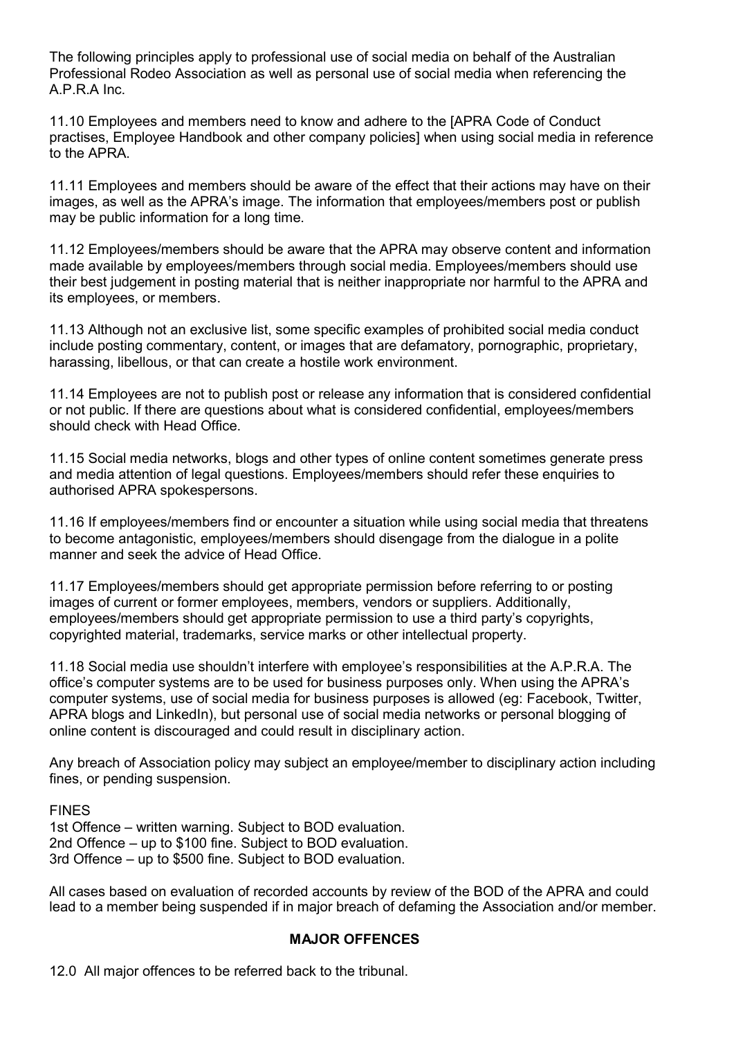The following principles apply to professional use of social media on behalf of the Australian Professional Rodeo Association as well as personal use of social media when referencing the A.P.R.A Inc.

11.10 Employees and members need to know and adhere to the [APRA Code of Conduct practises, Employee Handbook and other company policies] when using social media in reference to the APRA.

11.11 Employees and members should be aware of the effect that their actions may have on their images, as well as the APRA's image. The information that employees/members post or publish may be public information for a long time.

11.12 Employees/members should be aware that the APRA may observe content and information made available by employees/members through social media. Employees/members should use their best judgement in posting material that is neither inappropriate nor harmful to the APRA and its employees, or members.

11.13 Although not an exclusive list, some specific examples of prohibited social media conduct include posting commentary, content, or images that are defamatory, pornographic, proprietary, harassing, libellous, or that can create a hostile work environment.

11.14 Employees are not to publish post or release any information that is considered confidential or not public. If there are questions about what is considered confidential, employees/members should check with Head Office.

11.15 Social media networks, blogs and other types of online content sometimes generate press and media attention of legal questions. Employees/members should refer these enquiries to authorised APRA spokespersons.

11.16 If employees/members find or encounter a situation while using social media that threatens to become antagonistic, employees/members should disengage from the dialogue in a polite manner and seek the advice of Head Office.

11.17 Employees/members should get appropriate permission before referring to or posting images of current or former employees, members, vendors or suppliers. Additionally, employees/members should get appropriate permission to use a third party's copyrights, copyrighted material, trademarks, service marks or other intellectual property.

11.18 Social media use shouldn't interfere with employee's responsibilities at the A.P.R.A. The office's computer systems are to be used for business purposes only. When using the APRA's computer systems, use of social media for business purposes is allowed (eg: Facebook, Twitter, APRA blogs and LinkedIn), but personal use of social media networks or personal blogging of online content is discouraged and could result in disciplinary action.

Any breach of Association policy may subject an employee/member to disciplinary action including fines, or pending suspension.

FINES
1st Offence – written warning. Subject to BOD evaluation.
2nd Offence – up to $100 fine. Subject to BOD evaluation.
3rd Offence – up to $500 fine. Subject to BOD evaluation.

All cases based on evaluation of recorded accounts by review of the BOD of the APRA and could lead to a member being suspended if in major breach of defaming the Association and/or member.

## MAJOR OFFENCES

12.0 All major offences to be referred back to the tribunal.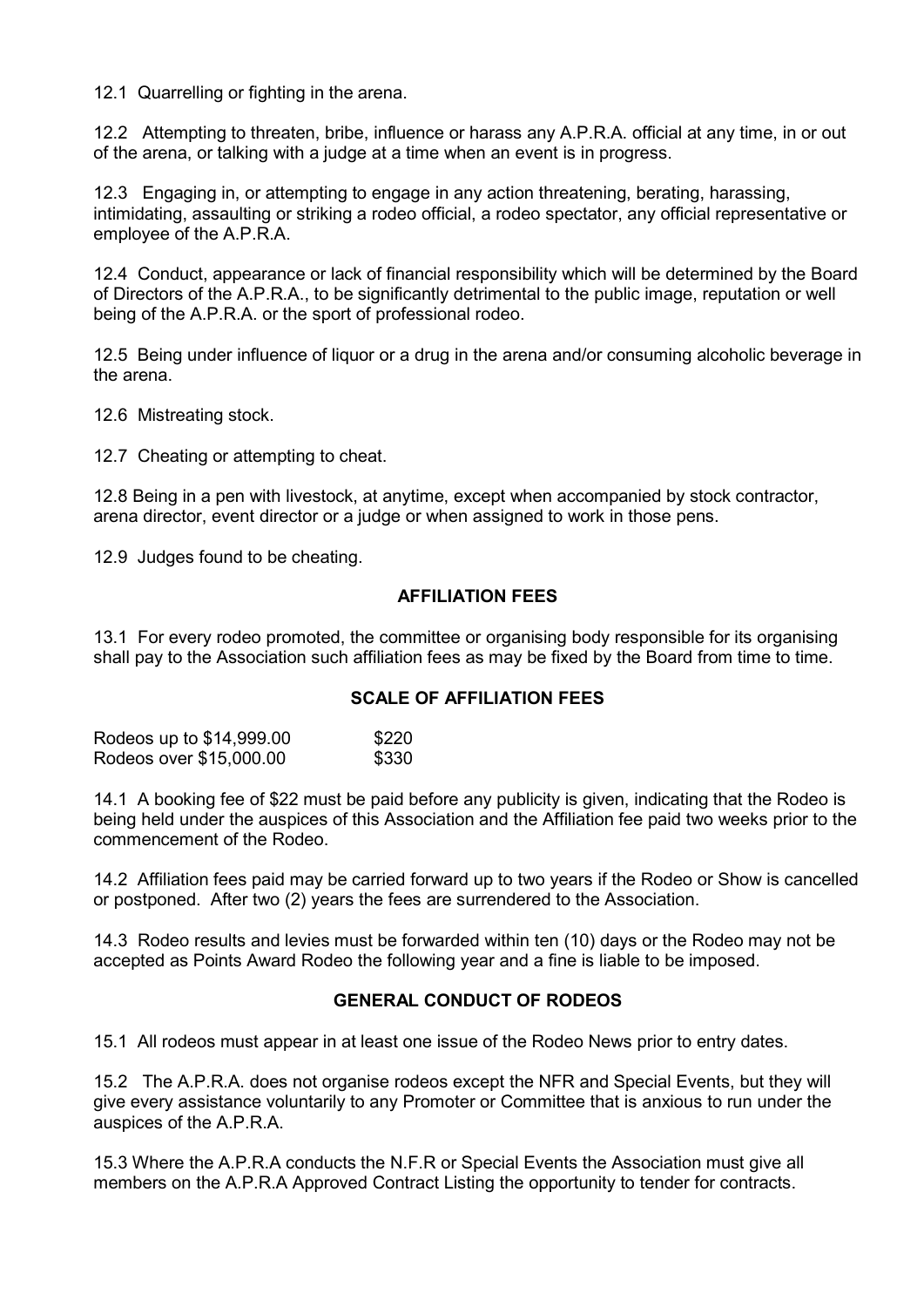12.1 Quarrelling or fighting in the arena.

12.2 Attempting to threaten, bribe, influence or harass any A.P.R.A. official at any time, in or out of the arena, or talking with a judge at a time when an event is in progress.

12.3 Engaging in, or attempting to engage in any action threatening, berating, harassing, intimidating, assaulting or striking a rodeo official, a rodeo spectator, any official representative or employee of the A.P.R.A.

12.4 Conduct, appearance or lack of financial responsibility which will be determined by the Board of Directors of the A.P.R.A., to be significantly detrimental to the public image, reputation or well being of the A.P.R.A. or the sport of professional rodeo.

12.5 Being under influence of liquor or a drug in the arena and/or consuming alcoholic beverage in the arena.

12.6 Mistreating stock.

12.7 Cheating or attempting to cheat.

12.8 Being in a pen with livestock, at anytime, except when accompanied by stock contractor, arena director, event director or a judge or when assigned to work in those pens.

12.9 Judges found to be cheating.

## AFFILIATION FEES

13.1 For every rodeo promoted, the committee or organising body responsible for its organising shall pay to the Association such affiliation fees as may be fixed by the Board from time to time.

## SCALE OF AFFILIATION FEES

| | |
|---|---|
| Rodeos up to $14,999.00 | $220 |
| Rodeos over $15,000.00 | $330 |

14.1 A booking fee of $22 must be paid before any publicity is given, indicating that the Rodeo is being held under the auspices of this Association and the Affiliation fee paid two weeks prior to the commencement of the Rodeo.

14.2 Affiliation fees paid may be carried forward up to two years if the Rodeo or Show is cancelled or postponed. After two (2) years the fees are surrendered to the Association.

14.3 Rodeo results and levies must be forwarded within ten (10) days or the Rodeo may not be accepted as Points Award Rodeo the following year and a fine is liable to be imposed.

## GENERAL CONDUCT OF RODEOS

15.1 All rodeos must appear in at least one issue of the Rodeo News prior to entry dates.

15.2 The A.P.R.A. does not organise rodeos except the NFR and Special Events, but they will give every assistance voluntarily to any Promoter or Committee that is anxious to run under the auspices of the A.P.R.A.

15.3 Where the A.P.R.A conducts the N.F.R or Special Events the Association must give all members on the A.P.R.A Approved Contract Listing the opportunity to tender for contracts.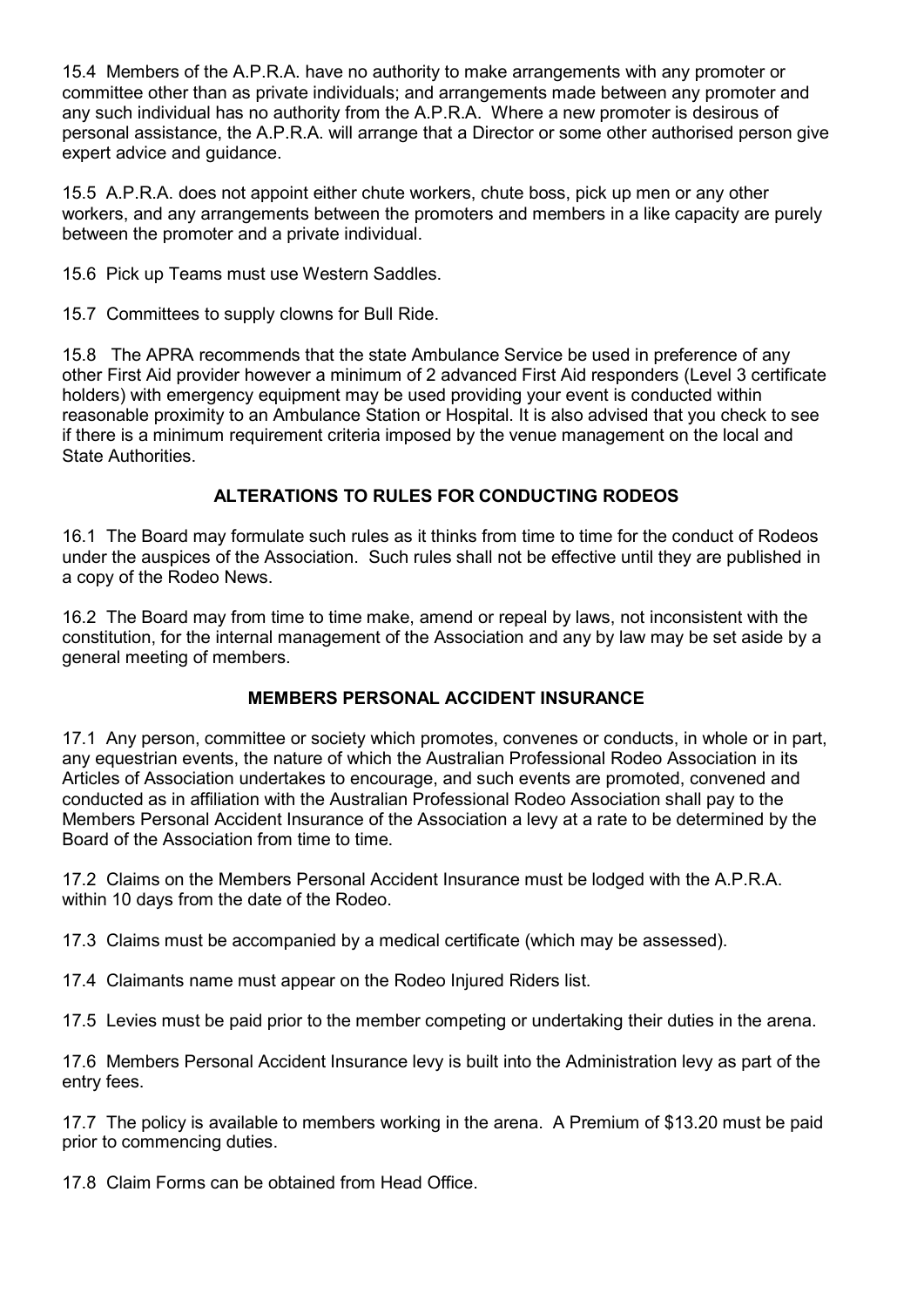15.4 Members of the A.P.R.A. have no authority to make arrangements with any promoter or committee other than as private individuals; and arrangements made between any promoter and any such individual has no authority from the A.P.R.A. Where a new promoter is desirous of personal assistance, the A.P.R.A. will arrange that a Director or some other authorised person give expert advice and guidance.

15.5 A.P.R.A. does not appoint either chute workers, chute boss, pick up men or any other workers, and any arrangements between the promoters and members in a like capacity are purely between the promoter and a private individual.

15.6 Pick up Teams must use Western Saddles.

15.7 Committees to supply clowns for Bull Ride.

15.8 The APRA recommends that the state Ambulance Service be used in preference of any other First Aid provider however a minimum of 2 advanced First Aid responders (Level 3 certificate holders) with emergency equipment may be used providing your event is conducted within reasonable proximity to an Ambulance Station or Hospital. It is also advised that you check to see if there is a minimum requirement criteria imposed by the venue management on the local and State Authorities.

## ALTERATIONS TO RULES FOR CONDUCTING RODEOS

16.1 The Board may formulate such rules as it thinks from time to time for the conduct of Rodeos under the auspices of the Association. Such rules shall not be effective until they are published in a copy of the Rodeo News.

16.2 The Board may from time to time make, amend or repeal by laws, not inconsistent with the constitution, for the internal management of the Association and any by law may be set aside by a general meeting of members.

## MEMBERS PERSONAL ACCIDENT INSURANCE

17.1 Any person, committee or society which promotes, convenes or conducts, in whole or in part, any equestrian events, the nature of which the Australian Professional Rodeo Association in its Articles of Association undertakes to encourage, and such events are promoted, convened and conducted as in affiliation with the Australian Professional Rodeo Association shall pay to the Members Personal Accident Insurance of the Association a levy at a rate to be determined by the Board of the Association from time to time.

17.2 Claims on the Members Personal Accident Insurance must be lodged with the A.P.R.A. within 10 days from the date of the Rodeo.

17.3 Claims must be accompanied by a medical certificate (which may be assessed).

17.4 Claimants name must appear on the Rodeo Injured Riders list.

17.5 Levies must be paid prior to the member competing or undertaking their duties in the arena.

17.6 Members Personal Accident Insurance levy is built into the Administration levy as part of the entry fees.

17.7 The policy is available to members working in the arena. A Premium of $13.20 must be paid prior to commencing duties.

17.8 Claim Forms can be obtained from Head Office.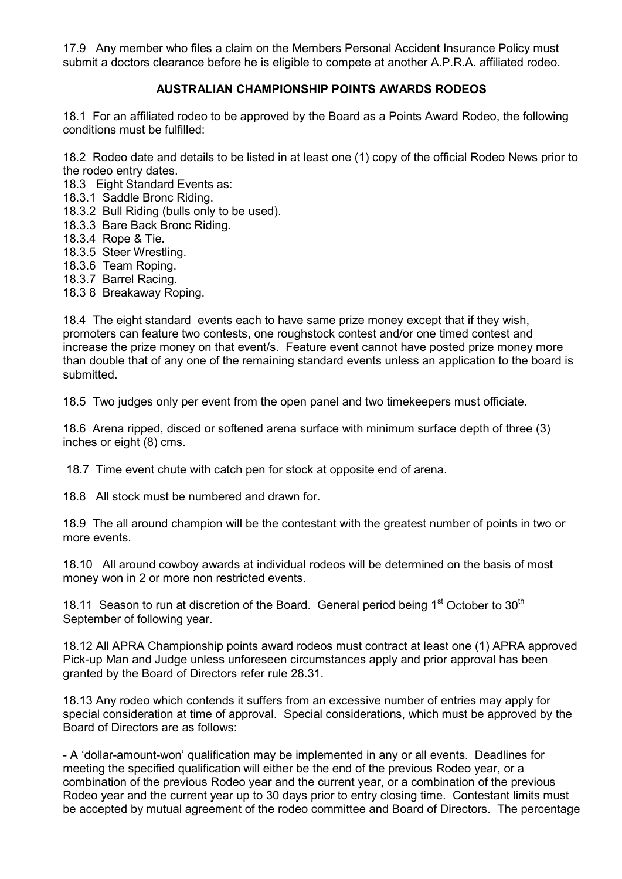17.9 Any member who files a claim on the Members Personal Accident Insurance Policy must submit a doctors clearance before he is eligible to compete at another A.P.R.A. affiliated rodeo.

## AUSTRALIAN CHAMPIONSHIP POINTS AWARDS RODEOS

18.1 For an affiliated rodeo to be approved by the Board as a Points Award Rodeo, the following conditions must be fulfilled:

18.2 Rodeo date and details to be listed in at least one (1) copy of the official Rodeo News prior to the rodeo entry dates.

18.3 Eight Standard Events as:

18.3.1 Saddle Bronc Riding.

18.3.2 Bull Riding (bulls only to be used).

18.3.3 Bare Back Bronc Riding.

18.3.4 Rope & Tie.

18.3.5 Steer Wrestling.

18.3.6 Team Roping.

18.3.7 Barrel Racing.

18.3 8 Breakaway Roping.

18.4 The eight standard events each to have same prize money except that if they wish, promoters can feature two contests, one roughstock contest and/or one timed contest and increase the prize money on that event/s. Feature event cannot have posted prize money more than double that of any one of the remaining standard events unless an application to the board is submitted.

18.5 Two judges only per event from the open panel and two timekeepers must officiate.

18.6 Arena ripped, disced or softened arena surface with minimum surface depth of three (3) inches or eight (8) cms.

18.7 Time event chute with catch pen for stock at opposite end of arena.

18.8 All stock must be numbered and drawn for.

18.9 The all around champion will be the contestant with the greatest number of points in two or more events.

18.10 All around cowboy awards at individual rodeos will be determined on the basis of most money won in 2 or more non restricted events.

18.11 Season to run at discretion of the Board. General period being 1st October to 30th September of following year.

18.12 All APRA Championship points award rodeos must contract at least one (1) APRA approved Pick-up Man and Judge unless unforeseen circumstances apply and prior approval has been granted by the Board of Directors refer rule 28.31.

18.13 Any rodeo which contends it suffers from an excessive number of entries may apply for special consideration at time of approval. Special considerations, which must be approved by the Board of Directors are as follows:

- A 'dollar-amount-won' qualification may be implemented in any or all events. Deadlines for meeting the specified qualification will either be the end of the previous Rodeo year, or a combination of the previous Rodeo year and the current year, or a combination of the previous Rodeo year and the current year up to 30 days prior to entry closing time. Contestant limits must be accepted by mutual agreement of the rodeo committee and Board of Directors. The percentage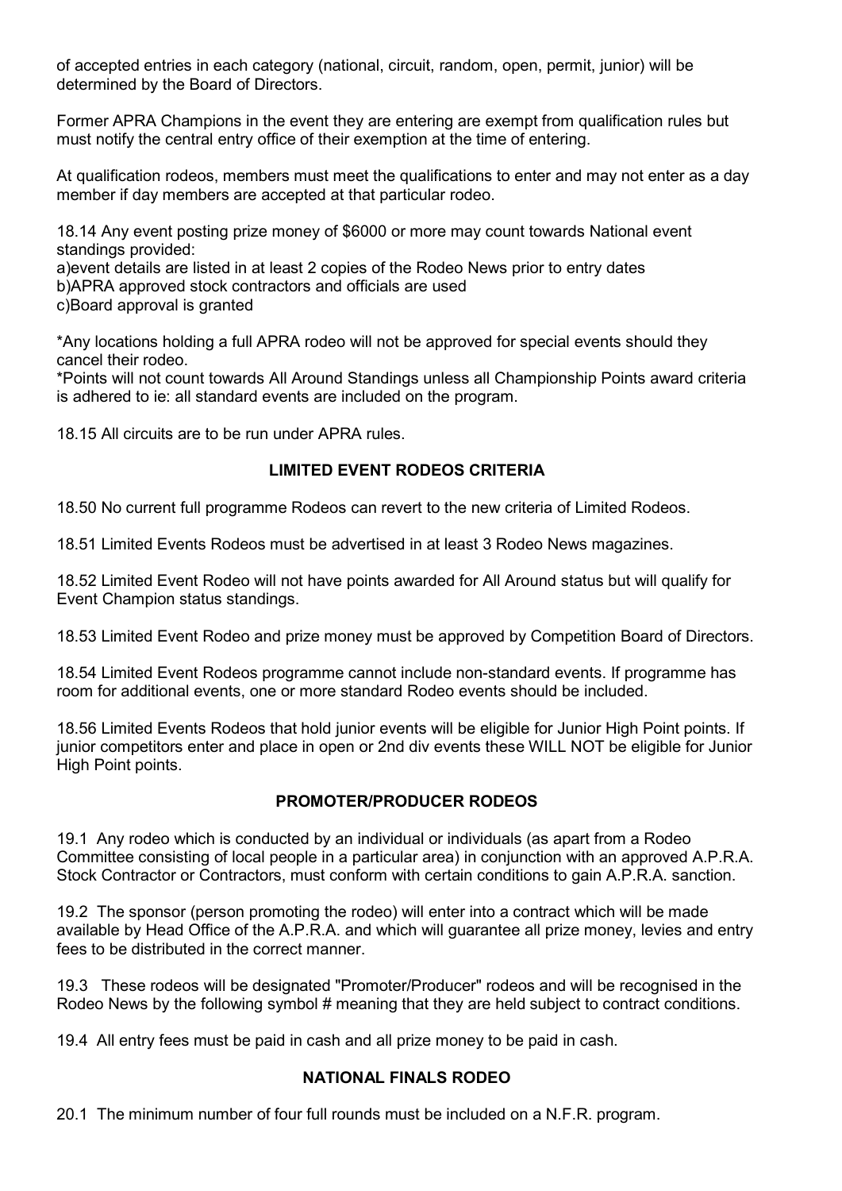of accepted entries in each category (national, circuit, random, open, permit, junior) will be determined by the Board of Directors.

Former APRA Champions in the event they are entering are exempt from qualification rules but must notify the central entry office of their exemption at the time of entering.

At qualification rodeos, members must meet the qualifications to enter and may not enter as a day member if day members are accepted at that particular rodeo.

18.14 Any event posting prize money of $6000 or more may count towards National event standings provided:
a)event details are listed in at least 2 copies of the Rodeo News prior to entry dates
b)APRA approved stock contractors and officials are used
c)Board approval is granted

*Any locations holding a full APRA rodeo will not be approved for special events should they cancel their rodeo.
*Points will not count towards All Around Standings unless all Championship Points award criteria is adhered to ie: all standard events are included on the program.

18.15 All circuits are to be run under APRA rules.

## LIMITED EVENT RODEOS CRITERIA

18.50 No current full programme Rodeos can revert to the new criteria of Limited Rodeos.

18.51 Limited Events Rodeos must be advertised in at least 3 Rodeo News magazines.

18.52 Limited Event Rodeo will not have points awarded for All Around status but will qualify for Event Champion status standings.

18.53 Limited Event Rodeo and prize money must be approved by Competition Board of Directors.

18.54 Limited Event Rodeos programme cannot include non-standard events. If programme has room for additional events, one or more standard Rodeo events should be included.

18.56 Limited Events Rodeos that hold junior events will be eligible for Junior High Point points. If junior competitors enter and place in open or 2nd div events these WILL NOT be eligible for Junior High Point points.

## PROMOTER/PRODUCER RODEOS

19.1 Any rodeo which is conducted by an individual or individuals (as apart from a Rodeo Committee consisting of local people in a particular area) in conjunction with an approved A.P.R.A. Stock Contractor or Contractors, must conform with certain conditions to gain A.P.R.A. sanction.

19.2 The sponsor (person promoting the rodeo) will enter into a contract which will be made available by Head Office of the A.P.R.A. and which will guarantee all prize money, levies and entry fees to be distributed in the correct manner.

19.3 These rodeos will be designated "Promoter/Producer" rodeos and will be recognised in the Rodeo News by the following symbol # meaning that they are held subject to contract conditions.

19.4 All entry fees must be paid in cash and all prize money to be paid in cash.

## NATIONAL FINALS RODEO

20.1 The minimum number of four full rounds must be included on a N.F.R. program.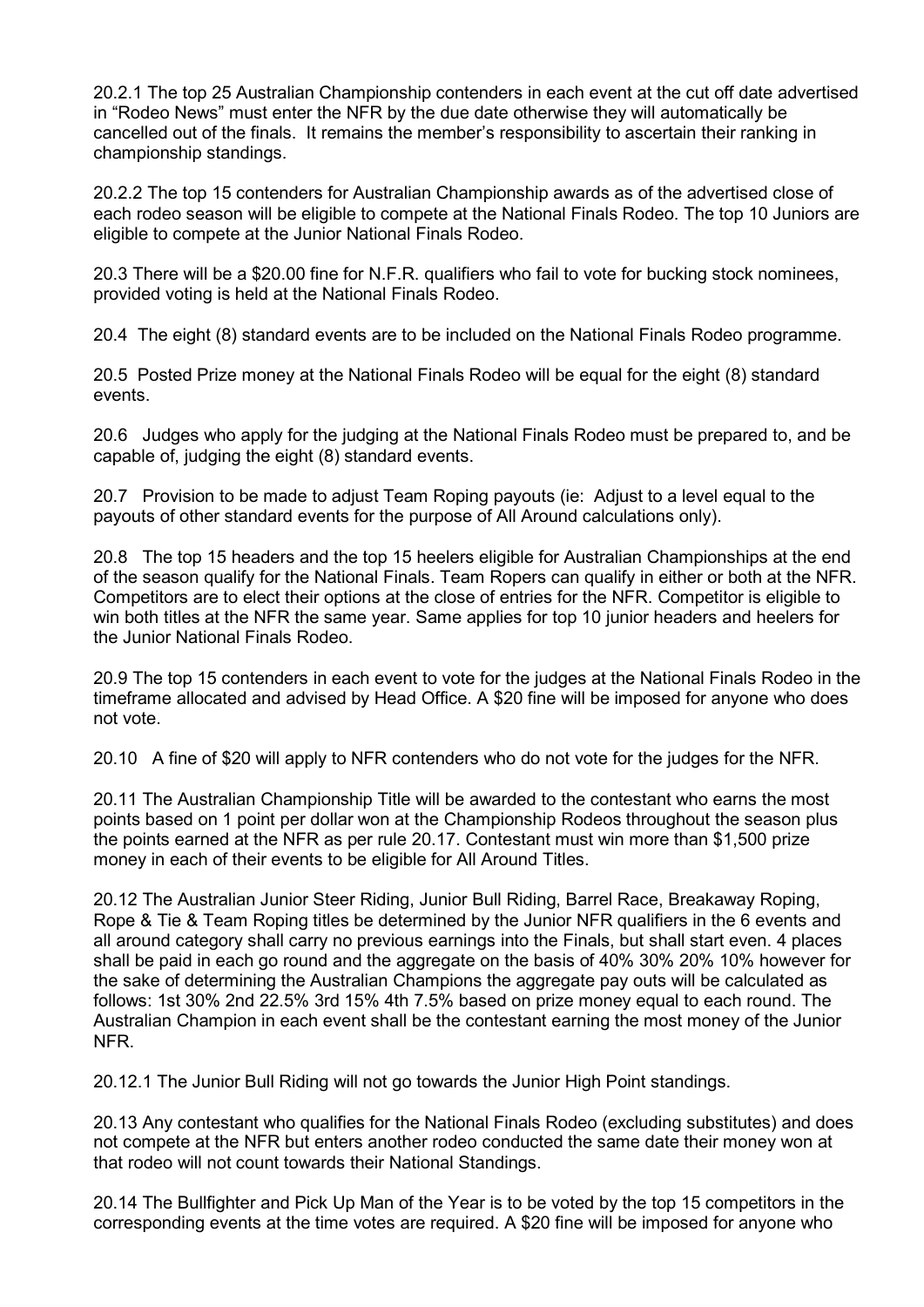20.2.1 The top 25 Australian Championship contenders in each event at the cut off date advertised in "Rodeo News" must enter the NFR by the due date otherwise they will automatically be cancelled out of the finals. It remains the member's responsibility to ascertain their ranking in championship standings.

20.2.2 The top 15 contenders for Australian Championship awards as of the advertised close of each rodeo season will be eligible to compete at the National Finals Rodeo. The top 10 Juniors are eligible to compete at the Junior National Finals Rodeo.

20.3 There will be a $20.00 fine for N.F.R. qualifiers who fail to vote for bucking stock nominees, provided voting is held at the National Finals Rodeo.

20.4 The eight (8) standard events are to be included on the National Finals Rodeo programme.

20.5 Posted Prize money at the National Finals Rodeo will be equal for the eight (8) standard events.

20.6 Judges who apply for the judging at the National Finals Rodeo must be prepared to, and be capable of, judging the eight (8) standard events.

20.7 Provision to be made to adjust Team Roping payouts (ie: Adjust to a level equal to the payouts of other standard events for the purpose of All Around calculations only).

20.8 The top 15 headers and the top 15 heelers eligible for Australian Championships at the end of the season qualify for the National Finals. Team Ropers can qualify in either or both at the NFR. Competitors are to elect their options at the close of entries for the NFR. Competitor is eligible to win both titles at the NFR the same year. Same applies for top 10 junior headers and heelers for the Junior National Finals Rodeo.

20.9 The top 15 contenders in each event to vote for the judges at the National Finals Rodeo in the timeframe allocated and advised by Head Office. A $20 fine will be imposed for anyone who does not vote.

20.10 A fine of $20 will apply to NFR contenders who do not vote for the judges for the NFR.

20.11 The Australian Championship Title will be awarded to the contestant who earns the most points based on 1 point per dollar won at the Championship Rodeos throughout the season plus the points earned at the NFR as per rule 20.17. Contestant must win more than $1,500 prize money in each of their events to be eligible for All Around Titles.

20.12 The Australian Junior Steer Riding, Junior Bull Riding, Barrel Race, Breakaway Roping, Rope & Tie & Team Roping titles be determined by the Junior NFR qualifiers in the 6 events and all around category shall carry no previous earnings into the Finals, but shall start even. 4 places shall be paid in each go round and the aggregate on the basis of 40% 30% 20% 10% however for the sake of determining the Australian Champions the aggregate pay outs will be calculated as follows: 1st 30% 2nd 22.5% 3rd 15% 4th 7.5% based on prize money equal to each round. The Australian Champion in each event shall be the contestant earning the most money of the Junior NFR.

20.12.1 The Junior Bull Riding will not go towards the Junior High Point standings.

20.13 Any contestant who qualifies for the National Finals Rodeo (excluding substitutes) and does not compete at the NFR but enters another rodeo conducted the same date their money won at that rodeo will not count towards their National Standings.

20.14 The Bullfighter and Pick Up Man of the Year is to be voted by the top 15 competitors in the corresponding events at the time votes are required. A $20 fine will be imposed for anyone who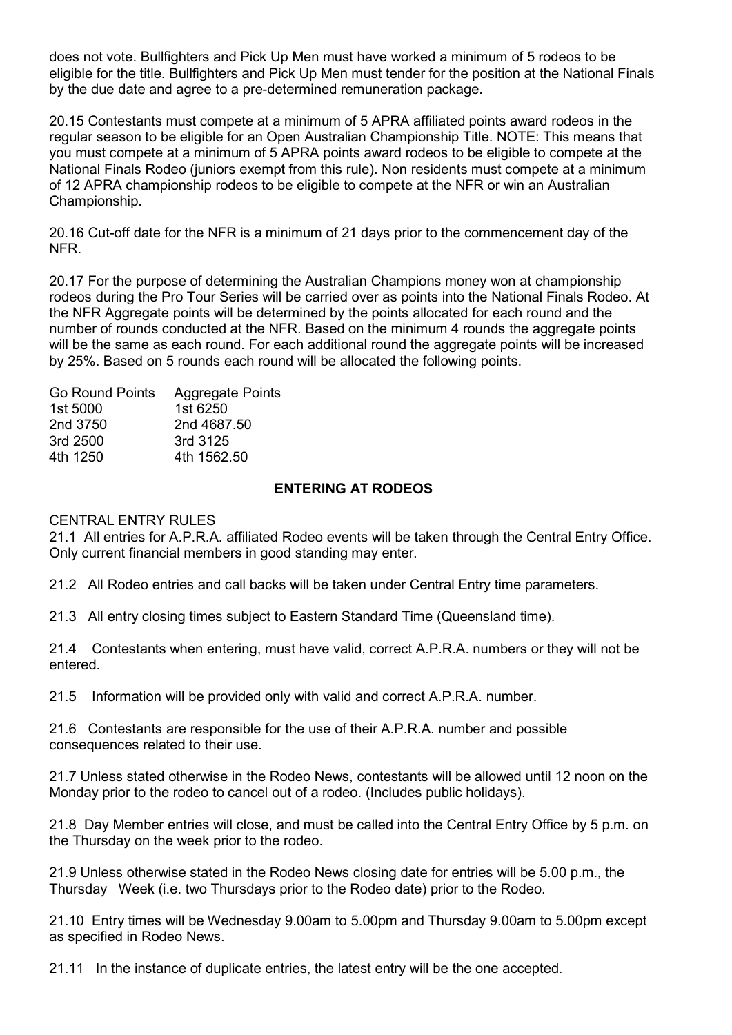does not vote. Bullfighters and Pick Up Men must have worked a minimum of 5 rodeos to be eligible for the title. Bullfighters and Pick Up Men must tender for the position at the National Finals by the due date and agree to a pre-determined remuneration package.

20.15 Contestants must compete at a minimum of 5 APRA affiliated points award rodeos in the regular season to be eligible for an Open Australian Championship Title. NOTE: This means that you must compete at a minimum of 5 APRA points award rodeos to be eligible to compete at the National Finals Rodeo (juniors exempt from this rule). Non residents must compete at a minimum of 12 APRA championship rodeos to be eligible to compete at the NFR or win an Australian Championship.

20.16 Cut-off date for the NFR is a minimum of 21 days prior to the commencement day of the NFR.

20.17 For the purpose of determining the Australian Champions money won at championship rodeos during the Pro Tour Series will be carried over as points into the National Finals Rodeo. At the NFR Aggregate points will be determined by the points allocated for each round and the number of rounds conducted at the NFR. Based on the minimum 4 rounds the aggregate points will be the same as each round. For each additional round the aggregate points will be increased by 25%. Based on 5 rounds each round will be allocated the following points.

| Go Round Points | Aggregate Points |
|---|---|
| 1st 5000 | 1st 6250 |
| 2nd 3750 | 2nd 4687.50 |
| 3rd 2500 | 3rd 3125 |
| 4th 1250 | 4th 1562.50 |

## ENTERING AT RODEOS

CENTRAL ENTRY RULES

21.1 All entries for A.P.R.A. affiliated Rodeo events will be taken through the Central Entry Office. Only current financial members in good standing may enter.

21.2 All Rodeo entries and call backs will be taken under Central Entry time parameters.

21.3 All entry closing times subject to Eastern Standard Time (Queensland time).

21.4 Contestants when entering, must have valid, correct A.P.R.A. numbers or they will not be entered.

21.5 Information will be provided only with valid and correct A.P.R.A. number.

21.6 Contestants are responsible for the use of their A.P.R.A. number and possible consequences related to their use.

21.7 Unless stated otherwise in the Rodeo News, contestants will be allowed until 12 noon on the Monday prior to the rodeo to cancel out of a rodeo. (Includes public holidays).

21.8 Day Member entries will close, and must be called into the Central Entry Office by 5 p.m. on the Thursday on the week prior to the rodeo.

21.9 Unless otherwise stated in the Rodeo News closing date for entries will be 5.00 p.m., the Thursday Week (i.e. two Thursdays prior to the Rodeo date) prior to the Rodeo.

21.10 Entry times will be Wednesday 9.00am to 5.00pm and Thursday 9.00am to 5.00pm except as specified in Rodeo News.

21.11 In the instance of duplicate entries, the latest entry will be the one accepted.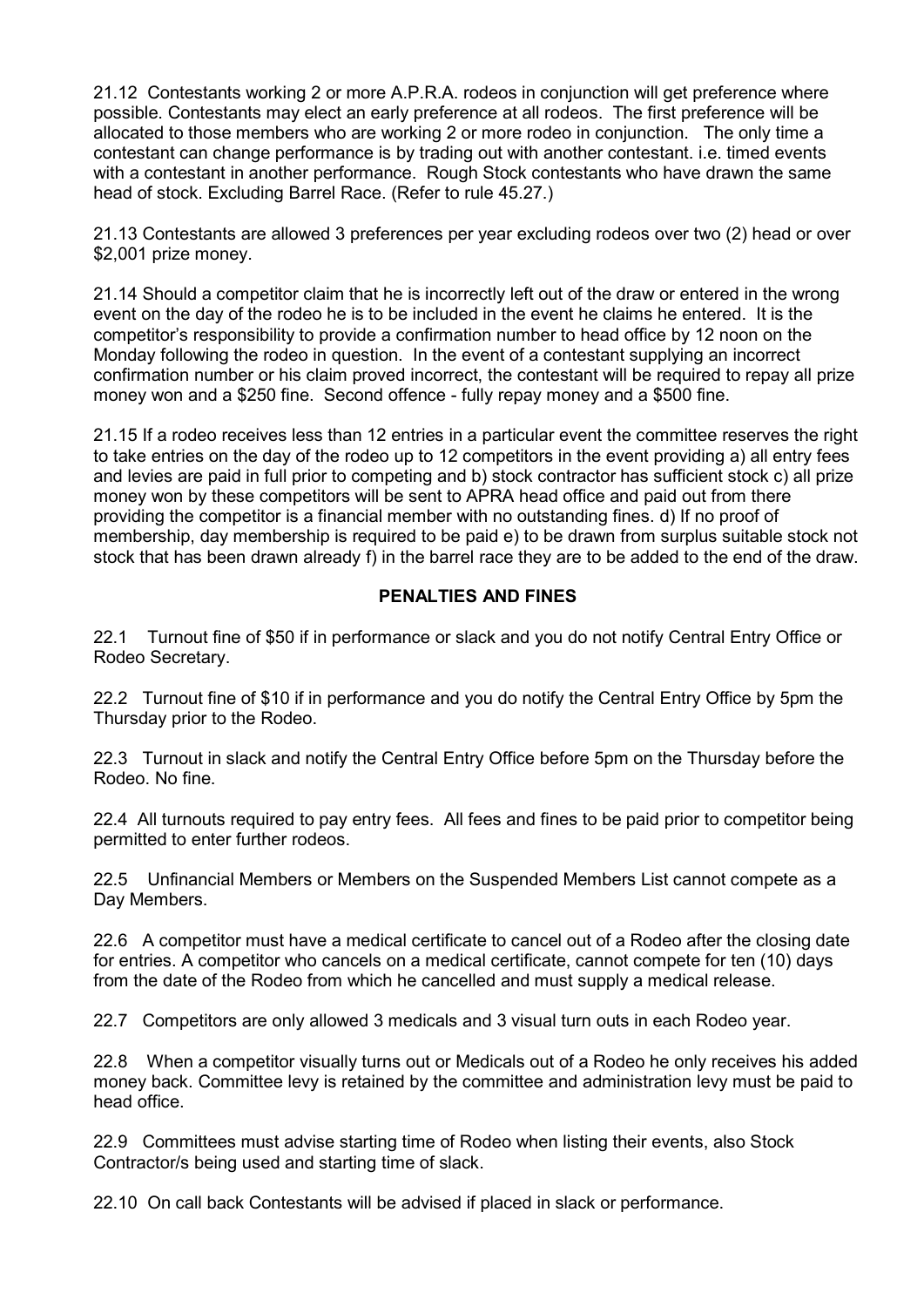21.12 Contestants working 2 or more A.P.R.A. rodeos in conjunction will get preference where possible. Contestants may elect an early preference at all rodeos. The first preference will be allocated to those members who are working 2 or more rodeo in conjunction. The only time a contestant can change performance is by trading out with another contestant. i.e. timed events with a contestant in another performance. Rough Stock contestants who have drawn the same head of stock. Excluding Barrel Race. (Refer to rule 45.27.)

21.13 Contestants are allowed 3 preferences per year excluding rodeos over two (2) head or over $2,001 prize money.

21.14 Should a competitor claim that he is incorrectly left out of the draw or entered in the wrong event on the day of the rodeo he is to be included in the event he claims he entered. It is the competitor's responsibility to provide a confirmation number to head office by 12 noon on the Monday following the rodeo in question. In the event of a contestant supplying an incorrect confirmation number or his claim proved incorrect, the contestant will be required to repay all prize money won and a $250 fine. Second offence - fully repay money and a $500 fine.

21.15 If a rodeo receives less than 12 entries in a particular event the committee reserves the right to take entries on the day of the rodeo up to 12 competitors in the event providing a) all entry fees and levies are paid in full prior to competing and b) stock contractor has sufficient stock c) all prize money won by these competitors will be sent to APRA head office and paid out from there providing the competitor is a financial member with no outstanding fines. d) If no proof of membership, day membership is required to be paid e) to be drawn from surplus suitable stock not stock that has been drawn already f) in the barrel race they are to be added to the end of the draw.

## PENALTIES AND FINES

22.1 Turnout fine of $50 if in performance or slack and you do not notify Central Entry Office or Rodeo Secretary.

22.2 Turnout fine of $10 if in performance and you do notify the Central Entry Office by 5pm the Thursday prior to the Rodeo.

22.3 Turnout in slack and notify the Central Entry Office before 5pm on the Thursday before the Rodeo. No fine.

22.4 All turnouts required to pay entry fees. All fees and fines to be paid prior to competitor being permitted to enter further rodeos.

22.5 Unfinancial Members or Members on the Suspended Members List cannot compete as a Day Members.

22.6 A competitor must have a medical certificate to cancel out of a Rodeo after the closing date for entries. A competitor who cancels on a medical certificate, cannot compete for ten (10) days from the date of the Rodeo from which he cancelled and must supply a medical release.

22.7 Competitors are only allowed 3 medicals and 3 visual turn outs in each Rodeo year.

22.8 When a competitor visually turns out or Medicals out of a Rodeo he only receives his added money back. Committee levy is retained by the committee and administration levy must be paid to head office.

22.9 Committees must advise starting time of Rodeo when listing their events, also Stock Contractor/s being used and starting time of slack.

22.10 On call back Contestants will be advised if placed in slack or performance.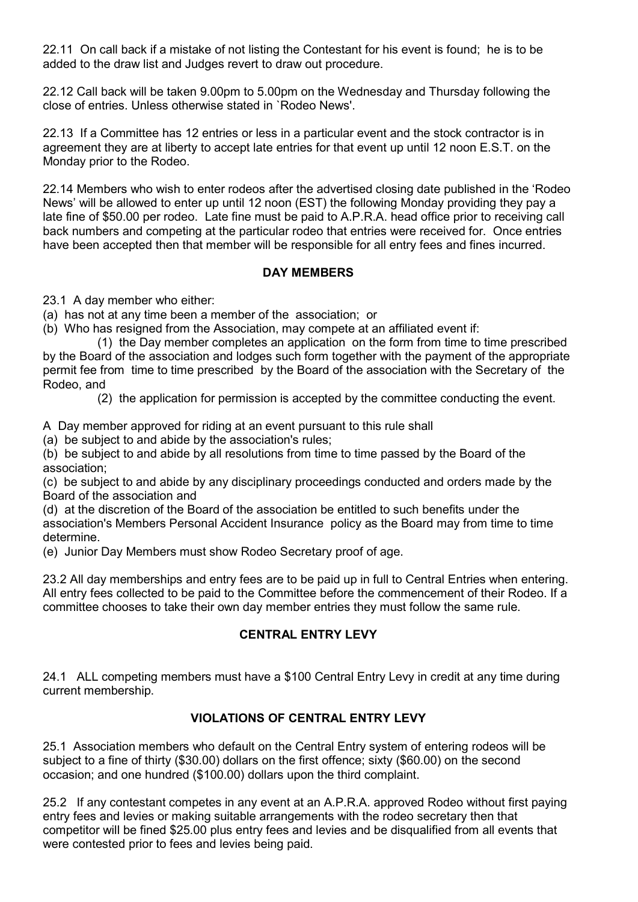22.11 On call back if a mistake of not listing the Contestant for his event is found; he is to be added to the draw list and Judges revert to draw out procedure.

22.12 Call back will be taken 9.00pm to 5.00pm on the Wednesday and Thursday following the close of entries. Unless otherwise stated in `Rodeo News'.

22.13 If a Committee has 12 entries or less in a particular event and the stock contractor is in agreement they are at liberty to accept late entries for that event up until 12 noon E.S.T. on the Monday prior to the Rodeo.

22.14 Members who wish to enter rodeos after the advertised closing date published in the 'Rodeo News' will be allowed to enter up until 12 noon (EST) the following Monday providing they pay a late fine of $50.00 per rodeo. Late fine must be paid to A.P.R.A. head office prior to receiving call back numbers and competing at the particular rodeo that entries were received for. Once entries have been accepted then that member will be responsible for all entry fees and fines incurred.

## DAY MEMBERS

23.1 A day member who either:

(a) has not at any time been a member of the association; or

(b) Who has resigned from the Association, may compete at an affiliated event if:

(1) the Day member completes an application on the form from time to time prescribed by the Board of the association and lodges such form together with the payment of the appropriate permit fee from time to time prescribed by the Board of the association with the Secretary of the Rodeo, and

(2) the application for permission is accepted by the committee conducting the event.

A Day member approved for riding at an event pursuant to this rule shall

(a) be subject to and abide by the association's rules;

(b) be subject to and abide by all resolutions from time to time passed by the Board of the association;

(c) be subject to and abide by any disciplinary proceedings conducted and orders made by the Board of the association and

(d) at the discretion of the Board of the association be entitled to such benefits under the association's Members Personal Accident Insurance policy as the Board may from time to time determine.

(e) Junior Day Members must show Rodeo Secretary proof of age.

23.2 All day memberships and entry fees are to be paid up in full to Central Entries when entering. All entry fees collected to be paid to the Committee before the commencement of their Rodeo. If a committee chooses to take their own day member entries they must follow the same rule.

## CENTRAL ENTRY LEVY

24.1 ALL competing members must have a $100 Central Entry Levy in credit at any time during current membership.

## VIOLATIONS OF CENTRAL ENTRY LEVY

25.1 Association members who default on the Central Entry system of entering rodeos will be subject to a fine of thirty ($30.00) dollars on the first offence; sixty ($60.00) on the second occasion; and one hundred ($100.00) dollars upon the third complaint.

25.2 If any contestant competes in any event at an A.P.R.A. approved Rodeo without first paying entry fees and levies or making suitable arrangements with the rodeo secretary then that competitor will be fined $25.00 plus entry fees and levies and be disqualified from all events that were contested prior to fees and levies being paid.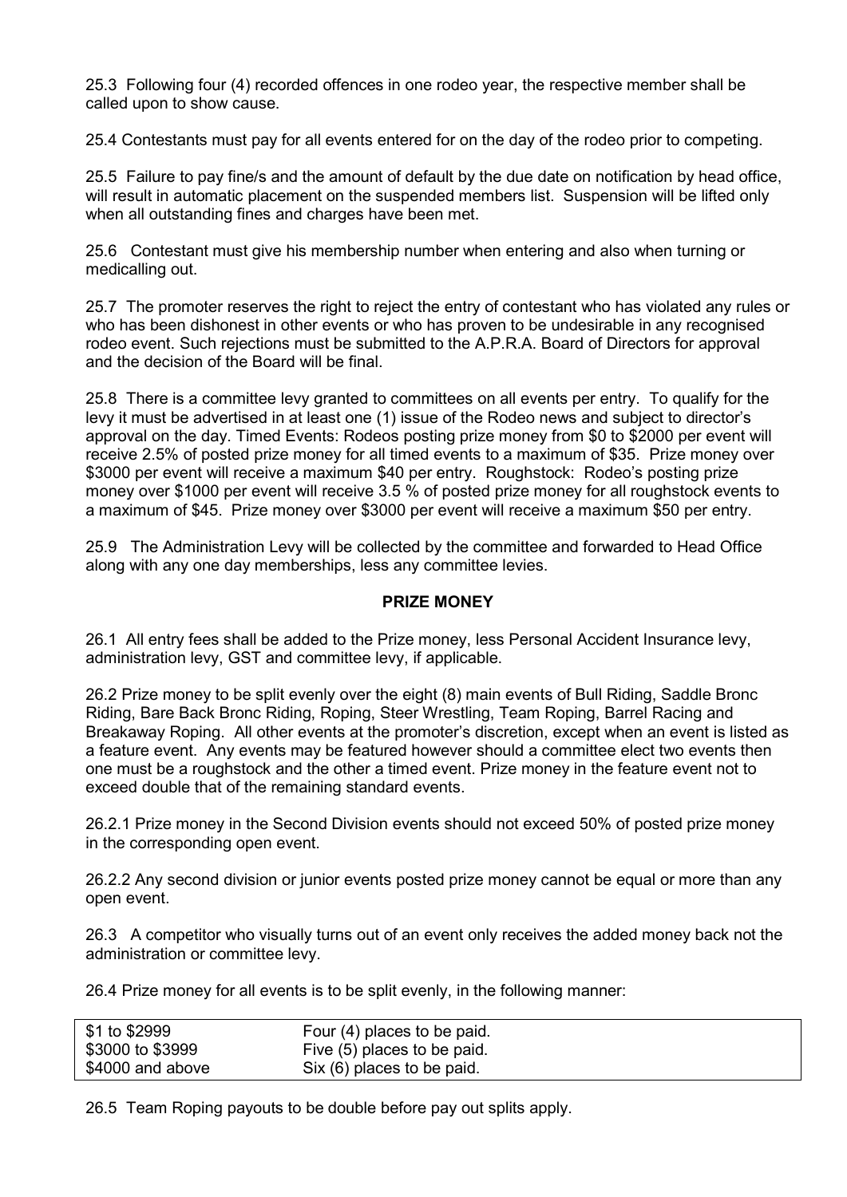25.3 Following four (4) recorded offences in one rodeo year, the respective member shall be called upon to show cause.

25.4 Contestants must pay for all events entered for on the day of the rodeo prior to competing.

25.5 Failure to pay fine/s and the amount of default by the due date on notification by head office, will result in automatic placement on the suspended members list. Suspension will be lifted only when all outstanding fines and charges have been met.

25.6 Contestant must give his membership number when entering and also when turning or medicalling out.

25.7 The promoter reserves the right to reject the entry of contestant who has violated any rules or who has been dishonest in other events or who has proven to be undesirable in any recognised rodeo event. Such rejections must be submitted to the A.P.R.A. Board of Directors for approval and the decision of the Board will be final.

25.8 There is a committee levy granted to committees on all events per entry. To qualify for the levy it must be advertised in at least one (1) issue of the Rodeo news and subject to director's approval on the day. Timed Events: Rodeos posting prize money from $0 to $2000 per event will receive 2.5% of posted prize money for all timed events to a maximum of $35. Prize money over $3000 per event will receive a maximum $40 per entry. Roughstock: Rodeo's posting prize money over $1000 per event will receive 3.5 % of posted prize money for all roughstock events to a maximum of $45. Prize money over $3000 per event will receive a maximum $50 per entry.

25.9 The Administration Levy will be collected by the committee and forwarded to Head Office along with any one day memberships, less any committee levies.

## PRIZE MONEY

26.1 All entry fees shall be added to the Prize money, less Personal Accident Insurance levy, administration levy, GST and committee levy, if applicable.

26.2 Prize money to be split evenly over the eight (8) main events of Bull Riding, Saddle Bronc Riding, Bare Back Bronc Riding, Roping, Steer Wrestling, Team Roping, Barrel Racing and Breakaway Roping. All other events at the promoter's discretion, except when an event is listed as a feature event. Any events may be featured however should a committee elect two events then one must be a roughstock and the other a timed event. Prize money in the feature event not to exceed double that of the remaining standard events.

26.2.1 Prize money in the Second Division events should not exceed 50% of posted prize money in the corresponding open event.

26.2.2 Any second division or junior events posted prize money cannot be equal or more than any open event.

26.3 A competitor who visually turns out of an event only receives the added money back not the administration or committee levy.

26.4 Prize money for all events is to be split evenly, in the following manner:

| | |
|---|---|
| $1 to $2999 | Four (4) places to be paid. |
| $3000 to $3999 | Five (5) places to be paid. |
| $4000 and above | Six (6) places to be paid. |

26.5 Team Roping payouts to be double before pay out splits apply.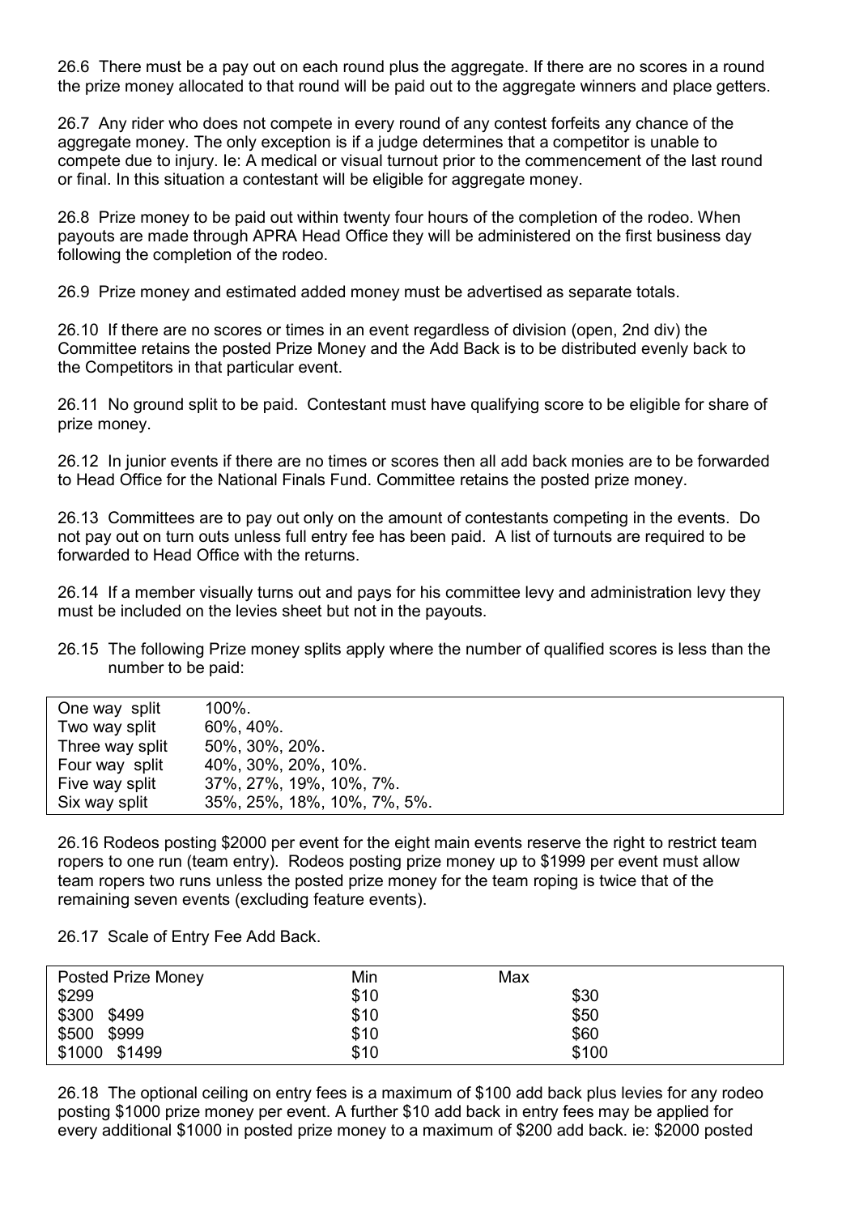26.6 There must be a pay out on each round plus the aggregate. If there are no scores in a round the prize money allocated to that round will be paid out to the aggregate winners and place getters.

26.7 Any rider who does not compete in every round of any contest forfeits any chance of the aggregate money. The only exception is if a judge determines that a competitor is unable to compete due to injury. Ie: A medical or visual turnout prior to the commencement of the last round or final. In this situation a contestant will be eligible for aggregate money.

26.8 Prize money to be paid out within twenty four hours of the completion of the rodeo. When payouts are made through APRA Head Office they will be administered on the first business day following the completion of the rodeo.

26.9 Prize money and estimated added money must be advertised as separate totals.

26.10 If there are no scores or times in an event regardless of division (open, 2nd div) the Committee retains the posted Prize Money and the Add Back is to be distributed evenly back to the Competitors in that particular event.

26.11 No ground split to be paid. Contestant must have qualifying score to be eligible for share of prize money.

26.12 In junior events if there are no times or scores then all add back monies are to be forwarded to Head Office for the National Finals Fund. Committee retains the posted prize money.

26.13 Committees are to pay out only on the amount of contestants competing in the events. Do not pay out on turn outs unless full entry fee has been paid. A list of turnouts are required to be forwarded to Head Office with the returns.

26.14 If a member visually turns out and pays for his committee levy and administration levy they must be included on the levies sheet but not in the payouts.

26.15 The following Prize money splits apply where the number of qualified scores is less than the number to be paid:

| | |
|---|---|
| One way split | 100%. |
| Two way split | 60%, 40%. |
| Three way split | 50%, 30%, 20%. |
| Four way split | 40%, 30%, 20%, 10%. |
| Five way split | 37%, 27%, 19%, 10%, 7%. |
| Six way split | 35%, 25%, 18%, 10%, 7%, 5%. |

26.16 Rodeos posting $2000 per event for the eight main events reserve the right to restrict team ropers to one run (team entry). Rodeos posting prize money up to $1999 per event must allow team ropers two runs unless the posted prize money for the team roping is twice that of the remaining seven events (excluding feature events).

26.17 Scale of Entry Fee Add Back.

| Posted Prize Money | Min | Max |
|---|---|---|
| $299 | $10 | $30 |
| $300 $499 | $10 | $50 |
| $500 $999 | $10 | $60 |
| $1000 $1499 | $10 | $100 |

26.18 The optional ceiling on entry fees is a maximum of $100 add back plus levies for any rodeo posting $1000 prize money per event. A further $10 add back in entry fees may be applied for every additional $1000 in posted prize money to a maximum of $200 add back. ie: $2000 posted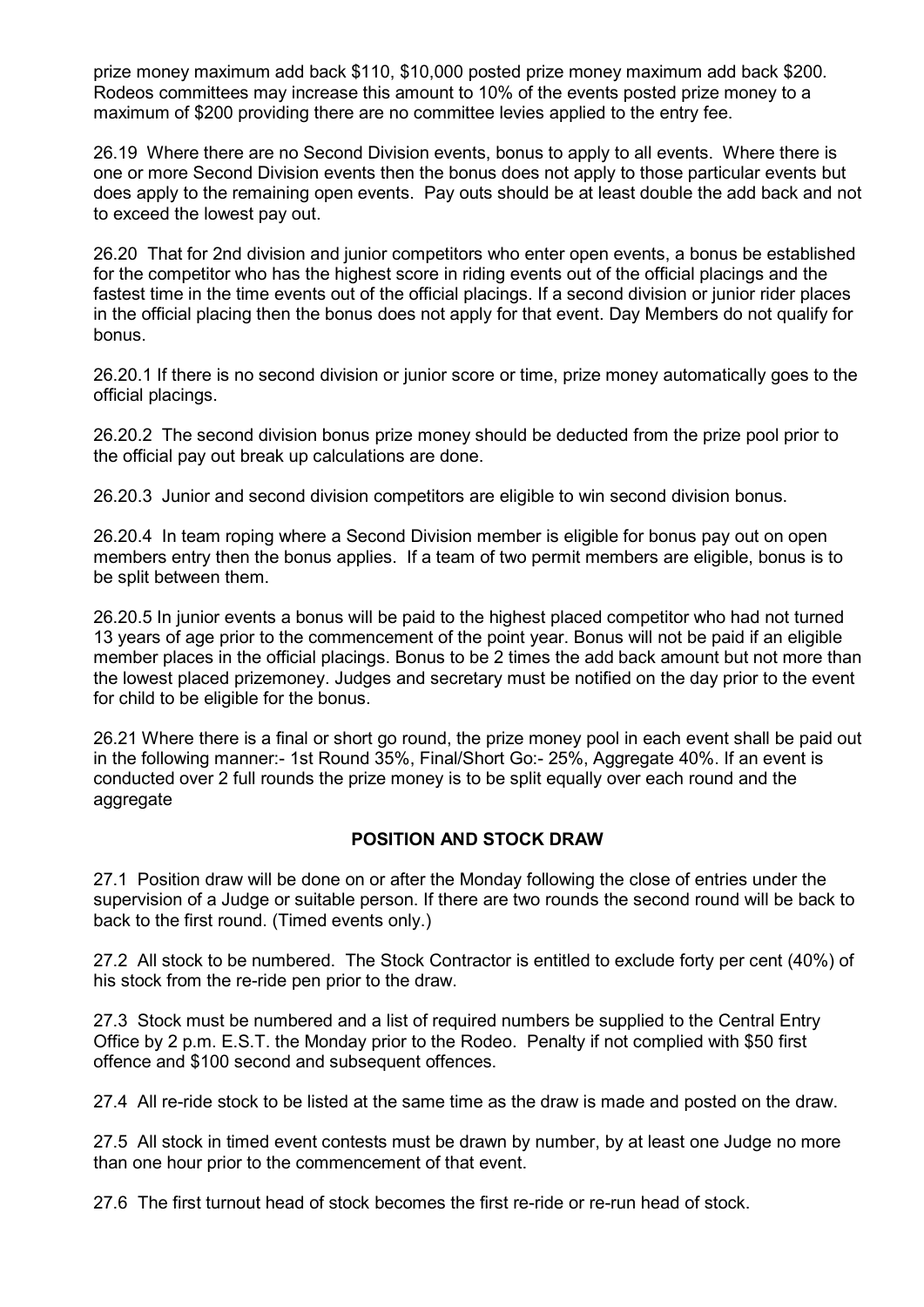prize money maximum add back $110, $10,000 posted prize money maximum add back $200. Rodeos committees may increase this amount to 10% of the events posted prize money to a maximum of $200 providing there are no committee levies applied to the entry fee.

26.19 Where there are no Second Division events, bonus to apply to all events. Where there is one or more Second Division events then the bonus does not apply to those particular events but does apply to the remaining open events. Pay outs should be at least double the add back and not to exceed the lowest pay out.

26.20 That for 2nd division and junior competitors who enter open events, a bonus be established for the competitor who has the highest score in riding events out of the official placings and the fastest time in the time events out of the official placings. If a second division or junior rider places in the official placing then the bonus does not apply for that event. Day Members do not qualify for bonus.

26.20.1 If there is no second division or junior score or time, prize money automatically goes to the official placings.

26.20.2 The second division bonus prize money should be deducted from the prize pool prior to the official pay out break up calculations are done.

26.20.3 Junior and second division competitors are eligible to win second division bonus.

26.20.4 In team roping where a Second Division member is eligible for bonus pay out on open members entry then the bonus applies. If a team of two permit members are eligible, bonus is to be split between them.

26.20.5 In junior events a bonus will be paid to the highest placed competitor who had not turned 13 years of age prior to the commencement of the point year. Bonus will not be paid if an eligible member places in the official placings. Bonus to be 2 times the add back amount but not more than the lowest placed prizemoney. Judges and secretary must be notified on the day prior to the event for child to be eligible for the bonus.

26.21 Where there is a final or short go round, the prize money pool in each event shall be paid out in the following manner:- 1st Round 35%, Final/Short Go:- 25%, Aggregate 40%. If an event is conducted over 2 full rounds the prize money is to be split equally over each round and the aggregate

## POSITION AND STOCK DRAW

27.1 Position draw will be done on or after the Monday following the close of entries under the supervision of a Judge or suitable person. If there are two rounds the second round will be back to back to the first round. (Timed events only.)

27.2 All stock to be numbered. The Stock Contractor is entitled to exclude forty per cent (40%) of his stock from the re-ride pen prior to the draw.

27.3 Stock must be numbered and a list of required numbers be supplied to the Central Entry Office by 2 p.m. E.S.T. the Monday prior to the Rodeo. Penalty if not complied with $50 first offence and $100 second and subsequent offences.

27.4 All re-ride stock to be listed at the same time as the draw is made and posted on the draw.

27.5 All stock in timed event contests must be drawn by number, by at least one Judge no more than one hour prior to the commencement of that event.

27.6 The first turnout head of stock becomes the first re-ride or re-run head of stock.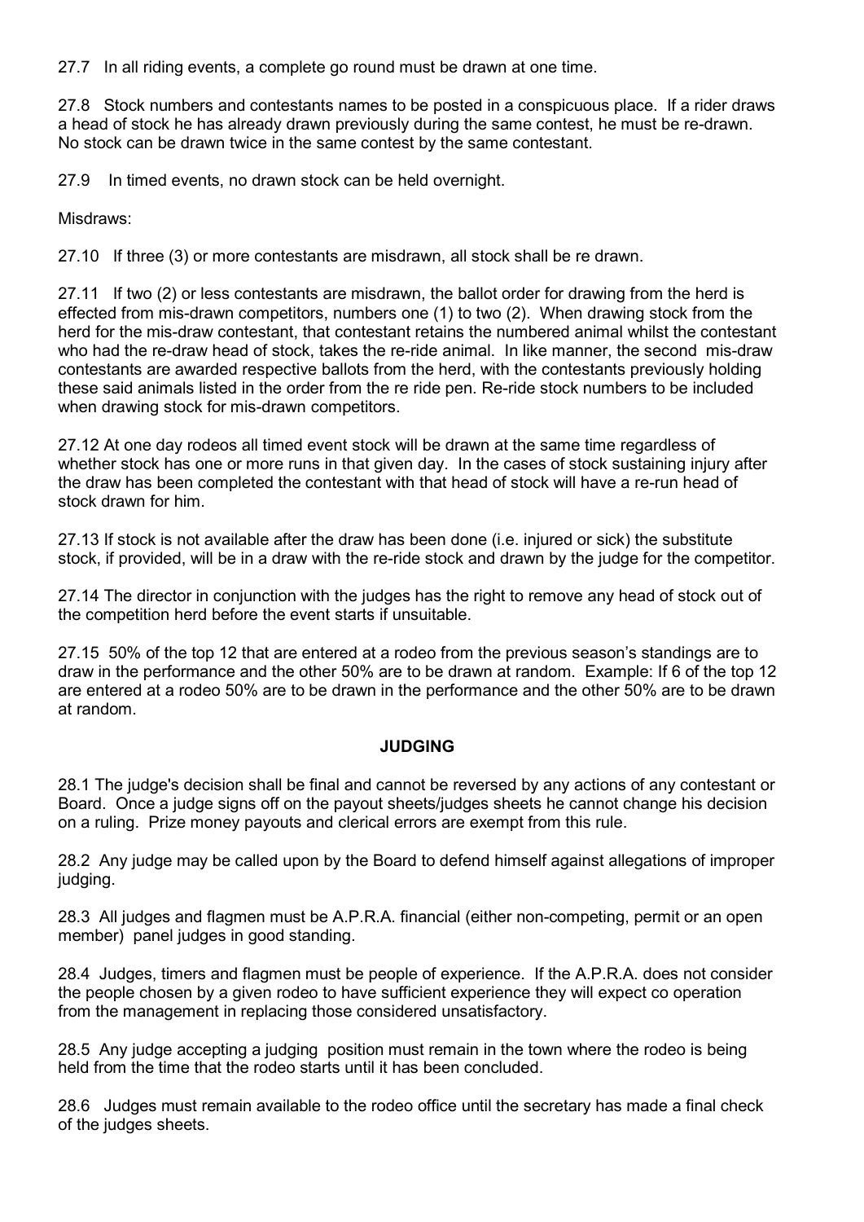27.7 In all riding events, a complete go round must be drawn at one time.

27.8 Stock numbers and contestants names to be posted in a conspicuous place. If a rider draws a head of stock he has already drawn previously during the same contest, he must be re-drawn. No stock can be drawn twice in the same contest by the same contestant.

27.9 In timed events, no drawn stock can be held overnight.

Misdraws:

27.10 If three (3) or more contestants are misdrawn, all stock shall be re drawn.

27.11 If two (2) or less contestants are misdrawn, the ballot order for drawing from the herd is effected from mis-drawn competitors, numbers one (1) to two (2). When drawing stock from the herd for the mis-draw contestant, that contestant retains the numbered animal whilst the contestant who had the re-draw head of stock, takes the re-ride animal. In like manner, the second mis-draw contestants are awarded respective ballots from the herd, with the contestants previously holding these said animals listed in the order from the re ride pen. Re-ride stock numbers to be included when drawing stock for mis-drawn competitors.

27.12 At one day rodeos all timed event stock will be drawn at the same time regardless of whether stock has one or more runs in that given day. In the cases of stock sustaining injury after the draw has been completed the contestant with that head of stock will have a re-run head of stock drawn for him.

27.13 If stock is not available after the draw has been done (i.e. injured or sick) the substitute stock, if provided, will be in a draw with the re-ride stock and drawn by the judge for the competitor.

27.14 The director in conjunction with the judges has the right to remove any head of stock out of the competition herd before the event starts if unsuitable.

27.15 50% of the top 12 that are entered at a rodeo from the previous season's standings are to draw in the performance and the other 50% are to be drawn at random. Example: If 6 of the top 12 are entered at a rodeo 50% are to be drawn in the performance and the other 50% are to be drawn at random.

## JUDGING

28.1 The judge's decision shall be final and cannot be reversed by any actions of any contestant or Board. Once a judge signs off on the payout sheets/judges sheets he cannot change his decision on a ruling. Prize money payouts and clerical errors are exempt from this rule.

28.2 Any judge may be called upon by the Board to defend himself against allegations of improper judging.

28.3 All judges and flagmen must be A.P.R.A. financial (either non-competing, permit or an open member) panel judges in good standing.

28.4 Judges, timers and flagmen must be people of experience. If the A.P.R.A. does not consider the people chosen by a given rodeo to have sufficient experience they will expect co operation from the management in replacing those considered unsatisfactory.

28.5 Any judge accepting a judging position must remain in the town where the rodeo is being held from the time that the rodeo starts until it has been concluded.

28.6 Judges must remain available to the rodeo office until the secretary has made a final check of the judges sheets.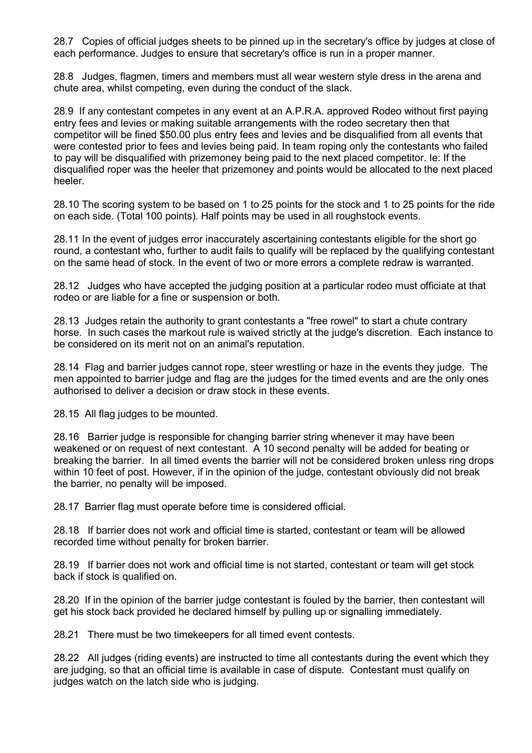28.7 Copies of official judges sheets to be pinned up in the secretary's office by judges at close of each performance. Judges to ensure that secretary's office is run in a proper manner.

28.8 Judges, flagmen, timers and members must all wear western style dress in the arena and chute area, whilst competing, even during the conduct of the slack.

28.9 If any contestant competes in any event at an A.P.R.A. approved Rodeo without first paying entry fees and levies or making suitable arrangements with the rodeo secretary then that competitor will be fined $50.00 plus entry fees and levies and be disqualified from all events that were contested prior to fees and levies being paid. In team roping only the contestants who failed to pay will be disqualified with prizemoney being paid to the next placed competitor. Ie: If the disqualified roper was the heeler that prizemoney and points would be allocated to the next placed heeler.

28.10 The scoring system to be based on 1 to 25 points for the stock and 1 to 25 points for the ride on each side. (Total 100 points). Half points may be used in all roughstock events.

28.11 In the event of judges error inaccurately ascertaining contestants eligible for the short go round, a contestant who, further to audit fails to qualify will be replaced by the qualifying contestant on the same head of stock. In the event of two or more errors a complete redraw is warranted.

28.12 Judges who have accepted the judging position at a particular rodeo must officiate at that rodeo or are liable for a fine or suspension or both.

28.13 Judges retain the authority to grant contestants a "free rowel" to start a chute contrary horse. In such cases the markout rule is waived strictly at the judge's discretion. Each instance to be considered on its merit not on an animal's reputation.

28.14 Flag and barrier judges cannot rope, steer wrestling or haze in the events they judge. The men appointed to barrier judge and flag are the judges for the timed events and are the only ones authorised to deliver a decision or draw stock in these events.

28.15 All flag judges to be mounted.

28.16 Barrier judge is responsible for changing barrier string whenever it may have been weakened or on request of next contestant. A 10 second penalty will be added for beating or breaking the barrier. In all timed events the barrier will not be considered broken unless ring drops within 10 feet of post. However, if in the opinion of the judge, contestant obviously did not break the barrier, no penalty will be imposed.

28.17 Barrier flag must operate before time is considered official.

28.18 If barrier does not work and official time is started, contestant or team will be allowed recorded time without penalty for broken barrier.

28.19 If barrier does not work and official time is not started, contestant or team will get stock back if stock is qualified on.

28.20 If in the opinion of the barrier judge contestant is fouled by the barrier, then contestant will get his stock back provided he declared himself by pulling up or signalling immediately.

28.21 There must be two timekeepers for all timed event contests.

28.22 All judges (riding events) are instructed to time all contestants during the event which they are judging, so that an official time is available in case of dispute. Contestant must qualify on judges watch on the latch side who is judging.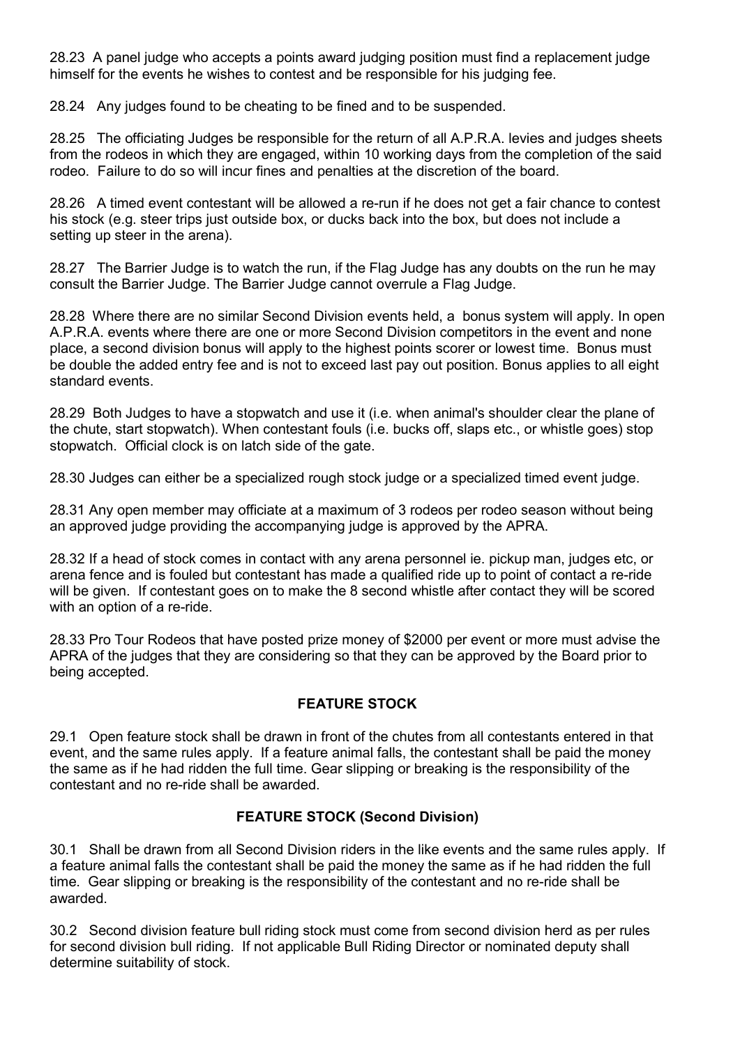28.23 A panel judge who accepts a points award judging position must find a replacement judge himself for the events he wishes to contest and be responsible for his judging fee.

28.24 Any judges found to be cheating to be fined and to be suspended.

28.25 The officiating Judges be responsible for the return of all A.P.R.A. levies and judges sheets from the rodeos in which they are engaged, within 10 working days from the completion of the said rodeo. Failure to do so will incur fines and penalties at the discretion of the board.

28.26 A timed event contestant will be allowed a re-run if he does not get a fair chance to contest his stock (e.g. steer trips just outside box, or ducks back into the box, but does not include a setting up steer in the arena).

28.27 The Barrier Judge is to watch the run, if the Flag Judge has any doubts on the run he may consult the Barrier Judge. The Barrier Judge cannot overrule a Flag Judge.

28.28 Where there are no similar Second Division events held, a bonus system will apply. In open A.P.R.A. events where there are one or more Second Division competitors in the event and none place, a second division bonus will apply to the highest points scorer or lowest time. Bonus must be double the added entry fee and is not to exceed last pay out position. Bonus applies to all eight standard events.

28.29 Both Judges to have a stopwatch and use it (i.e. when animal's shoulder clear the plane of the chute, start stopwatch). When contestant fouls (i.e. bucks off, slaps etc., or whistle goes) stop stopwatch. Official clock is on latch side of the gate.

28.30 Judges can either be a specialized rough stock judge or a specialized timed event judge.

28.31 Any open member may officiate at a maximum of 3 rodeos per rodeo season without being an approved judge providing the accompanying judge is approved by the APRA.

28.32 If a head of stock comes in contact with any arena personnel ie. pickup man, judges etc, or arena fence and is fouled but contestant has made a qualified ride up to point of contact a re-ride will be given. If contestant goes on to make the 8 second whistle after contact they will be scored with an option of a re-ride.

28.33 Pro Tour Rodeos that have posted prize money of $2000 per event or more must advise the APRA of the judges that they are considering so that they can be approved by the Board prior to being accepted.

## FEATURE STOCK

29.1 Open feature stock shall be drawn in front of the chutes from all contestants entered in that event, and the same rules apply. If a feature animal falls, the contestant shall be paid the money the same as if he had ridden the full time. Gear slipping or breaking is the responsibility of the contestant and no re-ride shall be awarded.

## FEATURE STOCK (Second Division)

30.1 Shall be drawn from all Second Division riders in the like events and the same rules apply. If a feature animal falls the contestant shall be paid the money the same as if he had ridden the full time. Gear slipping or breaking is the responsibility of the contestant and no re-ride shall be awarded.

30.2 Second division feature bull riding stock must come from second division herd as per rules for second division bull riding. If not applicable Bull Riding Director or nominated deputy shall determine suitability of stock.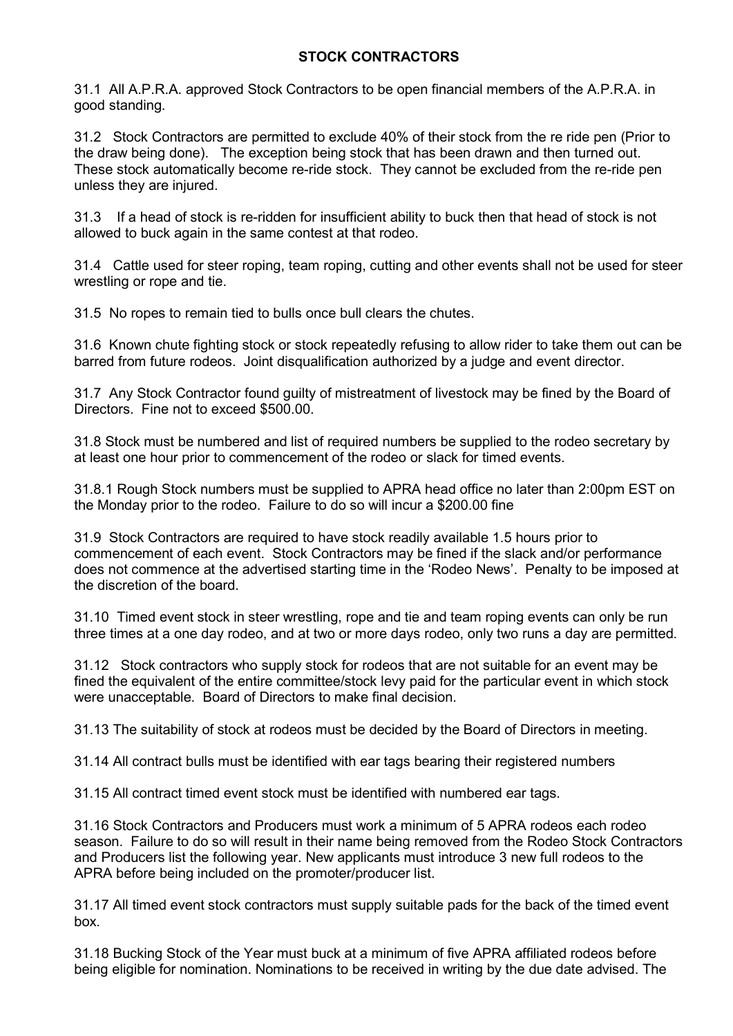## STOCK CONTRACTORS

31.1 All A.P.R.A. approved Stock Contractors to be open financial members of the A.P.R.A. in good standing.

31.2 Stock Contractors are permitted to exclude 40% of their stock from the re ride pen (Prior to the draw being done). The exception being stock that has been drawn and then turned out. These stock automatically become re-ride stock. They cannot be excluded from the re-ride pen unless they are injured.

31.3 If a head of stock is re-ridden for insufficient ability to buck then that head of stock is not allowed to buck again in the same contest at that rodeo.

31.4 Cattle used for steer roping, team roping, cutting and other events shall not be used for steer wrestling or rope and tie.

31.5 No ropes to remain tied to bulls once bull clears the chutes.

31.6 Known chute fighting stock or stock repeatedly refusing to allow rider to take them out can be barred from future rodeos. Joint disqualification authorized by a judge and event director.

31.7 Any Stock Contractor found guilty of mistreatment of livestock may be fined by the Board of Directors. Fine not to exceed $500.00.

31.8 Stock must be numbered and list of required numbers be supplied to the rodeo secretary by at least one hour prior to commencement of the rodeo or slack for timed events.

31.8.1 Rough Stock numbers must be supplied to APRA head office no later than 2:00pm EST on the Monday prior to the rodeo. Failure to do so will incur a $200.00 fine

31.9 Stock Contractors are required to have stock readily available 1.5 hours prior to commencement of each event. Stock Contractors may be fined if the slack and/or performance does not commence at the advertised starting time in the 'Rodeo News'. Penalty to be imposed at the discretion of the board.

31.10 Timed event stock in steer wrestling, rope and tie and team roping events can only be run three times at a one day rodeo, and at two or more days rodeo, only two runs a day are permitted.

31.12 Stock contractors who supply stock for rodeos that are not suitable for an event may be fined the equivalent of the entire committee/stock levy paid for the particular event in which stock were unacceptable. Board of Directors to make final decision.

31.13 The suitability of stock at rodeos must be decided by the Board of Directors in meeting.

31.14 All contract bulls must be identified with ear tags bearing their registered numbers

31.15 All contract timed event stock must be identified with numbered ear tags.

31.16 Stock Contractors and Producers must work a minimum of 5 APRA rodeos each rodeo season. Failure to do so will result in their name being removed from the Rodeo Stock Contractors and Producers list the following year. New applicants must introduce 3 new full rodeos to the APRA before being included on the promoter/producer list.

31.17 All timed event stock contractors must supply suitable pads for the back of the timed event box.

31.18 Bucking Stock of the Year must buck at a minimum of five APRA affiliated rodeos before being eligible for nomination. Nominations to be received in writing by the due date advised. The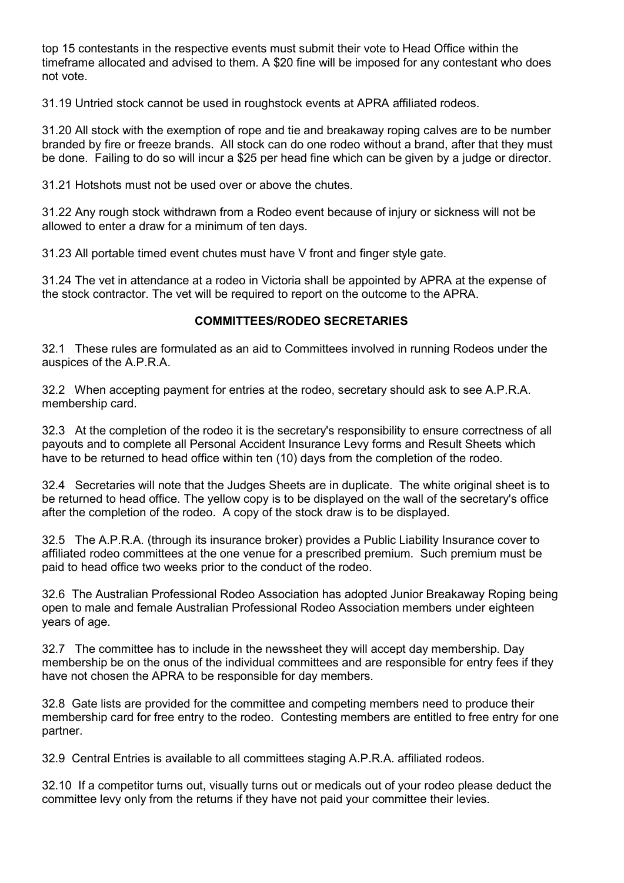top 15 contestants in the respective events must submit their vote to Head Office within the timeframe allocated and advised to them. A $20 fine will be imposed for any contestant who does not vote.

31.19 Untried stock cannot be used in roughstock events at APRA affiliated rodeos.

31.20 All stock with the exemption of rope and tie and breakaway roping calves are to be number branded by fire or freeze brands. All stock can do one rodeo without a brand, after that they must be done. Failing to do so will incur a $25 per head fine which can be given by a judge or director.

31.21 Hotshots must not be used over or above the chutes.

31.22 Any rough stock withdrawn from a Rodeo event because of injury or sickness will not be allowed to enter a draw for a minimum of ten days.

31.23 All portable timed event chutes must have V front and finger style gate.

31.24 The vet in attendance at a rodeo in Victoria shall be appointed by APRA at the expense of the stock contractor. The vet will be required to report on the outcome to the APRA.

## COMMITTEES/RODEO SECRETARIES

32.1 These rules are formulated as an aid to Committees involved in running Rodeos under the auspices of the A.P.R.A.

32.2 When accepting payment for entries at the rodeo, secretary should ask to see A.P.R.A. membership card.

32.3 At the completion of the rodeo it is the secretary's responsibility to ensure correctness of all payouts and to complete all Personal Accident Insurance Levy forms and Result Sheets which have to be returned to head office within ten (10) days from the completion of the rodeo.

32.4 Secretaries will note that the Judges Sheets are in duplicate. The white original sheet is to be returned to head office. The yellow copy is to be displayed on the wall of the secretary's office after the completion of the rodeo. A copy of the stock draw is to be displayed.

32.5 The A.P.R.A. (through its insurance broker) provides a Public Liability Insurance cover to affiliated rodeo committees at the one venue for a prescribed premium. Such premium must be paid to head office two weeks prior to the conduct of the rodeo.

32.6 The Australian Professional Rodeo Association has adopted Junior Breakaway Roping being open to male and female Australian Professional Rodeo Association members under eighteen years of age.

32.7 The committee has to include in the newssheet they will accept day membership. Day membership be on the onus of the individual committees and are responsible for entry fees if they have not chosen the APRA to be responsible for day members.

32.8 Gate lists are provided for the committee and competing members need to produce their membership card for free entry to the rodeo. Contesting members are entitled to free entry for one partner.

32.9 Central Entries is available to all committees staging A.P.R.A. affiliated rodeos.

32.10 If a competitor turns out, visually turns out or medicals out of your rodeo please deduct the committee levy only from the returns if they have not paid your committee their levies.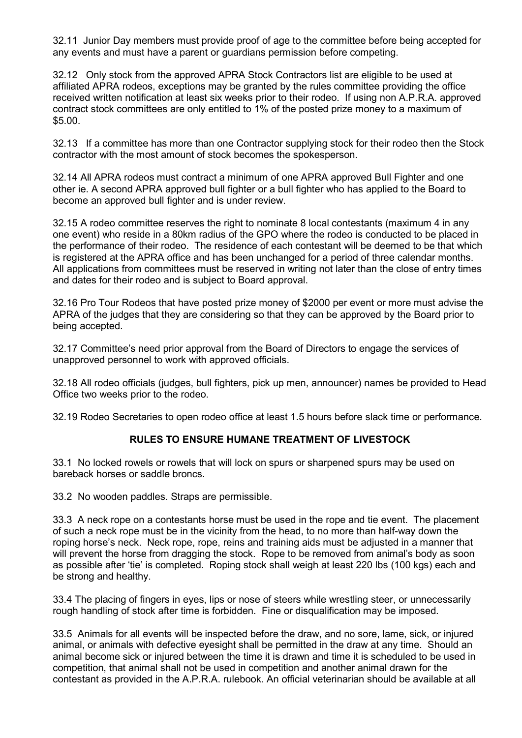32.11 Junior Day members must provide proof of age to the committee before being accepted for any events and must have a parent or guardians permission before competing.

32.12 Only stock from the approved APRA Stock Contractors list are eligible to be used at affiliated APRA rodeos, exceptions may be granted by the rules committee providing the office received written notification at least six weeks prior to their rodeo. If using non A.P.R.A. approved contract stock committees are only entitled to 1% of the posted prize money to a maximum of $5.00.

32.13 If a committee has more than one Contractor supplying stock for their rodeo then the Stock contractor with the most amount of stock becomes the spokesperson.

32.14 All APRA rodeos must contract a minimum of one APRA approved Bull Fighter and one other ie. A second APRA approved bull fighter or a bull fighter who has applied to the Board to become an approved bull fighter and is under review.

32.15 A rodeo committee reserves the right to nominate 8 local contestants (maximum 4 in any one event) who reside in a 80km radius of the GPO where the rodeo is conducted to be placed in the performance of their rodeo. The residence of each contestant will be deemed to be that which is registered at the APRA office and has been unchanged for a period of three calendar months. All applications from committees must be reserved in writing not later than the close of entry times and dates for their rodeo and is subject to Board approval.

32.16 Pro Tour Rodeos that have posted prize money of $2000 per event or more must advise the APRA of the judges that they are considering so that they can be approved by the Board prior to being accepted.

32.17 Committee's need prior approval from the Board of Directors to engage the services of unapproved personnel to work with approved officials.

32.18 All rodeo officials (judges, bull fighters, pick up men, announcer) names be provided to Head Office two weeks prior to the rodeo.

32.19 Rodeo Secretaries to open rodeo office at least 1.5 hours before slack time or performance.

## RULES TO ENSURE HUMANE TREATMENT OF LIVESTOCK

33.1 No locked rowels or rowels that will lock on spurs or sharpened spurs may be used on bareback horses or saddle broncs.

33.2 No wooden paddles. Straps are permissible.

33.3 A neck rope on a contestants horse must be used in the rope and tie event. The placement of such a neck rope must be in the vicinity from the head, to no more than half-way down the roping horse's neck. Neck rope, rope, reins and training aids must be adjusted in a manner that will prevent the horse from dragging the stock. Rope to be removed from animal's body as soon as possible after 'tie' is completed. Roping stock shall weigh at least 220 lbs (100 kgs) each and be strong and healthy.

33.4 The placing of fingers in eyes, lips or nose of steers while wrestling steer, or unnecessarily rough handling of stock after time is forbidden. Fine or disqualification may be imposed.

33.5 Animals for all events will be inspected before the draw, and no sore, lame, sick, or injured animal, or animals with defective eyesight shall be permitted in the draw at any time. Should an animal become sick or injured between the time it is drawn and time it is scheduled to be used in competition, that animal shall not be used in competition and another animal drawn for the contestant as provided in the A.P.R.A. rulebook. An official veterinarian should be available at all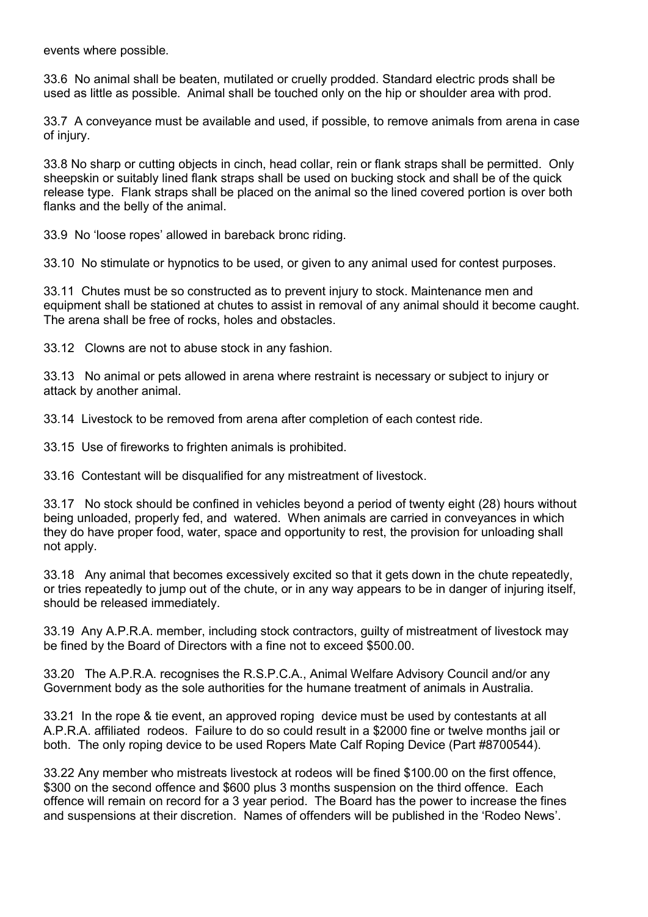events where possible.

33.6 No animal shall be beaten, mutilated or cruelly prodded. Standard electric prods shall be used as little as possible. Animal shall be touched only on the hip or shoulder area with prod.

33.7 A conveyance must be available and used, if possible, to remove animals from arena in case of injury.

33.8 No sharp or cutting objects in cinch, head collar, rein or flank straps shall be permitted. Only sheepskin or suitably lined flank straps shall be used on bucking stock and shall be of the quick release type. Flank straps shall be placed on the animal so the lined covered portion is over both flanks and the belly of the animal.

33.9 No 'loose ropes' allowed in bareback bronc riding.

33.10 No stimulate or hypnotics to be used, or given to any animal used for contest purposes.

33.11 Chutes must be so constructed as to prevent injury to stock. Maintenance men and equipment shall be stationed at chutes to assist in removal of any animal should it become caught. The arena shall be free of rocks, holes and obstacles.

33.12 Clowns are not to abuse stock in any fashion.

33.13 No animal or pets allowed in arena where restraint is necessary or subject to injury or attack by another animal.

33.14 Livestock to be removed from arena after completion of each contest ride.

33.15 Use of fireworks to frighten animals is prohibited.

33.16 Contestant will be disqualified for any mistreatment of livestock.

33.17 No stock should be confined in vehicles beyond a period of twenty eight (28) hours without being unloaded, properly fed, and watered. When animals are carried in conveyances in which they do have proper food, water, space and opportunity to rest, the provision for unloading shall not apply.

33.18 Any animal that becomes excessively excited so that it gets down in the chute repeatedly, or tries repeatedly to jump out of the chute, or in any way appears to be in danger of injuring itself, should be released immediately.

33.19 Any A.P.R.A. member, including stock contractors, guilty of mistreatment of livestock may be fined by the Board of Directors with a fine not to exceed $500.00.

33.20 The A.P.R.A. recognises the R.S.P.C.A., Animal Welfare Advisory Council and/or any Government body as the sole authorities for the humane treatment of animals in Australia.

33.21 In the rope & tie event, an approved roping device must be used by contestants at all A.P.R.A. affiliated rodeos. Failure to do so could result in a $2000 fine or twelve months jail or both. The only roping device to be used Ropers Mate Calf Roping Device (Part #8700544).

33.22 Any member who mistreats livestock at rodeos will be fined $100.00 on the first offence, $300 on the second offence and $600 plus 3 months suspension on the third offence. Each offence will remain on record for a 3 year period. The Board has the power to increase the fines and suspensions at their discretion. Names of offenders will be published in the 'Rodeo News'.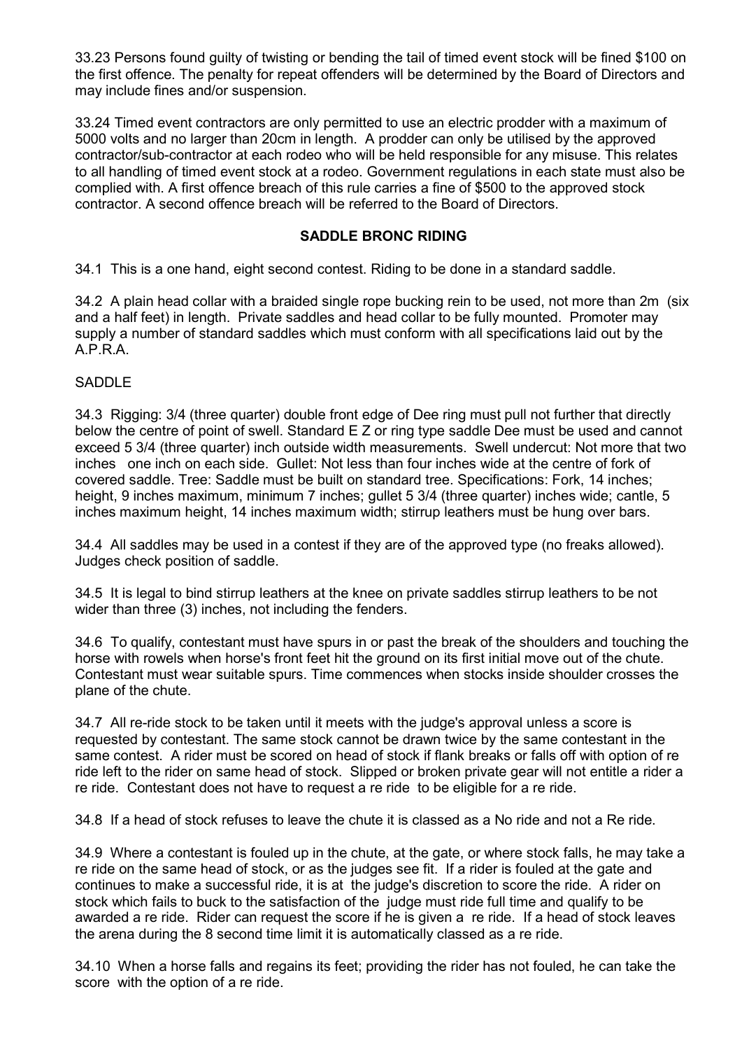33.23 Persons found guilty of twisting or bending the tail of timed event stock will be fined $100 on the first offence. The penalty for repeat offenders will be determined by the Board of Directors and may include fines and/or suspension.

33.24 Timed event contractors are only permitted to use an electric prodder with a maximum of 5000 volts and no larger than 20cm in length. A prodder can only be utilised by the approved contractor/sub-contractor at each rodeo who will be held responsible for any misuse. This relates to all handling of timed event stock at a rodeo. Government regulations in each state must also be complied with. A first offence breach of this rule carries a fine of $500 to the approved stock contractor. A second offence breach will be referred to the Board of Directors.

## SADDLE BRONC RIDING

34.1 This is a one hand, eight second contest. Riding to be done in a standard saddle.

34.2 A plain head collar with a braided single rope bucking rein to be used, not more than 2m (six and a half feet) in length. Private saddles and head collar to be fully mounted. Promoter may supply a number of standard saddles which must conform with all specifications laid out by the A.P.R.A.

SADDLE

34.3 Rigging: 3/4 (three quarter) double front edge of Dee ring must pull not further that directly below the centre of point of swell. Standard E Z or ring type saddle Dee must be used and cannot exceed 5 3/4 (three quarter) inch outside width measurements. Swell undercut: Not more that two inches one inch on each side. Gullet: Not less than four inches wide at the centre of fork of covered saddle. Tree: Saddle must be built on standard tree. Specifications: Fork, 14 inches; height, 9 inches maximum, minimum 7 inches; gullet 5 3/4 (three quarter) inches wide; cantle, 5 inches maximum height, 14 inches maximum width; stirrup leathers must be hung over bars.

34.4 All saddles may be used in a contest if they are of the approved type (no freaks allowed). Judges check position of saddle.

34.5 It is legal to bind stirrup leathers at the knee on private saddles stirrup leathers to be not wider than three (3) inches, not including the fenders.

34.6 To qualify, contestant must have spurs in or past the break of the shoulders and touching the horse with rowels when horse's front feet hit the ground on its first initial move out of the chute. Contestant must wear suitable spurs. Time commences when stocks inside shoulder crosses the plane of the chute.

34.7 All re-ride stock to be taken until it meets with the judge's approval unless a score is requested by contestant. The same stock cannot be drawn twice by the same contestant in the same contest. A rider must be scored on head of stock if flank breaks or falls off with option of re ride left to the rider on same head of stock. Slipped or broken private gear will not entitle a rider a re ride. Contestant does not have to request a re ride to be eligible for a re ride.

34.8 If a head of stock refuses to leave the chute it is classed as a No ride and not a Re ride.

34.9 Where a contestant is fouled up in the chute, at the gate, or where stock falls, he may take a re ride on the same head of stock, or as the judges see fit. If a rider is fouled at the gate and continues to make a successful ride, it is at the judge's discretion to score the ride. A rider on stock which fails to buck to the satisfaction of the judge must ride full time and qualify to be awarded a re ride. Rider can request the score if he is given a re ride. If a head of stock leaves the arena during the 8 second time limit it is automatically classed as a re ride.

34.10 When a horse falls and regains its feet; providing the rider has not fouled, he can take the score with the option of a re ride.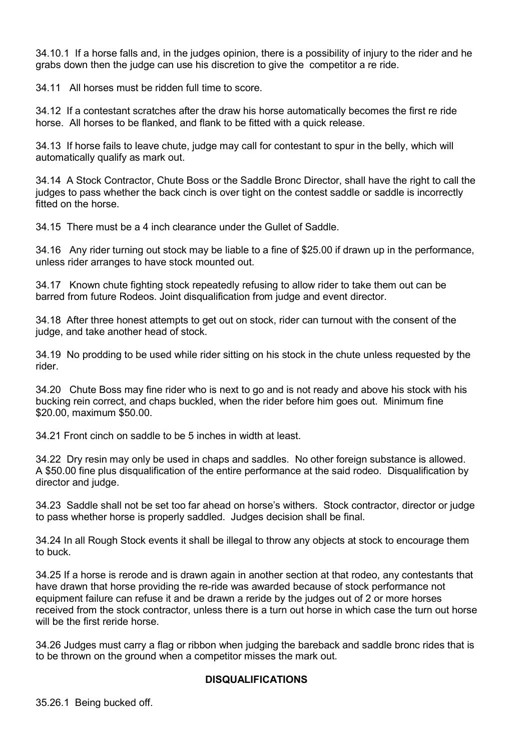34.10.1 If a horse falls and, in the judges opinion, there is a possibility of injury to the rider and he grabs down then the judge can use his discretion to give the competitor a re ride.

34.11 All horses must be ridden full time to score.

34.12 If a contestant scratches after the draw his horse automatically becomes the first re ride horse. All horses to be flanked, and flank to be fitted with a quick release.

34.13 If horse fails to leave chute, judge may call for contestant to spur in the belly, which will automatically qualify as mark out.

34.14 A Stock Contractor, Chute Boss or the Saddle Bronc Director, shall have the right to call the judges to pass whether the back cinch is over tight on the contest saddle or saddle is incorrectly fitted on the horse.

34.15 There must be a 4 inch clearance under the Gullet of Saddle.

34.16 Any rider turning out stock may be liable to a fine of $25.00 if drawn up in the performance, unless rider arranges to have stock mounted out.

34.17 Known chute fighting stock repeatedly refusing to allow rider to take them out can be barred from future Rodeos. Joint disqualification from judge and event director.

34.18 After three honest attempts to get out on stock, rider can turnout with the consent of the judge, and take another head of stock.

34.19 No prodding to be used while rider sitting on his stock in the chute unless requested by the rider.

34.20 Chute Boss may fine rider who is next to go and is not ready and above his stock with his bucking rein correct, and chaps buckled, when the rider before him goes out. Minimum fine $20.00, maximum $50.00.

34.21 Front cinch on saddle to be 5 inches in width at least.

34.22 Dry resin may only be used in chaps and saddles. No other foreign substance is allowed. A $50.00 fine plus disqualification of the entire performance at the said rodeo. Disqualification by director and judge.

34.23 Saddle shall not be set too far ahead on horse's withers. Stock contractor, director or judge to pass whether horse is properly saddled. Judges decision shall be final.

34.24 In all Rough Stock events it shall be illegal to throw any objects at stock to encourage them to buck.

34.25 If a horse is rerode and is drawn again in another section at that rodeo, any contestants that have drawn that horse providing the re-ride was awarded because of stock performance not equipment failure can refuse it and be drawn a reride by the judges out of 2 or more horses received from the stock contractor, unless there is a turn out horse in which case the turn out horse will be the first reride horse.

34.26 Judges must carry a flag or ribbon when judging the bareback and saddle bronc rides that is to be thrown on the ground when a competitor misses the mark out.

## DISQUALIFICATIONS

35.26.1 Being bucked off.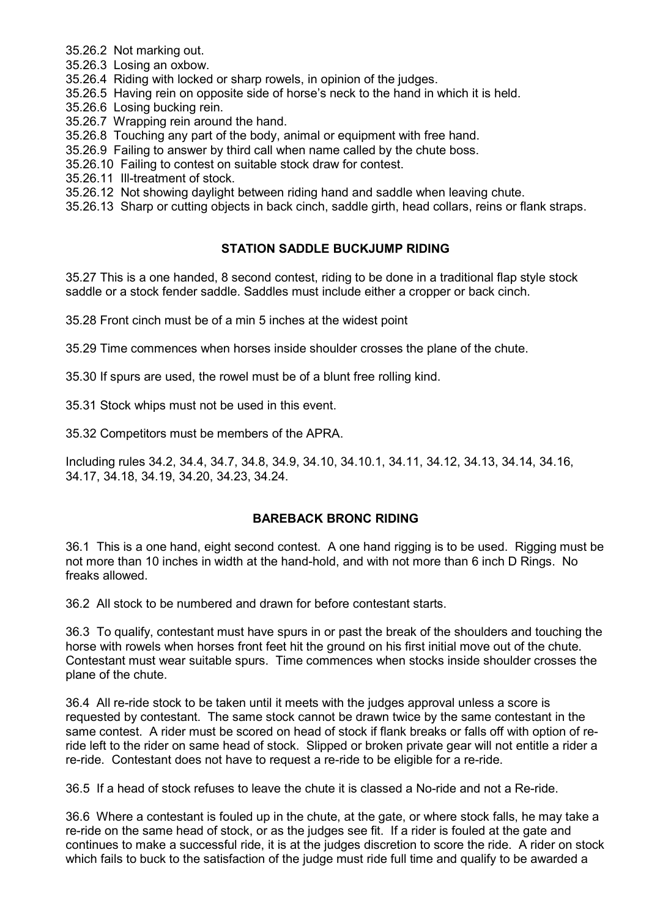35.26.2 Not marking out.

35.26.3 Losing an oxbow.

35.26.4 Riding with locked or sharp rowels, in opinion of the judges.

35.26.5 Having rein on opposite side of horse's neck to the hand in which it is held.

35.26.6 Losing bucking rein.

35.26.7 Wrapping rein around the hand.

35.26.8 Touching any part of the body, animal or equipment with free hand.

35.26.9 Failing to answer by third call when name called by the chute boss.

35.26.10 Failing to contest on suitable stock draw for contest.

35.26.11 Ill-treatment of stock.

35.26.12 Not showing daylight between riding hand and saddle when leaving chute.

35.26.13 Sharp or cutting objects in back cinch, saddle girth, head collars, reins or flank straps.

## STATION SADDLE BUCKJUMP RIDING

35.27 This is a one handed, 8 second contest, riding to be done in a traditional flap style stock saddle or a stock fender saddle. Saddles must include either a cropper or back cinch.

35.28 Front cinch must be of a min 5 inches at the widest point

35.29 Time commences when horses inside shoulder crosses the plane of the chute.

35.30 If spurs are used, the rowel must be of a blunt free rolling kind.

35.31 Stock whips must not be used in this event.

35.32 Competitors must be members of the APRA.

Including rules 34.2, 34.4, 34.7, 34.8, 34.9, 34.10, 34.10.1, 34.11, 34.12, 34.13, 34.14, 34.16, 34.17, 34.18, 34.19, 34.20, 34.23, 34.24.

## BAREBACK BRONC RIDING

36.1 This is a one hand, eight second contest. A one hand rigging is to be used. Rigging must be not more than 10 inches in width at the hand-hold, and with not more than 6 inch D Rings. No freaks allowed.

36.2 All stock to be numbered and drawn for before contestant starts.

36.3 To qualify, contestant must have spurs in or past the break of the shoulders and touching the horse with rowels when horses front feet hit the ground on his first initial move out of the chute. Contestant must wear suitable spurs. Time commences when stocks inside shoulder crosses the plane of the chute.

36.4 All re-ride stock to be taken until it meets with the judges approval unless a score is requested by contestant. The same stock cannot be drawn twice by the same contestant in the same contest. A rider must be scored on head of stock if flank breaks or falls off with option of re-ride left to the rider on same head of stock. Slipped or broken private gear will not entitle a rider a re-ride. Contestant does not have to request a re-ride to be eligible for a re-ride.

36.5 If a head of stock refuses to leave the chute it is classed a No-ride and not a Re-ride.

36.6 Where a contestant is fouled up in the chute, at the gate, or where stock falls, he may take a re-ride on the same head of stock, or as the judges see fit. If a rider is fouled at the gate and continues to make a successful ride, it is at the judges discretion to score the ride. A rider on stock which fails to buck to the satisfaction of the judge must ride full time and qualify to be awarded a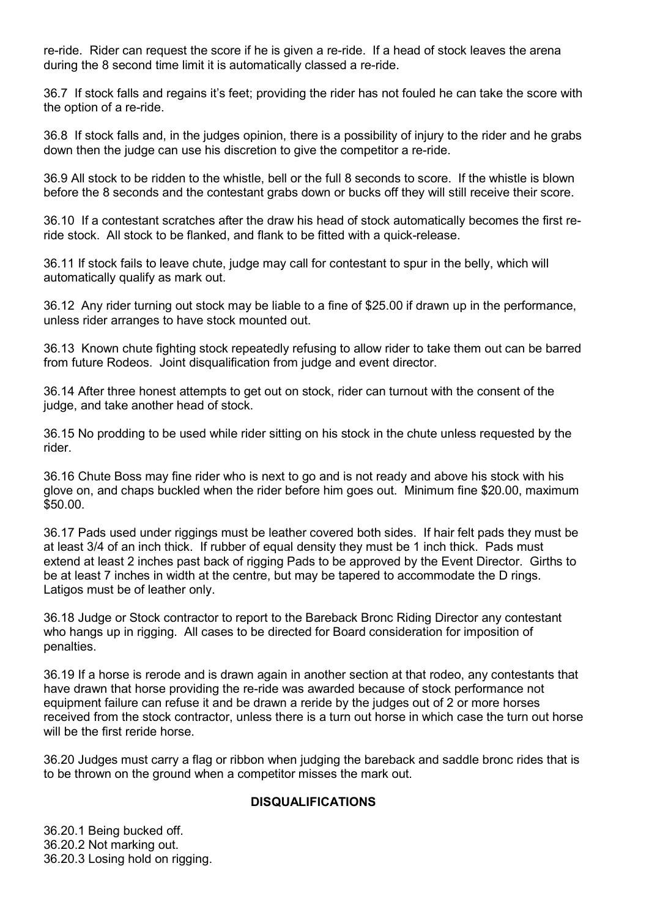re-ride. Rider can request the score if he is given a re-ride. If a head of stock leaves the arena during the 8 second time limit it is automatically classed a re-ride.

36.7 If stock falls and regains it's feet; providing the rider has not fouled he can take the score with the option of a re-ride.

36.8 If stock falls and, in the judges opinion, there is a possibility of injury to the rider and he grabs down then the judge can use his discretion to give the competitor a re-ride.

36.9 All stock to be ridden to the whistle, bell or the full 8 seconds to score. If the whistle is blown before the 8 seconds and the contestant grabs down or bucks off they will still receive their score.

36.10 If a contestant scratches after the draw his head of stock automatically becomes the first re-ride stock. All stock to be flanked, and flank to be fitted with a quick-release.

36.11 If stock fails to leave chute, judge may call for contestant to spur in the belly, which will automatically qualify as mark out.

36.12 Any rider turning out stock may be liable to a fine of $25.00 if drawn up in the performance, unless rider arranges to have stock mounted out.

36.13 Known chute fighting stock repeatedly refusing to allow rider to take them out can be barred from future Rodeos. Joint disqualification from judge and event director.

36.14 After three honest attempts to get out on stock, rider can turnout with the consent of the judge, and take another head of stock.

36.15 No prodding to be used while rider sitting on his stock in the chute unless requested by the rider.

36.16 Chute Boss may fine rider who is next to go and is not ready and above his stock with his glove on, and chaps buckled when the rider before him goes out. Minimum fine $20.00, maximum $50.00.

36.17 Pads used under riggings must be leather covered both sides. If hair felt pads they must be at least 3/4 of an inch thick. If rubber of equal density they must be 1 inch thick. Pads must extend at least 2 inches past back of rigging Pads to be approved by the Event Director. Girths to be at least 7 inches in width at the centre, but may be tapered to accommodate the D rings. Latigos must be of leather only.

36.18 Judge or Stock contractor to report to the Bareback Bronc Riding Director any contestant who hangs up in rigging. All cases to be directed for Board consideration for imposition of penalties.

36.19 If a horse is rerode and is drawn again in another section at that rodeo, any contestants that have drawn that horse providing the re-ride was awarded because of stock performance not equipment failure can refuse it and be drawn a reride by the judges out of 2 or more horses received from the stock contractor, unless there is a turn out horse in which case the turn out horse will be the first reride horse.

36.20 Judges must carry a flag or ribbon when judging the bareback and saddle bronc rides that is to be thrown on the ground when a competitor misses the mark out.

**DISQUALIFICATIONS**

36.20.1 Being bucked off.
36.20.2 Not marking out.
36.20.3 Losing hold on rigging.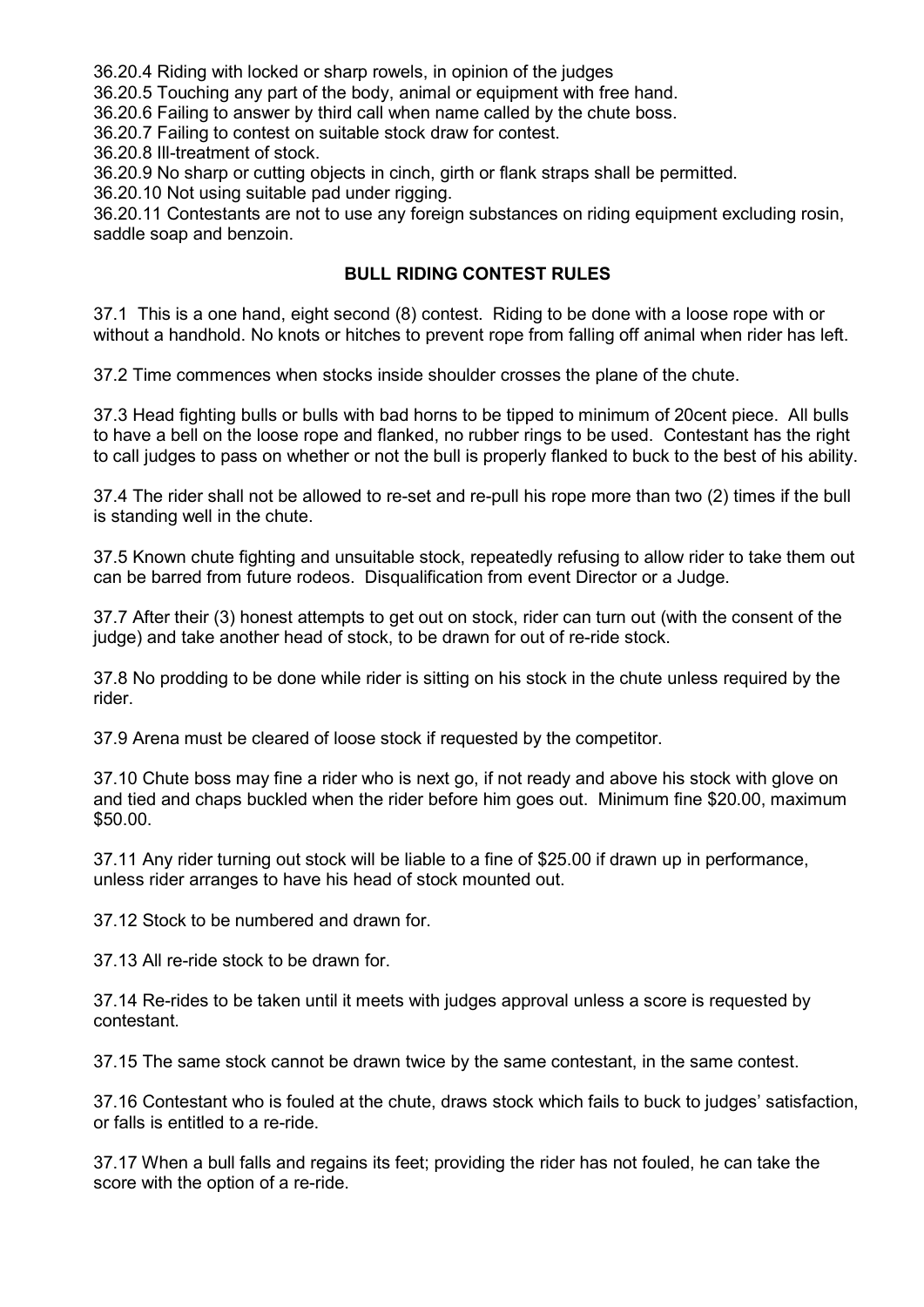36.20.4 Riding with locked or sharp rowels, in opinion of the judges
36.20.5 Touching any part of the body, animal or equipment with free hand.
36.20.6 Failing to answer by third call when name called by the chute boss.
36.20.7 Failing to contest on suitable stock draw for contest.
36.20.8 Ill-treatment of stock.
36.20.9 No sharp or cutting objects in cinch, girth or flank straps shall be permitted.
36.20.10 Not using suitable pad under rigging.
36.20.11 Contestants are not to use any foreign substances on riding equipment excluding rosin, saddle soap and benzoin.

## BULL RIDING CONTEST RULES

37.1 This is a one hand, eight second (8) contest. Riding to be done with a loose rope with or without a handhold. No knots or hitches to prevent rope from falling off animal when rider has left.

37.2 Time commences when stocks inside shoulder crosses the plane of the chute.

37.3 Head fighting bulls or bulls with bad horns to be tipped to minimum of 20cent piece. All bulls to have a bell on the loose rope and flanked, no rubber rings to be used. Contestant has the right to call judges to pass on whether or not the bull is properly flanked to buck to the best of his ability.

37.4 The rider shall not be allowed to re-set and re-pull his rope more than two (2) times if the bull is standing well in the chute.

37.5 Known chute fighting and unsuitable stock, repeatedly refusing to allow rider to take them out can be barred from future rodeos. Disqualification from event Director or a Judge.

37.7 After their (3) honest attempts to get out on stock, rider can turn out (with the consent of the judge) and take another head of stock, to be drawn for out of re-ride stock.

37.8 No prodding to be done while rider is sitting on his stock in the chute unless required by the rider.

37.9 Arena must be cleared of loose stock if requested by the competitor.

37.10 Chute boss may fine a rider who is next go, if not ready and above his stock with glove on and tied and chaps buckled when the rider before him goes out. Minimum fine $20.00, maximum $50.00.

37.11 Any rider turning out stock will be liable to a fine of $25.00 if drawn up in performance, unless rider arranges to have his head of stock mounted out.

37.12 Stock to be numbered and drawn for.

37.13 All re-ride stock to be drawn for.

37.14 Re-rides to be taken until it meets with judges approval unless a score is requested by contestant.

37.15 The same stock cannot be drawn twice by the same contestant, in the same contest.

37.16 Contestant who is fouled at the chute, draws stock which fails to buck to judges' satisfaction, or falls is entitled to a re-ride.

37.17 When a bull falls and regains its feet; providing the rider has not fouled, he can take the score with the option of a re-ride.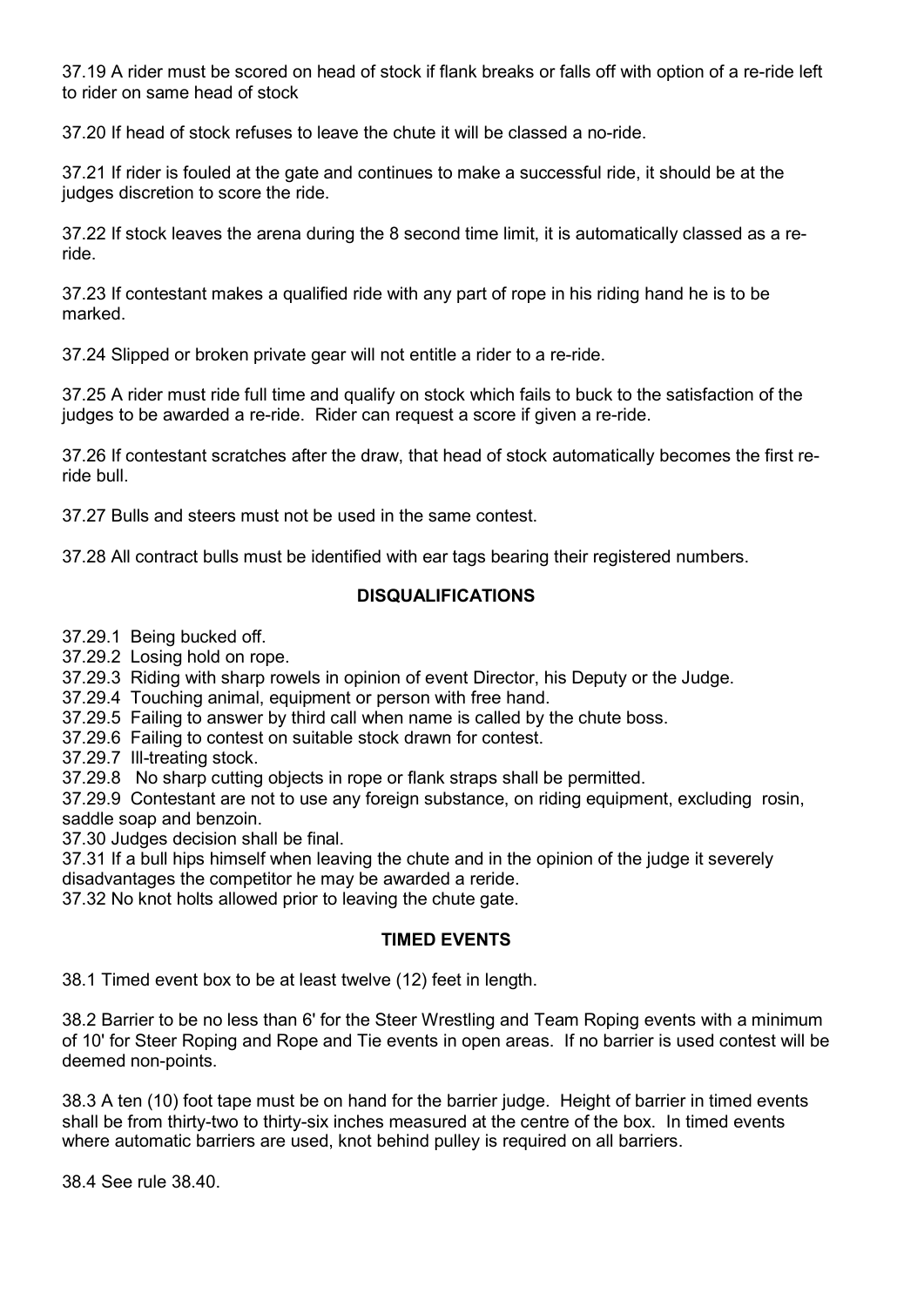37.19 A rider must be scored on head of stock if flank breaks or falls off with option of a re-ride left to rider on same head of stock

37.20 If head of stock refuses to leave the chute it will be classed a no-ride.

37.21 If rider is fouled at the gate and continues to make a successful ride, it should be at the judges discretion to score the ride.

37.22 If stock leaves the arena during the 8 second time limit, it is automatically classed as a re-ride.

37.23 If contestant makes a qualified ride with any part of rope in his riding hand he is to be marked.

37.24 Slipped or broken private gear will not entitle a rider to a re-ride.

37.25 A rider must ride full time and qualify on stock which fails to buck to the satisfaction of the judges to be awarded a re-ride. Rider can request a score if given a re-ride.

37.26 If contestant scratches after the draw, that head of stock automatically becomes the first re-ride bull.

37.27 Bulls and steers must not be used in the same contest.

37.28 All contract bulls must be identified with ear tags bearing their registered numbers.

### DISQUALIFICATIONS

37.29.1 Being bucked off.
37.29.2 Losing hold on rope.
37.29.3 Riding with sharp rowels in opinion of event Director, his Deputy or the Judge.
37.29.4 Touching animal, equipment or person with free hand.
37.29.5 Failing to answer by third call when name is called by the chute boss.
37.29.6 Failing to contest on suitable stock drawn for contest.
37.29.7 Ill-treating stock.
37.29.8 No sharp cutting objects in rope or flank straps shall be permitted.
37.29.9 Contestant are not to use any foreign substance, on riding equipment, excluding rosin, saddle soap and benzoin.
37.30 Judges decision shall be final.
37.31 If a bull hips himself when leaving the chute and in the opinion of the judge it severely disadvantages the competitor he may be awarded a reride.
37.32 No knot holts allowed prior to leaving the chute gate.

### TIMED EVENTS

38.1 Timed event box to be at least twelve (12) feet in length.

38.2 Barrier to be no less than 6' for the Steer Wrestling and Team Roping events with a minimum of 10' for Steer Roping and Rope and Tie events in open areas. If no barrier is used contest will be deemed non-points.

38.3 A ten (10) foot tape must be on hand for the barrier judge. Height of barrier in timed events shall be from thirty-two to thirty-six inches measured at the centre of the box. In timed events where automatic barriers are used, knot behind pulley is required on all barriers.

38.4 See rule 38.40.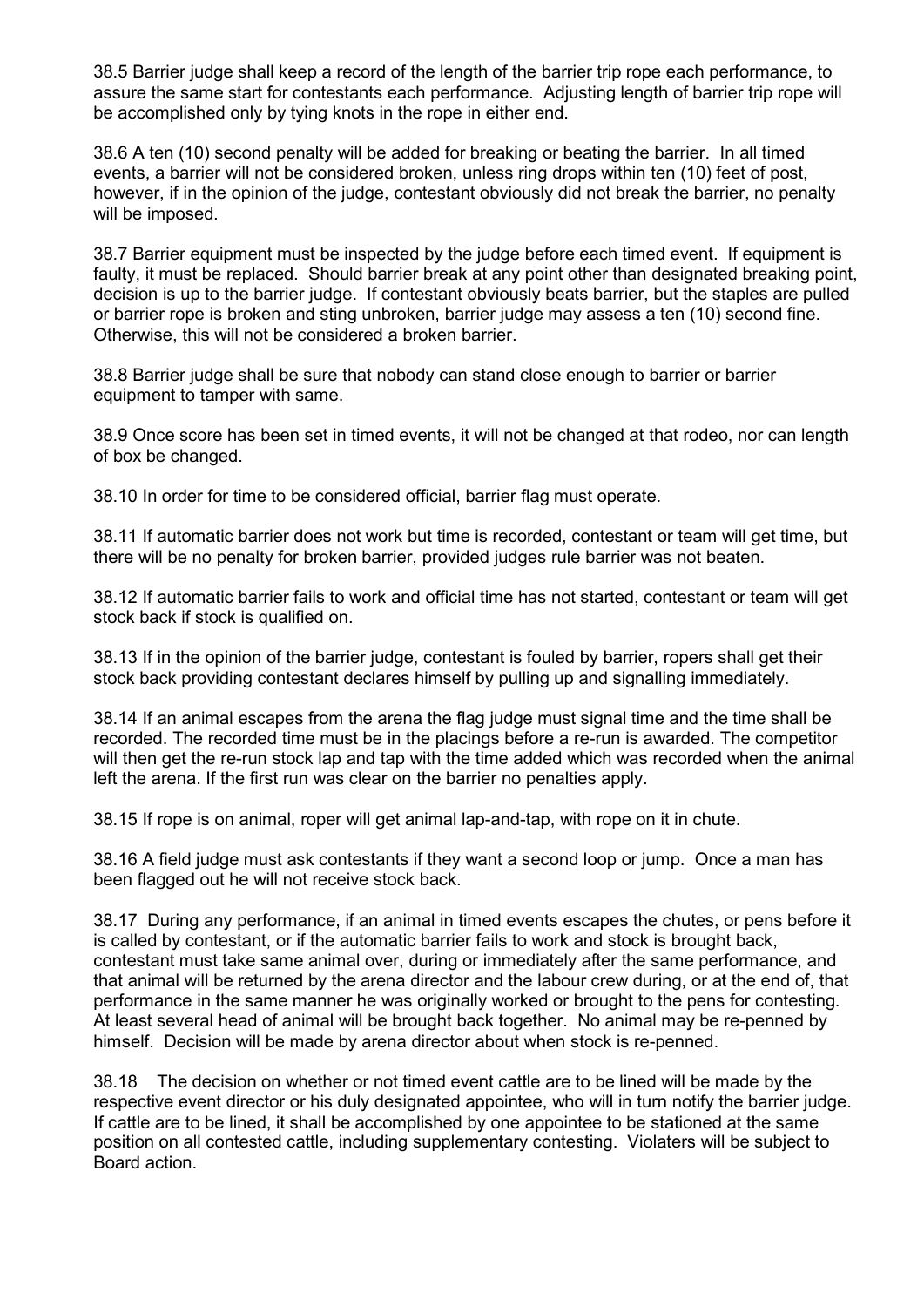38.5 Barrier judge shall keep a record of the length of the barrier trip rope each performance, to assure the same start for contestants each performance. Adjusting length of barrier trip rope will be accomplished only by tying knots in the rope in either end.

38.6 A ten (10) second penalty will be added for breaking or beating the barrier. In all timed events, a barrier will not be considered broken, unless ring drops within ten (10) feet of post, however, if in the opinion of the judge, contestant obviously did not break the barrier, no penalty will be imposed.

38.7 Barrier equipment must be inspected by the judge before each timed event. If equipment is faulty, it must be replaced. Should barrier break at any point other than designated breaking point, decision is up to the barrier judge. If contestant obviously beats barrier, but the staples are pulled or barrier rope is broken and sting unbroken, barrier judge may assess a ten (10) second fine. Otherwise, this will not be considered a broken barrier.

38.8 Barrier judge shall be sure that nobody can stand close enough to barrier or barrier equipment to tamper with same.

38.9 Once score has been set in timed events, it will not be changed at that rodeo, nor can length of box be changed.

38.10 In order for time to be considered official, barrier flag must operate.

38.11 If automatic barrier does not work but time is recorded, contestant or team will get time, but there will be no penalty for broken barrier, provided judges rule barrier was not beaten.

38.12 If automatic barrier fails to work and official time has not started, contestant or team will get stock back if stock is qualified on.

38.13 If in the opinion of the barrier judge, contestant is fouled by barrier, ropers shall get their stock back providing contestant declares himself by pulling up and signalling immediately.

38.14 If an animal escapes from the arena the flag judge must signal time and the time shall be recorded. The recorded time must be in the placings before a re-run is awarded. The competitor will then get the re-run stock lap and tap with the time added which was recorded when the animal left the arena. If the first run was clear on the barrier no penalties apply.

38.15 If rope is on animal, roper will get animal lap-and-tap, with rope on it in chute.

38.16 A field judge must ask contestants if they want a second loop or jump. Once a man has been flagged out he will not receive stock back.

38.17 During any performance, if an animal in timed events escapes the chutes, or pens before it is called by contestant, or if the automatic barrier fails to work and stock is brought back, contestant must take same animal over, during or immediately after the same performance, and that animal will be returned by the arena director and the labour crew during, or at the end of, that performance in the same manner he was originally worked or brought to the pens for contesting. At least several head of animal will be brought back together. No animal may be re-penned by himself. Decision will be made by arena director about when stock is re-penned.

38.18 The decision on whether or not timed event cattle are to be lined will be made by the respective event director or his duly designated appointee, who will in turn notify the barrier judge. If cattle are to be lined, it shall be accomplished by one appointee to be stationed at the same position on all contested cattle, including supplementary contesting. Violaters will be subject to Board action.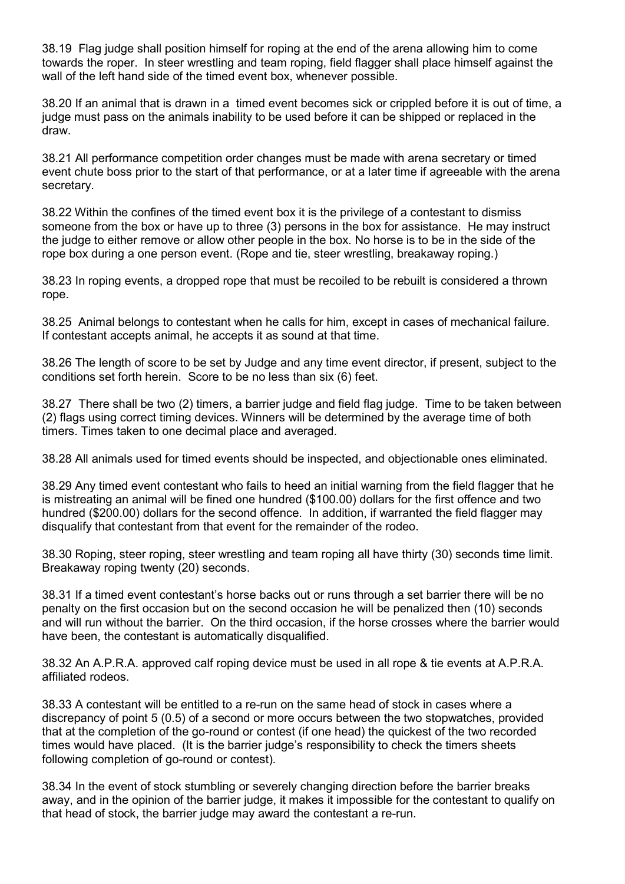38.19 Flag judge shall position himself for roping at the end of the arena allowing him to come towards the roper. In steer wrestling and team roping, field flagger shall place himself against the wall of the left hand side of the timed event box, whenever possible.

38.20 If an animal that is drawn in a timed event becomes sick or crippled before it is out of time, a judge must pass on the animals inability to be used before it can be shipped or replaced in the draw.

38.21 All performance competition order changes must be made with arena secretary or timed event chute boss prior to the start of that performance, or at a later time if agreeable with the arena secretary.

38.22 Within the confines of the timed event box it is the privilege of a contestant to dismiss someone from the box or have up to three (3) persons in the box for assistance. He may instruct the judge to either remove or allow other people in the box. No horse is to be in the side of the rope box during a one person event. (Rope and tie, steer wrestling, breakaway roping.)

38.23 In roping events, a dropped rope that must be recoiled to be rebuilt is considered a thrown rope.

38.25 Animal belongs to contestant when he calls for him, except in cases of mechanical failure. If contestant accepts animal, he accepts it as sound at that time.

38.26 The length of score to be set by Judge and any time event director, if present, subject to the conditions set forth herein. Score to be no less than six (6) feet.

38.27 There shall be two (2) timers, a barrier judge and field flag judge. Time to be taken between (2) flags using correct timing devices. Winners will be determined by the average time of both timers. Times taken to one decimal place and averaged.

38.28 All animals used for timed events should be inspected, and objectionable ones eliminated.

38.29 Any timed event contestant who fails to heed an initial warning from the field flagger that he is mistreating an animal will be fined one hundred ($100.00) dollars for the first offence and two hundred ($200.00) dollars for the second offence. In addition, if warranted the field flagger may disqualify that contestant from that event for the remainder of the rodeo.

38.30 Roping, steer roping, steer wrestling and team roping all have thirty (30) seconds time limit. Breakaway roping twenty (20) seconds.

38.31 If a timed event contestant's horse backs out or runs through a set barrier there will be no penalty on the first occasion but on the second occasion he will be penalized then (10) seconds and will run without the barrier. On the third occasion, if the horse crosses where the barrier would have been, the contestant is automatically disqualified.

38.32 An A.P.R.A. approved calf roping device must be used in all rope & tie events at A.P.R.A. affiliated rodeos.

38.33 A contestant will be entitled to a re-run on the same head of stock in cases where a discrepancy of point 5 (0.5) of a second or more occurs between the two stopwatches, provided that at the completion of the go-round or contest (if one head) the quickest of the two recorded times would have placed. (It is the barrier judge's responsibility to check the timers sheets following completion of go-round or contest).

38.34 In the event of stock stumbling or severely changing direction before the barrier breaks away, and in the opinion of the barrier judge, it makes it impossible for the contestant to qualify on that head of stock, the barrier judge may award the contestant a re-run.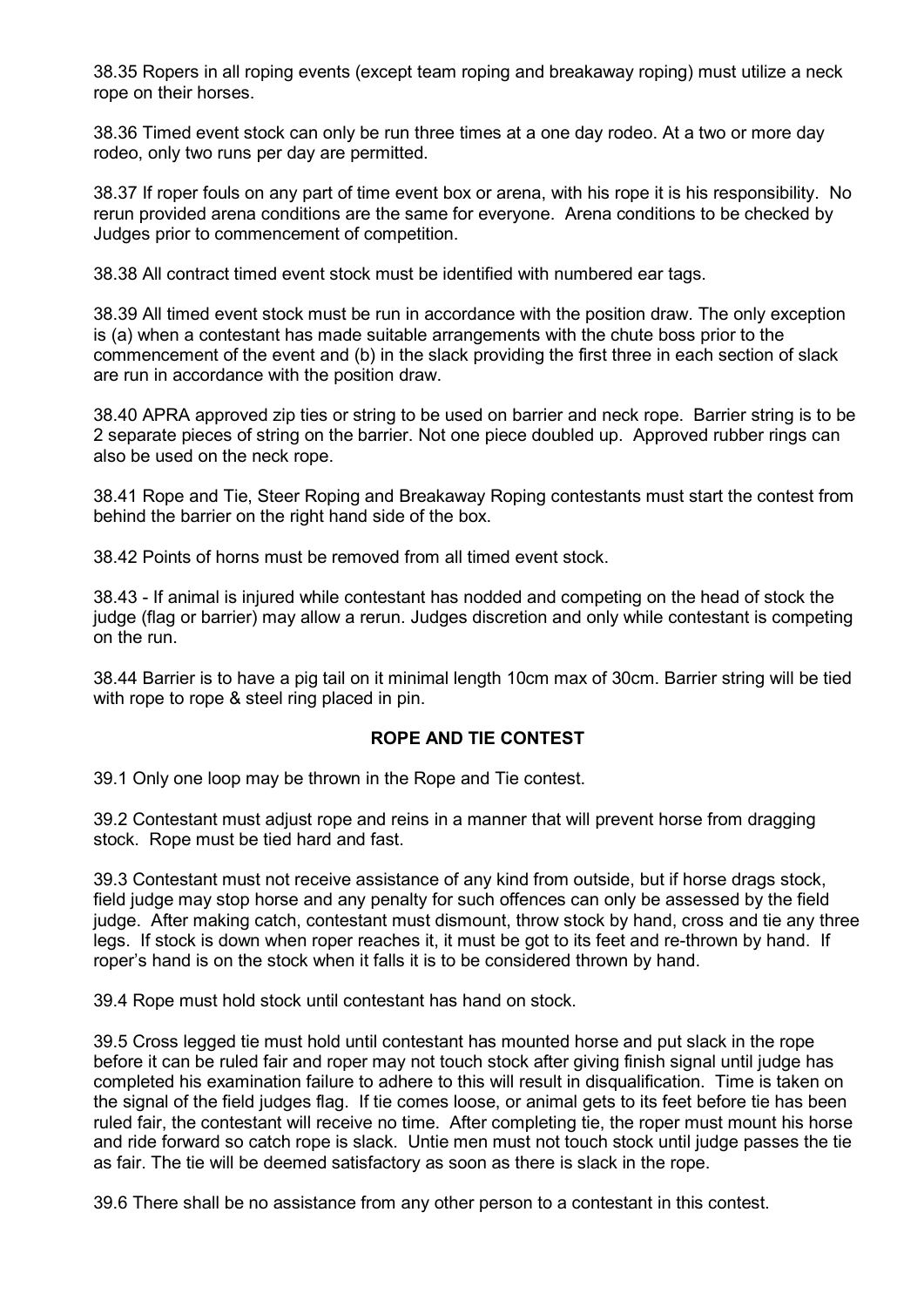38.35 Ropers in all roping events (except team roping and breakaway roping) must utilize a neck rope on their horses.

38.36 Timed event stock can only be run three times at a one day rodeo. At a two or more day rodeo, only two runs per day are permitted.

38.37 If roper fouls on any part of time event box or arena, with his rope it is his responsibility. No rerun provided arena conditions are the same for everyone. Arena conditions to be checked by Judges prior to commencement of competition.

38.38 All contract timed event stock must be identified with numbered ear tags.

38.39 All timed event stock must be run in accordance with the position draw. The only exception is (a) when a contestant has made suitable arrangements with the chute boss prior to the commencement of the event and (b) in the slack providing the first three in each section of slack are run in accordance with the position draw.

38.40 APRA approved zip ties or string to be used on barrier and neck rope. Barrier string is to be 2 separate pieces of string on the barrier. Not one piece doubled up. Approved rubber rings can also be used on the neck rope.

38.41 Rope and Tie, Steer Roping and Breakaway Roping contestants must start the contest from behind the barrier on the right hand side of the box.

38.42 Points of horns must be removed from all timed event stock.

38.43 - If animal is injured while contestant has nodded and competing on the head of stock the judge (flag or barrier) may allow a rerun. Judges discretion and only while contestant is competing on the run.

38.44 Barrier is to have a pig tail on it minimal length 10cm max of 30cm. Barrier string will be tied with rope to rope & steel ring placed in pin.

## ROPE AND TIE CONTEST

39.1 Only one loop may be thrown in the Rope and Tie contest.

39.2 Contestant must adjust rope and reins in a manner that will prevent horse from dragging stock. Rope must be tied hard and fast.

39.3 Contestant must not receive assistance of any kind from outside, but if horse drags stock, field judge may stop horse and any penalty for such offences can only be assessed by the field judge. After making catch, contestant must dismount, throw stock by hand, cross and tie any three legs. If stock is down when roper reaches it, it must be got to its feet and re-thrown by hand. If roper's hand is on the stock when it falls it is to be considered thrown by hand.

39.4 Rope must hold stock until contestant has hand on stock.

39.5 Cross legged tie must hold until contestant has mounted horse and put slack in the rope before it can be ruled fair and roper may not touch stock after giving finish signal until judge has completed his examination failure to adhere to this will result in disqualification. Time is taken on the signal of the field judges flag. If tie comes loose, or animal gets to its feet before tie has been ruled fair, the contestant will receive no time. After completing tie, the roper must mount his horse and ride forward so catch rope is slack. Untie men must not touch stock until judge passes the tie as fair. The tie will be deemed satisfactory as soon as there is slack in the rope.

39.6 There shall be no assistance from any other person to a contestant in this contest.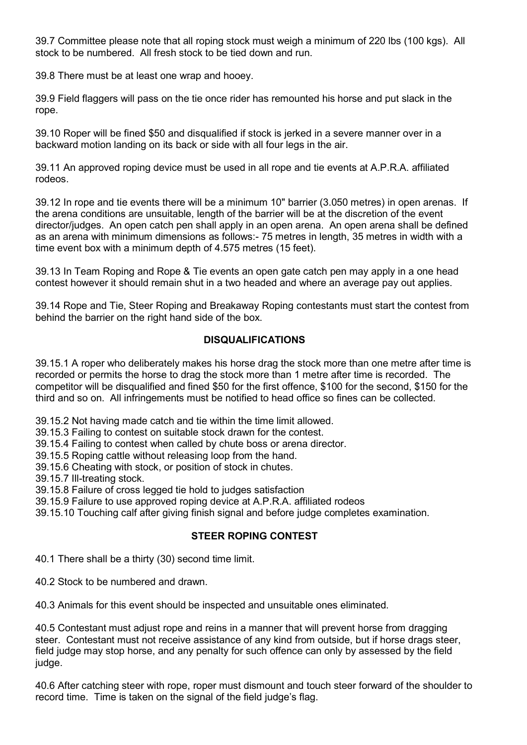39.7 Committee please note that all roping stock must weigh a minimum of 220 lbs (100 kgs). All stock to be numbered. All fresh stock to be tied down and run.

39.8 There must be at least one wrap and hooey.

39.9 Field flaggers will pass on the tie once rider has remounted his horse and put slack in the rope.

39.10 Roper will be fined $50 and disqualified if stock is jerked in a severe manner over in a backward motion landing on its back or side with all four legs in the air.

39.11 An approved roping device must be used in all rope and tie events at A.P.R.A. affiliated rodeos.

39.12 In rope and tie events there will be a minimum 10" barrier (3.050 metres) in open arenas. If the arena conditions are unsuitable, length of the barrier will be at the discretion of the event director/judges. An open catch pen shall apply in an open arena. An open arena shall be defined as an arena with minimum dimensions as follows:- 75 metres in length, 35 metres in width with a time event box with a minimum depth of 4.575 metres (15 feet).

39.13 In Team Roping and Rope & Tie events an open gate catch pen may apply in a one head contest however it should remain shut in a two headed and where an average pay out applies.

39.14 Rope and Tie, Steer Roping and Breakaway Roping contestants must start the contest from behind the barrier on the right hand side of the box.

## DISQUALIFICATIONS

39.15.1 A roper who deliberately makes his horse drag the stock more than one metre after time is recorded or permits the horse to drag the stock more than 1 metre after time is recorded. The competitor will be disqualified and fined $50 for the first offence, $100 for the second, $150 for the third and so on. All infringements must be notified to head office so fines can be collected.

39.15.2 Not having made catch and tie within the time limit allowed.
39.15.3 Failing to contest on suitable stock drawn for the contest.
39.15.4 Failing to contest when called by chute boss or arena director.
39.15.5 Roping cattle without releasing loop from the hand.
39.15.6 Cheating with stock, or position of stock in chutes.
39.15.7 Ill-treating stock.
39.15.8 Failure of cross legged tie hold to judges satisfaction
39.15.9 Failure to use approved roping device at A.P.R.A. affiliated rodeos
39.15.10 Touching calf after giving finish signal and before judge completes examination.

## STEER ROPING CONTEST

40.1 There shall be a thirty (30) second time limit.

40.2 Stock to be numbered and drawn.

40.3 Animals for this event should be inspected and unsuitable ones eliminated.

40.5 Contestant must adjust rope and reins in a manner that will prevent horse from dragging steer. Contestant must not receive assistance of any kind from outside, but if horse drags steer, field judge may stop horse, and any penalty for such offence can only by assessed by the field judge.

40.6 After catching steer with rope, roper must dismount and touch steer forward of the shoulder to record time. Time is taken on the signal of the field judge's flag.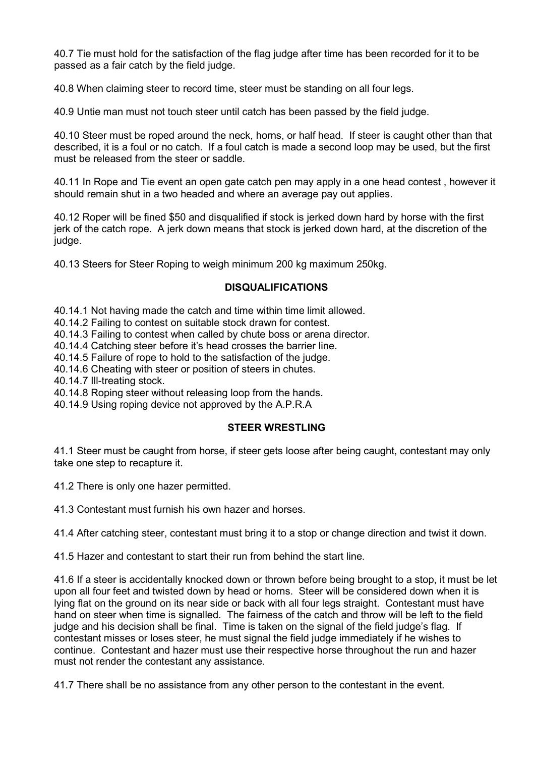40.7 Tie must hold for the satisfaction of the flag judge after time has been recorded for it to be passed as a fair catch by the field judge.

40.8 When claiming steer to record time, steer must be standing on all four legs.

40.9 Untie man must not touch steer until catch has been passed by the field judge.

40.10 Steer must be roped around the neck, horns, or half head. If steer is caught other than that described, it is a foul or no catch. If a foul catch is made a second loop may be used, but the first must be released from the steer or saddle.

40.11 In Rope and Tie event an open gate catch pen may apply in a one head contest , however it should remain shut in a two headed and where an average pay out applies.

40.12 Roper will be fined $50 and disqualified if stock is jerked down hard by horse with the first jerk of the catch rope. A jerk down means that stock is jerked down hard, at the discretion of the judge.

40.13 Steers for Steer Roping to weigh minimum 200 kg maximum 250kg.

## DISQUALIFICATIONS

40.14.1 Not having made the catch and time within time limit allowed.
40.14.2 Failing to contest on suitable stock drawn for contest.
40.14.3 Failing to contest when called by chute boss or arena director.
40.14.4 Catching steer before it's head crosses the barrier line.
40.14.5 Failure of rope to hold to the satisfaction of the judge.
40.14.6 Cheating with steer or position of steers in chutes.
40.14.7 Ill-treating stock.
40.14.8 Roping steer without releasing loop from the hands.
40.14.9 Using roping device not approved by the A.P.R.A

## STEER WRESTLING

41.1 Steer must be caught from horse, if steer gets loose after being caught, contestant may only take one step to recapture it.

41.2 There is only one hazer permitted.

41.3 Contestant must furnish his own hazer and horses.

41.4 After catching steer, contestant must bring it to a stop or change direction and twist it down.

41.5 Hazer and contestant to start their run from behind the start line.

41.6 If a steer is accidentally knocked down or thrown before being brought to a stop, it must be let upon all four feet and twisted down by head or horns. Steer will be considered down when it is lying flat on the ground on its near side or back with all four legs straight. Contestant must have hand on steer when time is signalled. The fairness of the catch and throw will be left to the field judge and his decision shall be final. Time is taken on the signal of the field judge's flag. If contestant misses or loses steer, he must signal the field judge immediately if he wishes to continue. Contestant and hazer must use their respective horse throughout the run and hazer must not render the contestant any assistance.

41.7 There shall be no assistance from any other person to the contestant in the event.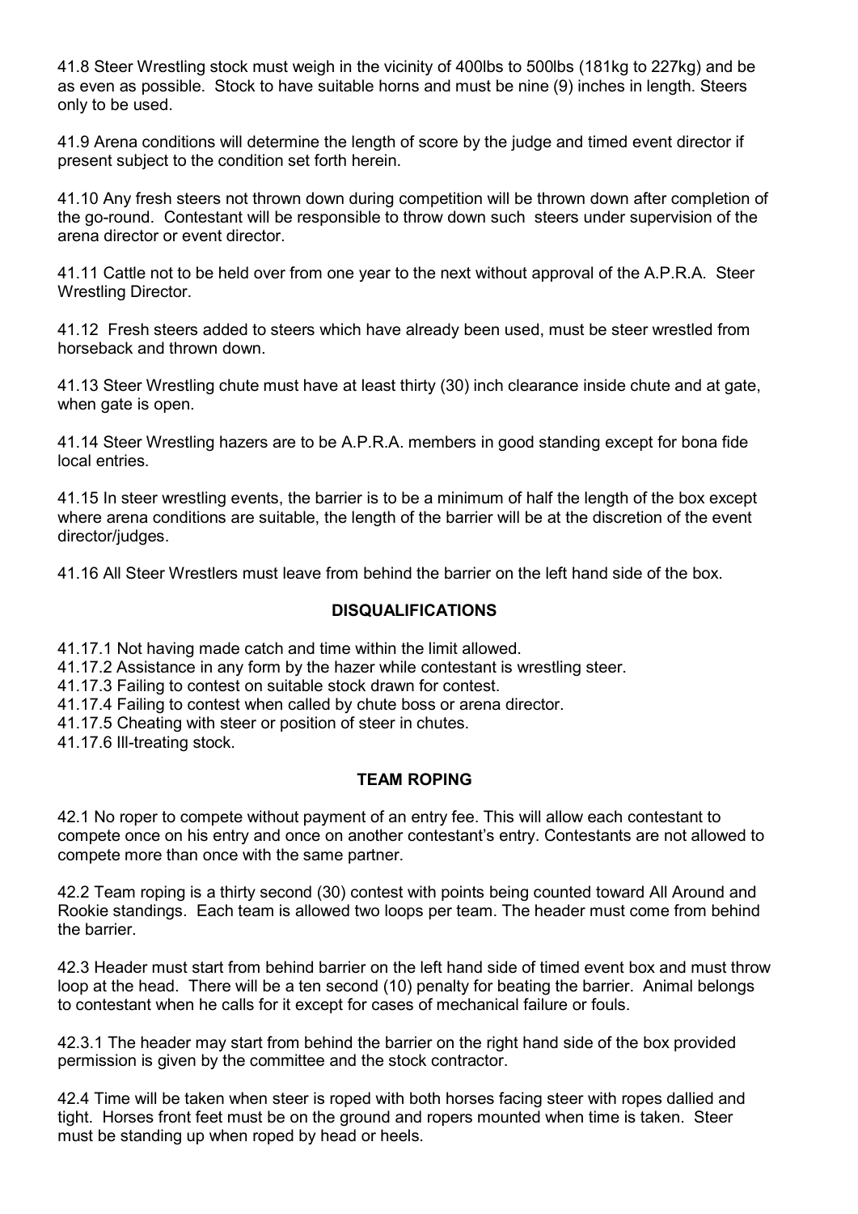41.8 Steer Wrestling stock must weigh in the vicinity of 400lbs to 500lbs (181kg to 227kg) and be as even as possible. Stock to have suitable horns and must be nine (9) inches in length. Steers only to be used.

41.9 Arena conditions will determine the length of score by the judge and timed event director if present subject to the condition set forth herein.

41.10 Any fresh steers not thrown down during competition will be thrown down after completion of the go-round. Contestant will be responsible to throw down such steers under supervision of the arena director or event director.

41.11 Cattle not to be held over from one year to the next without approval of the A.P.R.A. Steer Wrestling Director.

41.12 Fresh steers added to steers which have already been used, must be steer wrestled from horseback and thrown down.

41.13 Steer Wrestling chute must have at least thirty (30) inch clearance inside chute and at gate, when gate is open.

41.14 Steer Wrestling hazers are to be A.P.R.A. members in good standing except for bona fide local entries.

41.15 In steer wrestling events, the barrier is to be a minimum of half the length of the box except where arena conditions are suitable, the length of the barrier will be at the discretion of the event director/judges.

41.16 All Steer Wrestlers must leave from behind the barrier on the left hand side of the box.

## DISQUALIFICATIONS

41.17.1 Not having made catch and time within the limit allowed.
41.17.2 Assistance in any form by the hazer while contestant is wrestling steer.
41.17.3 Failing to contest on suitable stock drawn for contest.
41.17.4 Failing to contest when called by chute boss or arena director.
41.17.5 Cheating with steer or position of steer in chutes.
41.17.6 Ill-treating stock.

## TEAM ROPING

42.1 No roper to compete without payment of an entry fee. This will allow each contestant to compete once on his entry and once on another contestant's entry. Contestants are not allowed to compete more than once with the same partner.

42.2 Team roping is a thirty second (30) contest with points being counted toward All Around and Rookie standings. Each team is allowed two loops per team. The header must come from behind the barrier.

42.3 Header must start from behind barrier on the left hand side of timed event box and must throw loop at the head. There will be a ten second (10) penalty for beating the barrier. Animal belongs to contestant when he calls for it except for cases of mechanical failure or fouls.

42.3.1 The header may start from behind the barrier on the right hand side of the box provided permission is given by the committee and the stock contractor.

42.4 Time will be taken when steer is roped with both horses facing steer with ropes dallied and tight. Horses front feet must be on the ground and ropers mounted when time is taken. Steer must be standing up when roped by head or heels.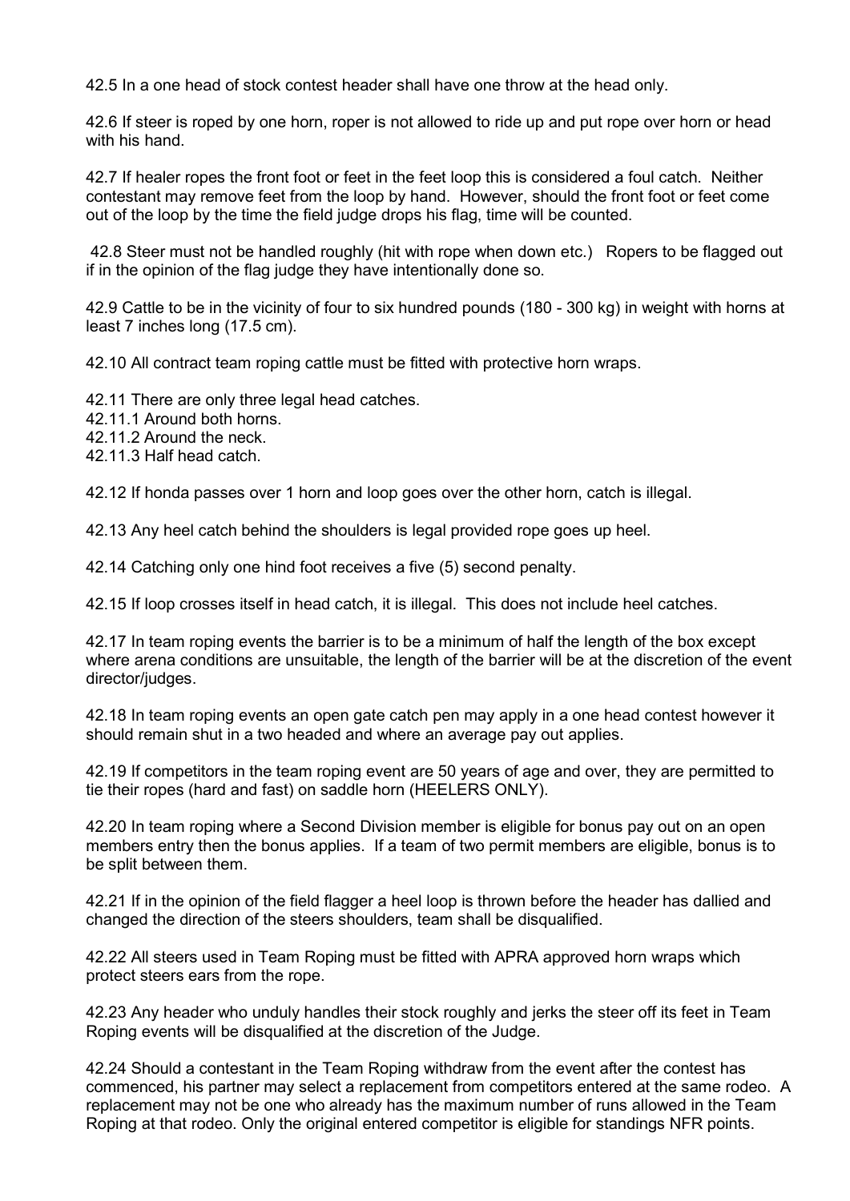42.5 In a one head of stock contest header shall have one throw at the head only.

42.6 If steer is roped by one horn, roper is not allowed to ride up and put rope over horn or head with his hand.

42.7 If healer ropes the front foot or feet in the feet loop this is considered a foul catch. Neither contestant may remove feet from the loop by hand. However, should the front foot or feet come out of the loop by the time the field judge drops his flag, time will be counted.

42.8 Steer must not be handled roughly (hit with rope when down etc.) Ropers to be flagged out if in the opinion of the flag judge they have intentionally done so.

42.9 Cattle to be in the vicinity of four to six hundred pounds (180 - 300 kg) in weight with horns at least 7 inches long (17.5 cm).

42.10 All contract team roping cattle must be fitted with protective horn wraps.

42.11 There are only three legal head catches.
42.11.1 Around both horns.
42.11.2 Around the neck.
42.11.3 Half head catch.

42.12 If honda passes over 1 horn and loop goes over the other horn, catch is illegal.

42.13 Any heel catch behind the shoulders is legal provided rope goes up heel.

42.14 Catching only one hind foot receives a five (5) second penalty.

42.15 If loop crosses itself in head catch, it is illegal. This does not include heel catches.

42.17 In team roping events the barrier is to be a minimum of half the length of the box except where arena conditions are unsuitable, the length of the barrier will be at the discretion of the event director/judges.

42.18 In team roping events an open gate catch pen may apply in a one head contest however it should remain shut in a two headed and where an average pay out applies.

42.19 If competitors in the team roping event are 50 years of age and over, they are permitted to tie their ropes (hard and fast) on saddle horn (HEELERS ONLY).

42.20 In team roping where a Second Division member is eligible for bonus pay out on an open members entry then the bonus applies. If a team of two permit members are eligible, bonus is to be split between them.

42.21 If in the opinion of the field flagger a heel loop is thrown before the header has dallied and changed the direction of the steers shoulders, team shall be disqualified.

42.22 All steers used in Team Roping must be fitted with APRA approved horn wraps which protect steers ears from the rope.

42.23 Any header who unduly handles their stock roughly and jerks the steer off its feet in Team Roping events will be disqualified at the discretion of the Judge.

42.24 Should a contestant in the Team Roping withdraw from the event after the contest has commenced, his partner may select a replacement from competitors entered at the same rodeo. A replacement may not be one who already has the maximum number of runs allowed in the Team Roping at that rodeo. Only the original entered competitor is eligible for standings NFR points.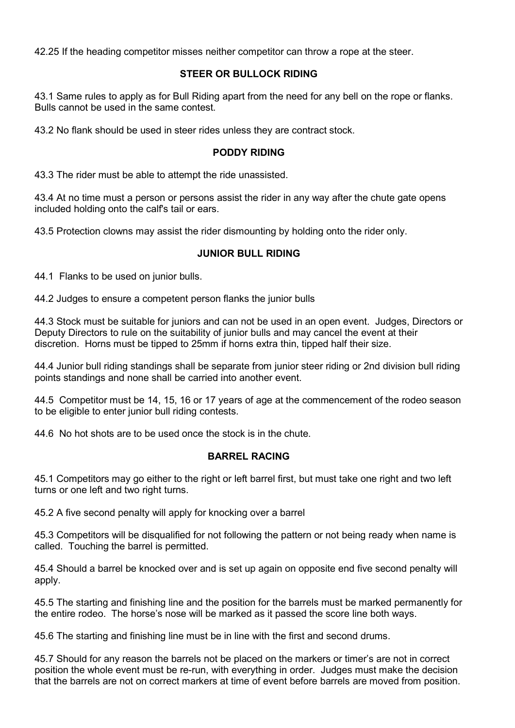42.25 If the heading competitor misses neither competitor can throw a rope at the steer.

## STEER OR BULLOCK RIDING

43.1 Same rules to apply as for Bull Riding apart from the need for any bell on the rope or flanks. Bulls cannot be used in the same contest.

43.2 No flank should be used in steer rides unless they are contract stock.

## PODDY RIDING

43.3 The rider must be able to attempt the ride unassisted.

43.4 At no time must a person or persons assist the rider in any way after the chute gate opens included holding onto the calf's tail or ears.

43.5 Protection clowns may assist the rider dismounting by holding onto the rider only.

## JUNIOR BULL RIDING

44.1 Flanks to be used on junior bulls.

44.2 Judges to ensure a competent person flanks the junior bulls

44.3 Stock must be suitable for juniors and can not be used in an open event. Judges, Directors or Deputy Directors to rule on the suitability of junior bulls and may cancel the event at their discretion. Horns must be tipped to 25mm if horns extra thin, tipped half their size.

44.4 Junior bull riding standings shall be separate from junior steer riding or 2nd division bull riding points standings and none shall be carried into another event.

44.5 Competitor must be 14, 15, 16 or 17 years of age at the commencement of the rodeo season to be eligible to enter junior bull riding contests.

44.6 No hot shots are to be used once the stock is in the chute.

## BARREL RACING

45.1 Competitors may go either to the right or left barrel first, but must take one right and two left turns or one left and two right turns.

45.2 A five second penalty will apply for knocking over a barrel

45.3 Competitors will be disqualified for not following the pattern or not being ready when name is called. Touching the barrel is permitted.

45.4 Should a barrel be knocked over and is set up again on opposite end five second penalty will apply.

45.5 The starting and finishing line and the position for the barrels must be marked permanently for the entire rodeo. The horse's nose will be marked as it passed the score line both ways.

45.6 The starting and finishing line must be in line with the first and second drums.

45.7 Should for any reason the barrels not be placed on the markers or timer's are not in correct position the whole event must be re-run, with everything in order. Judges must make the decision that the barrels are not on correct markers at time of event before barrels are moved from position.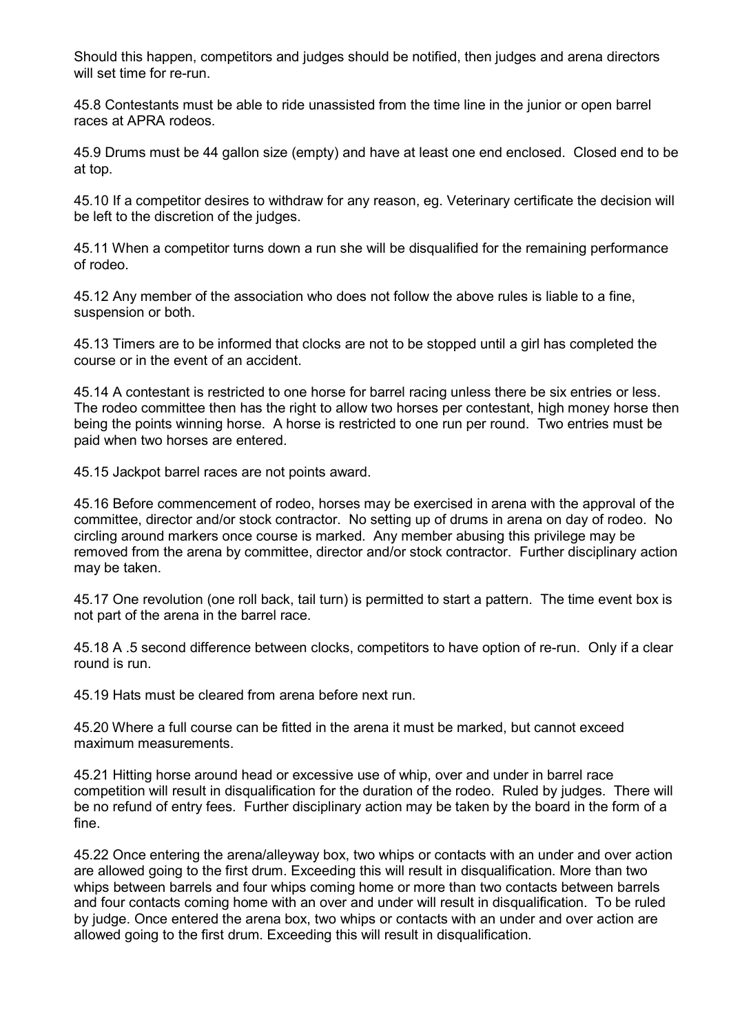Should this happen, competitors and judges should be notified, then judges and arena directors will set time for re-run.

45.8 Contestants must be able to ride unassisted from the time line in the junior or open barrel races at APRA rodeos.

45.9 Drums must be 44 gallon size (empty) and have at least one end enclosed. Closed end to be at top.

45.10 If a competitor desires to withdraw for any reason, eg. Veterinary certificate the decision will be left to the discretion of the judges.

45.11 When a competitor turns down a run she will be disqualified for the remaining performance of rodeo.

45.12 Any member of the association who does not follow the above rules is liable to a fine, suspension or both.

45.13 Timers are to be informed that clocks are not to be stopped until a girl has completed the course or in the event of an accident.

45.14 A contestant is restricted to one horse for barrel racing unless there be six entries or less. The rodeo committee then has the right to allow two horses per contestant, high money horse then being the points winning horse. A horse is restricted to one run per round. Two entries must be paid when two horses are entered.

45.15 Jackpot barrel races are not points award.

45.16 Before commencement of rodeo, horses may be exercised in arena with the approval of the committee, director and/or stock contractor. No setting up of drums in arena on day of rodeo. No circling around markers once course is marked. Any member abusing this privilege may be removed from the arena by committee, director and/or stock contractor. Further disciplinary action may be taken.

45.17 One revolution (one roll back, tail turn) is permitted to start a pattern. The time event box is not part of the arena in the barrel race.

45.18 A .5 second difference between clocks, competitors to have option of re-run. Only if a clear round is run.

45.19 Hats must be cleared from arena before next run.

45.20 Where a full course can be fitted in the arena it must be marked, but cannot exceed maximum measurements.

45.21 Hitting horse around head or excessive use of whip, over and under in barrel race competition will result in disqualification for the duration of the rodeo. Ruled by judges. There will be no refund of entry fees. Further disciplinary action may be taken by the board in the form of a fine.

45.22 Once entering the arena/alleyway box, two whips or contacts with an under and over action are allowed going to the first drum. Exceeding this will result in disqualification. More than two whips between barrels and four whips coming home or more than two contacts between barrels and four contacts coming home with an over and under will result in disqualification. To be ruled by judge. Once entered the arena box, two whips or contacts with an under and over action are allowed going to the first drum. Exceeding this will result in disqualification.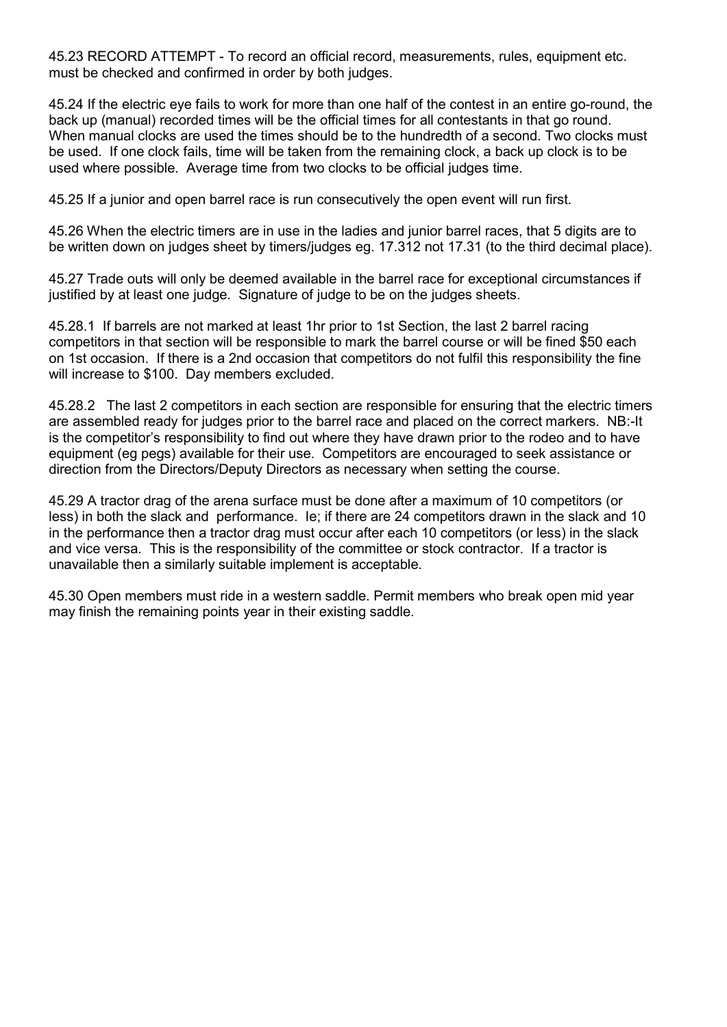45.23 RECORD ATTEMPT - To record an official record, measurements, rules, equipment etc. must be checked and confirmed in order by both judges.

45.24 If the electric eye fails to work for more than one half of the contest in an entire go-round, the back up (manual) recorded times will be the official times for all contestants in that go round. When manual clocks are used the times should be to the hundredth of a second. Two clocks must be used. If one clock fails, time will be taken from the remaining clock, a back up clock is to be used where possible. Average time from two clocks to be official judges time.

45.25 If a junior and open barrel race is run consecutively the open event will run first.

45.26 When the electric timers are in use in the ladies and junior barrel races, that 5 digits are to be written down on judges sheet by timers/judges eg. 17.312 not 17.31 (to the third decimal place).

45.27 Trade outs will only be deemed available in the barrel race for exceptional circumstances if justified by at least one judge. Signature of judge to be on the judges sheets.

45.28.1 If barrels are not marked at least 1hr prior to 1st Section, the last 2 barrel racing competitors in that section will be responsible to mark the barrel course or will be fined $50 each on 1st occasion. If there is a 2nd occasion that competitors do not fulfil this responsibility the fine will increase to $100. Day members excluded.

45.28.2 The last 2 competitors in each section are responsible for ensuring that the electric timers are assembled ready for judges prior to the barrel race and placed on the correct markers. NB:-It is the competitor's responsibility to find out where they have drawn prior to the rodeo and to have equipment (eg pegs) available for their use. Competitors are encouraged to seek assistance or direction from the Directors/Deputy Directors as necessary when setting the course.

45.29 A tractor drag of the arena surface must be done after a maximum of 10 competitors (or less) in both the slack and performance. Ie; if there are 24 competitors drawn in the slack and 10 in the performance then a tractor drag must occur after each 10 competitors (or less) in the slack and vice versa. This is the responsibility of the committee or stock contractor. If a tractor is unavailable then a similarly suitable implement is acceptable.

45.30 Open members must ride in a western saddle. Permit members who break open mid year may finish the remaining points year in their existing saddle.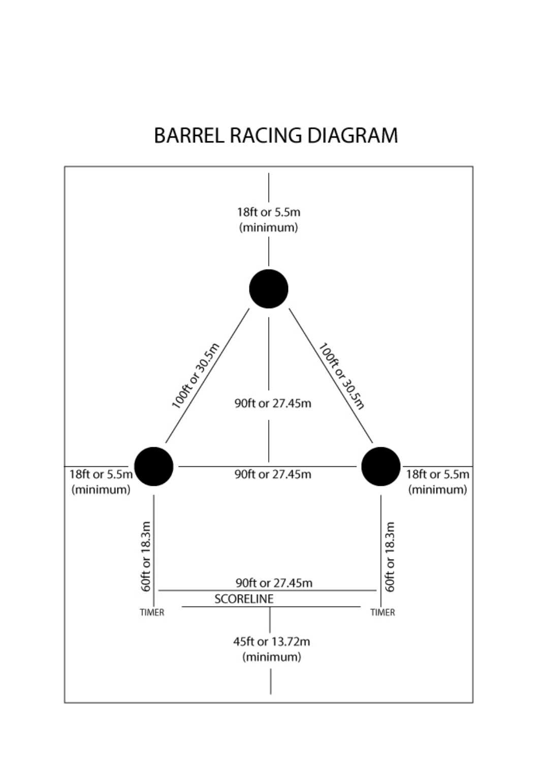# BARREL RACING DIAGRAM

18ft or 5.5m (minimum)

100ft or 30.5m

100ft or 30.5m

90ft or 27.45m

18ft or 5.5m (minimum)

90ft or 27.45m

18ft or 5.5m (minimum)

60ft or 18.3m

60ft or 18.3m

90ft or 27.45m

SCORELINE

TIMER

TIMER

45ft or 13.72m (minimum)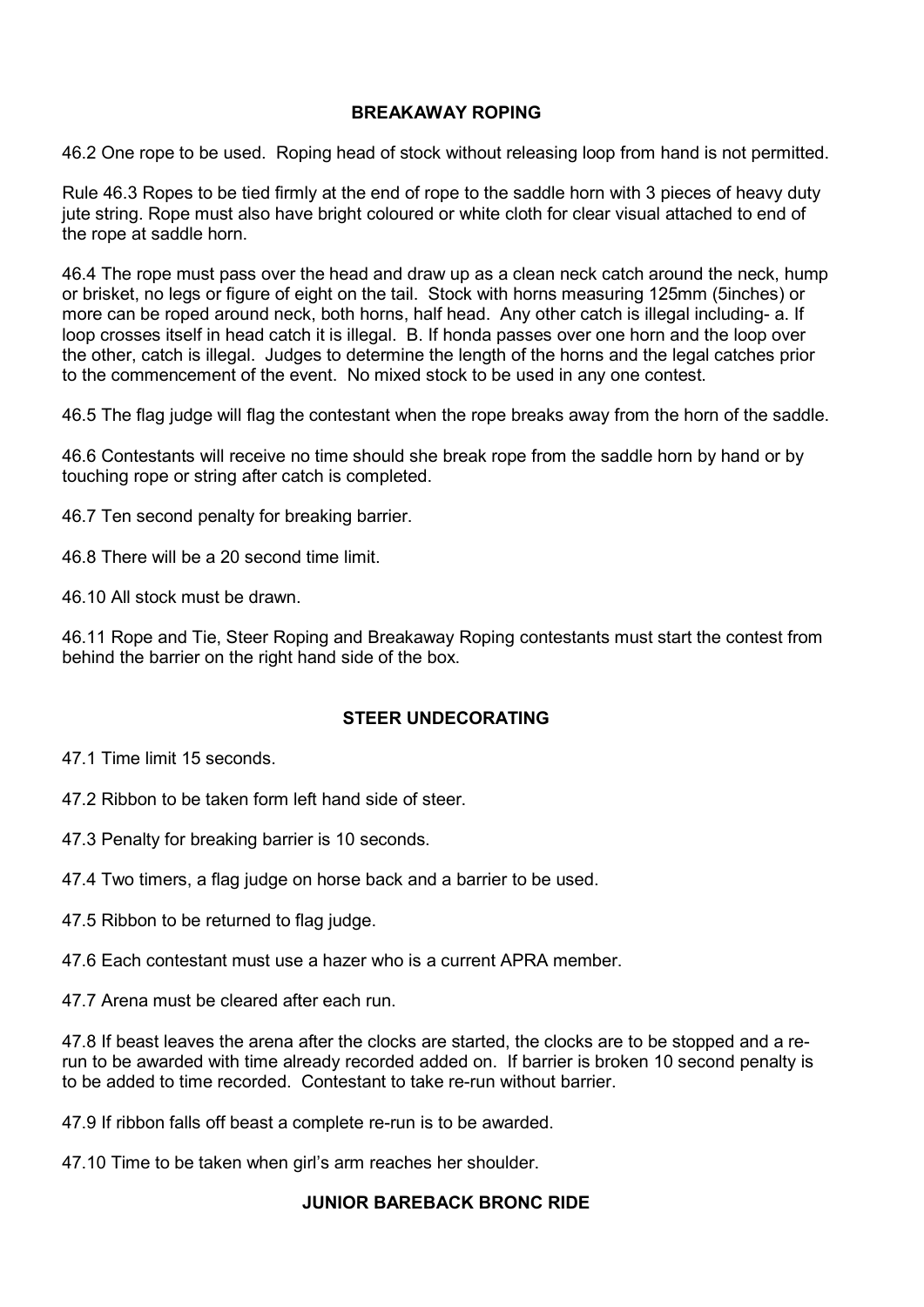### BREAKAWAY ROPING

46.2 One rope to be used. Roping head of stock without releasing loop from hand is not permitted.

Rule 46.3 Ropes to be tied firmly at the end of rope to the saddle horn with 3 pieces of heavy duty jute string. Rope must also have bright coloured or white cloth for clear visual attached to end of the rope at saddle horn.

46.4 The rope must pass over the head and draw up as a clean neck catch around the neck, hump or brisket, no legs or figure of eight on the tail. Stock with horns measuring 125mm (5inches) or more can be roped around neck, both horns, half head. Any other catch is illegal including- a. If loop crosses itself in head catch it is illegal. B. If honda passes over one horn and the loop over the other, catch is illegal. Judges to determine the length of the horns and the legal catches prior to the commencement of the event. No mixed stock to be used in any one contest.

46.5 The flag judge will flag the contestant when the rope breaks away from the horn of the saddle.

46.6 Contestants will receive no time should she break rope from the saddle horn by hand or by touching rope or string after catch is completed.

46.7 Ten second penalty for breaking barrier.

46.8 There will be a 20 second time limit.

46.10 All stock must be drawn.

46.11 Rope and Tie, Steer Roping and Breakaway Roping contestants must start the contest from behind the barrier on the right hand side of the box.

### STEER UNDECORATING

47.1 Time limit 15 seconds.

47.2 Ribbon to be taken form left hand side of steer.

47.3 Penalty for breaking barrier is 10 seconds.

47.4 Two timers, a flag judge on horse back and a barrier to be used.

47.5 Ribbon to be returned to flag judge.

47.6 Each contestant must use a hazer who is a current APRA member.

47.7 Arena must be cleared after each run.

47.8 If beast leaves the arena after the clocks are started, the clocks are to be stopped and a re-run to be awarded with time already recorded added on. If barrier is broken 10 second penalty is to be added to time recorded. Contestant to take re-run without barrier.

47.9 If ribbon falls off beast a complete re-run is to be awarded.

47.10 Time to be taken when girl's arm reaches her shoulder.

### JUNIOR BAREBACK BRONC RIDE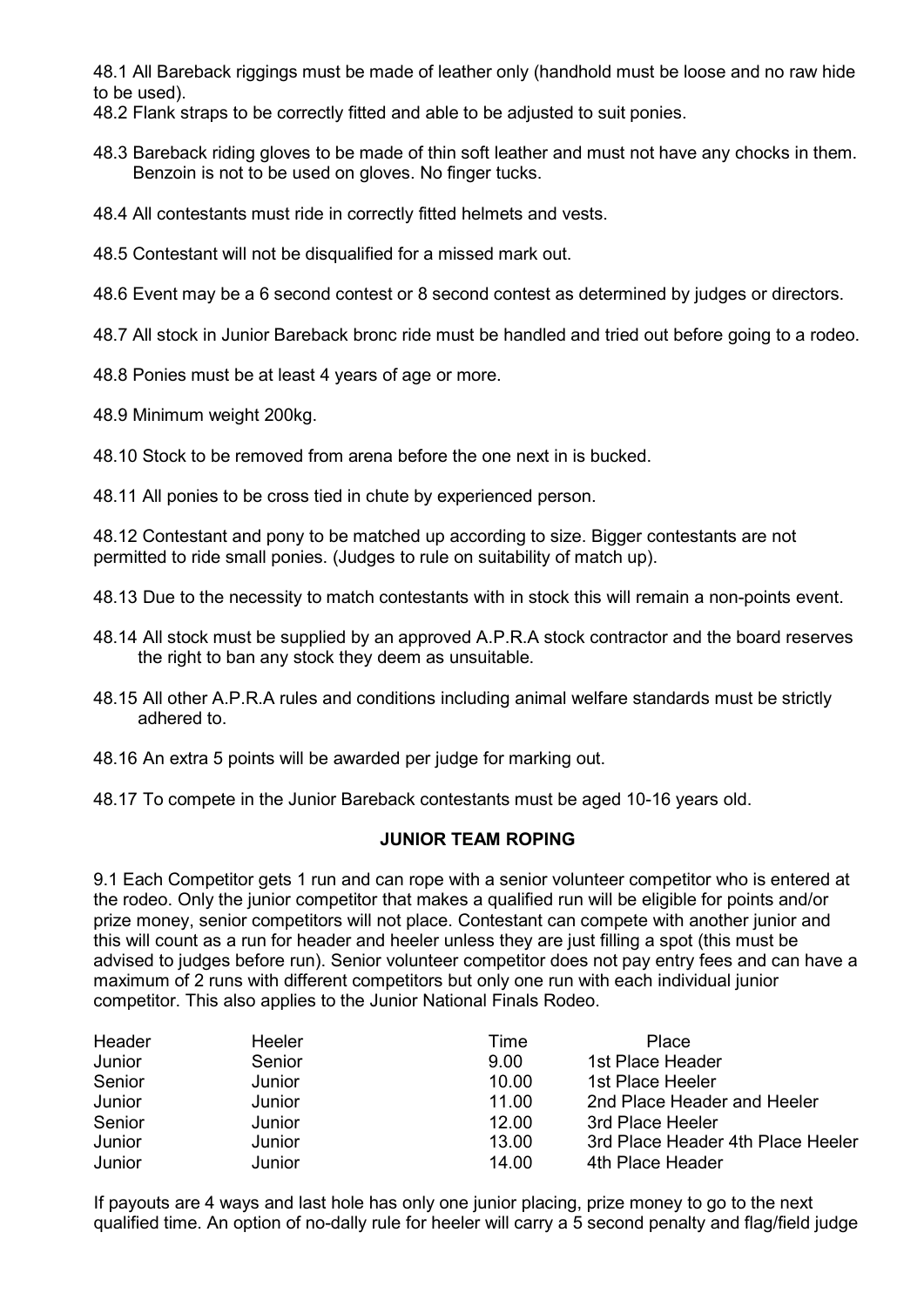48.1 All Bareback riggings must be made of leather only (handhold must be loose and no raw hide to be used).

48.2 Flank straps to be correctly fitted and able to be adjusted to suit ponies.

48.3 Bareback riding gloves to be made of thin soft leather and must not have any chocks in them. Benzoin is not to be used on gloves. No finger tucks.

48.4 All contestants must ride in correctly fitted helmets and vests.

48.5 Contestant will not be disqualified for a missed mark out.

48.6 Event may be a 6 second contest or 8 second contest as determined by judges or directors.

48.7 All stock in Junior Bareback bronc ride must be handled and tried out before going to a rodeo.

48.8 Ponies must be at least 4 years of age or more.

48.9 Minimum weight 200kg.

48.10 Stock to be removed from arena before the one next in is bucked.

48.11 All ponies to be cross tied in chute by experienced person.

48.12 Contestant and pony to be matched up according to size. Bigger contestants are not permitted to ride small ponies. (Judges to rule on suitability of match up).

48.13 Due to the necessity to match contestants with in stock this will remain a non-points event.

48.14 All stock must be supplied by an approved A.P.R.A stock contractor and the board reserves the right to ban any stock they deem as unsuitable.

48.15 All other A.P.R.A rules and conditions including animal welfare standards must be strictly adhered to.

48.16 An extra 5 points will be awarded per judge for marking out.

48.17 To compete in the Junior Bareback contestants must be aged 10-16 years old.

## JUNIOR TEAM ROPING

9.1 Each Competitor gets 1 run and can rope with a senior volunteer competitor who is entered at the rodeo. Only the junior competitor that makes a qualified run will be eligible for points and/or prize money, senior competitors will not place. Contestant can compete with another junior and this will count as a run for header and heeler unless they are just filling a spot (this must be advised to judges before run). Senior volunteer competitor does not pay entry fees and can have a maximum of 2 runs with different competitors but only one run with each individual junior competitor. This also applies to the Junior National Finals Rodeo.

| Header | Heeler | Time | Place |
|---|---|---|---|
| Junior | Senior | 9.00 | 1st Place Header |
| Senior | Junior | 10.00 | 1st Place Heeler |
| Junior | Junior | 11.00 | 2nd Place Header and Heeler |
| Senior | Junior | 12.00 | 3rd Place Heeler |
| Junior | Junior | 13.00 | 3rd Place Header 4th Place Heeler |
| Junior | Junior | 14.00 | 4th Place Header |

If payouts are 4 ways and last hole has only one junior placing, prize money to go to the next qualified time. An option of no-dally rule for heeler will carry a 5 second penalty and flag/field judge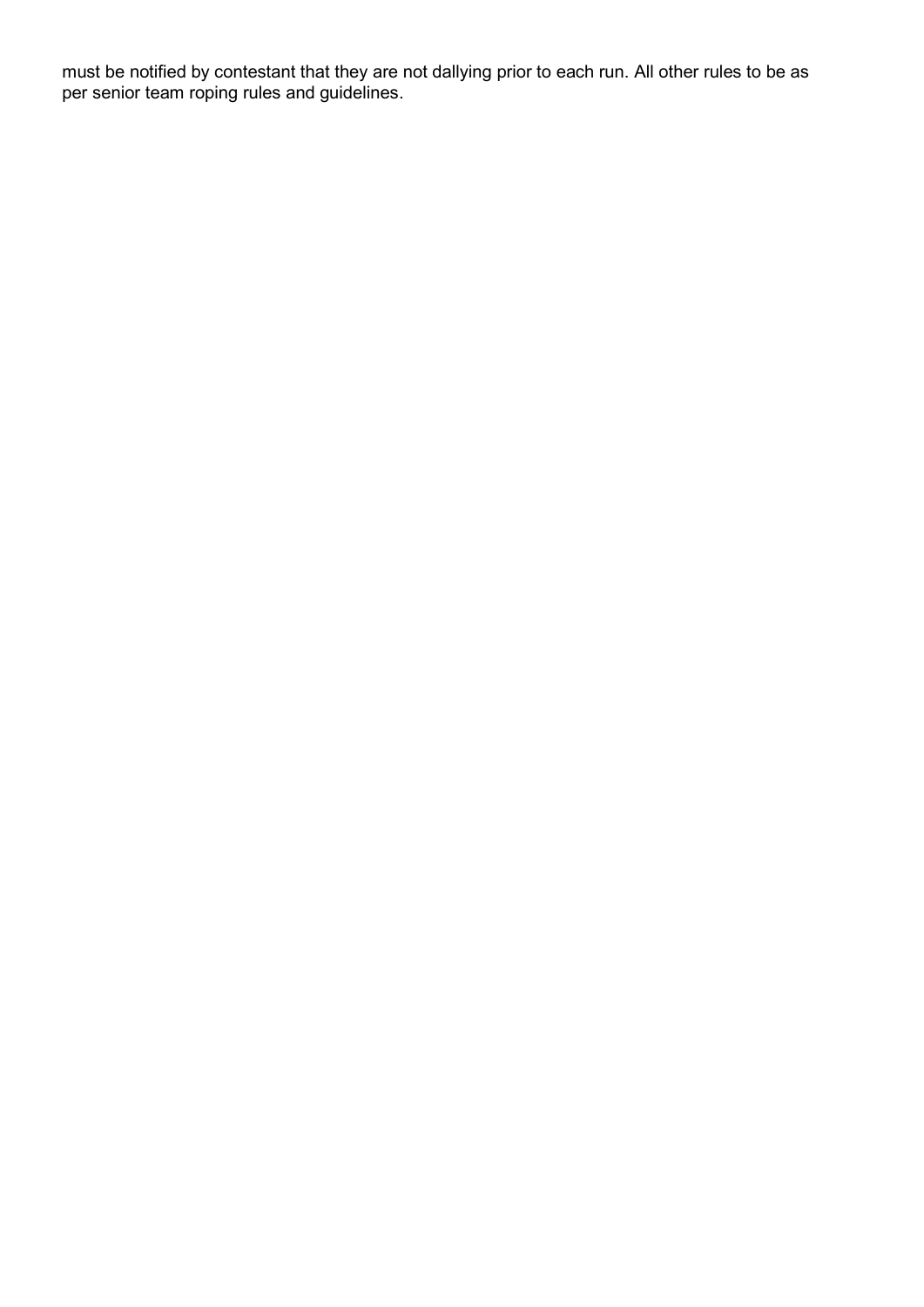must be notified by contestant that they are not dallying prior to each run. All other rules to be as per senior team roping rules and guidelines.